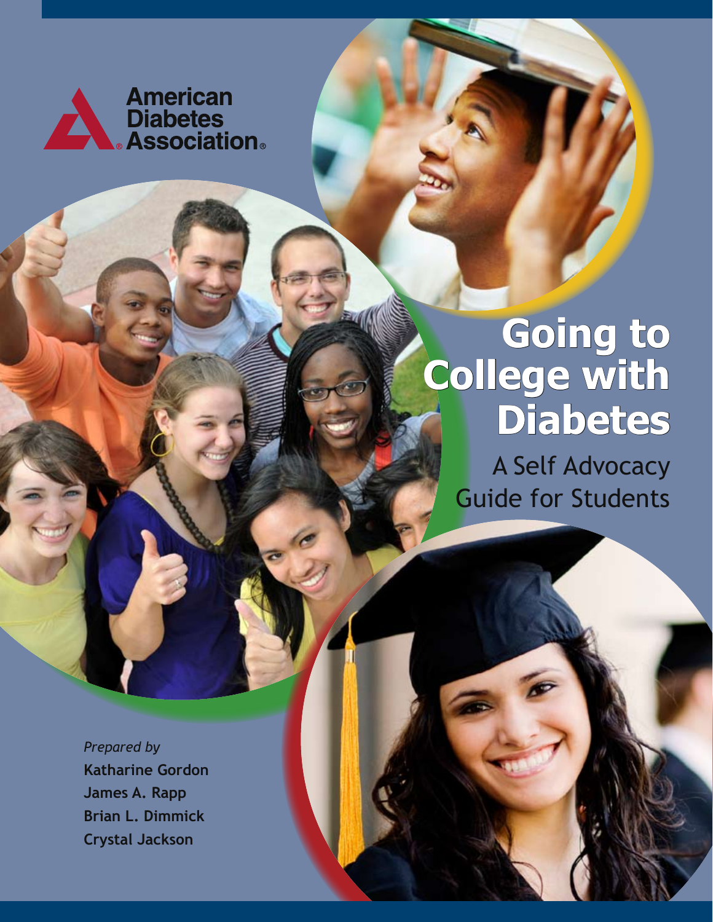American Diabetes Association®

# Going to College with Diabetes

## A Self Advocacy Guide for Students

*Prepared by*

**Katharine Gordon**
**James A. Rapp**
**Brian L. Dimmick**
**Crystal Jackson**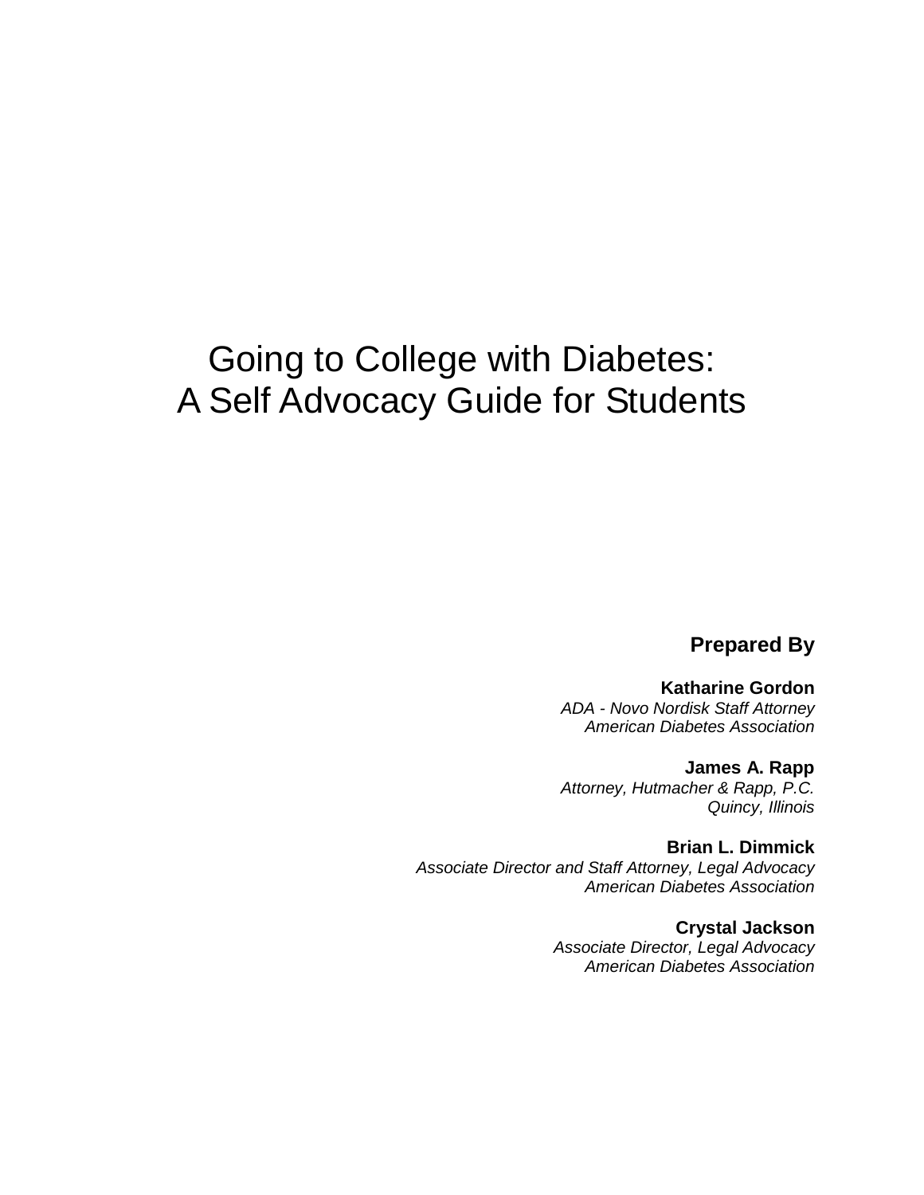# Going to College with Diabetes: A Self Advocacy Guide for Students

**Prepared By**

**Katharine Gordon**
*ADA - Novo Nordisk Staff Attorney*
*American Diabetes Association*

**James A. Rapp**
*Attorney, Hutmacher & Rapp, P.C.*
*Quincy, Illinois*

**Brian L. Dimmick**
*Associate Director and Staff Attorney, Legal Advocacy*
*American Diabetes Association*

**Crystal Jackson**
*Associate Director, Legal Advocacy*
*American Diabetes Association*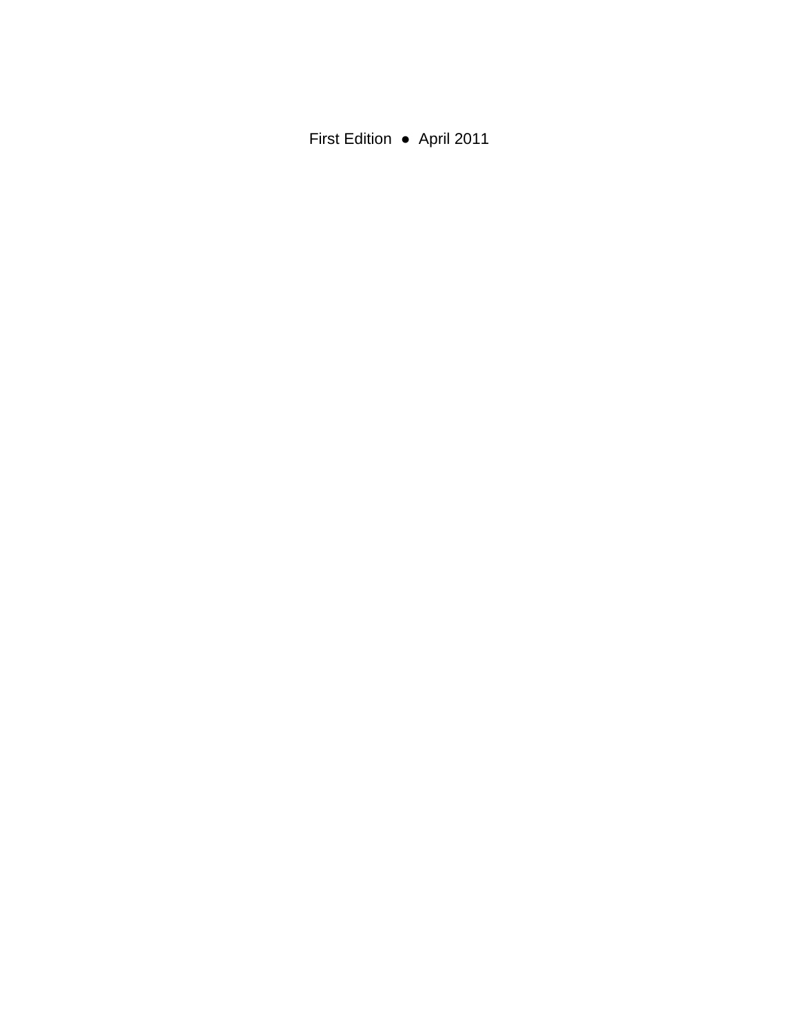First Edition ● April 2011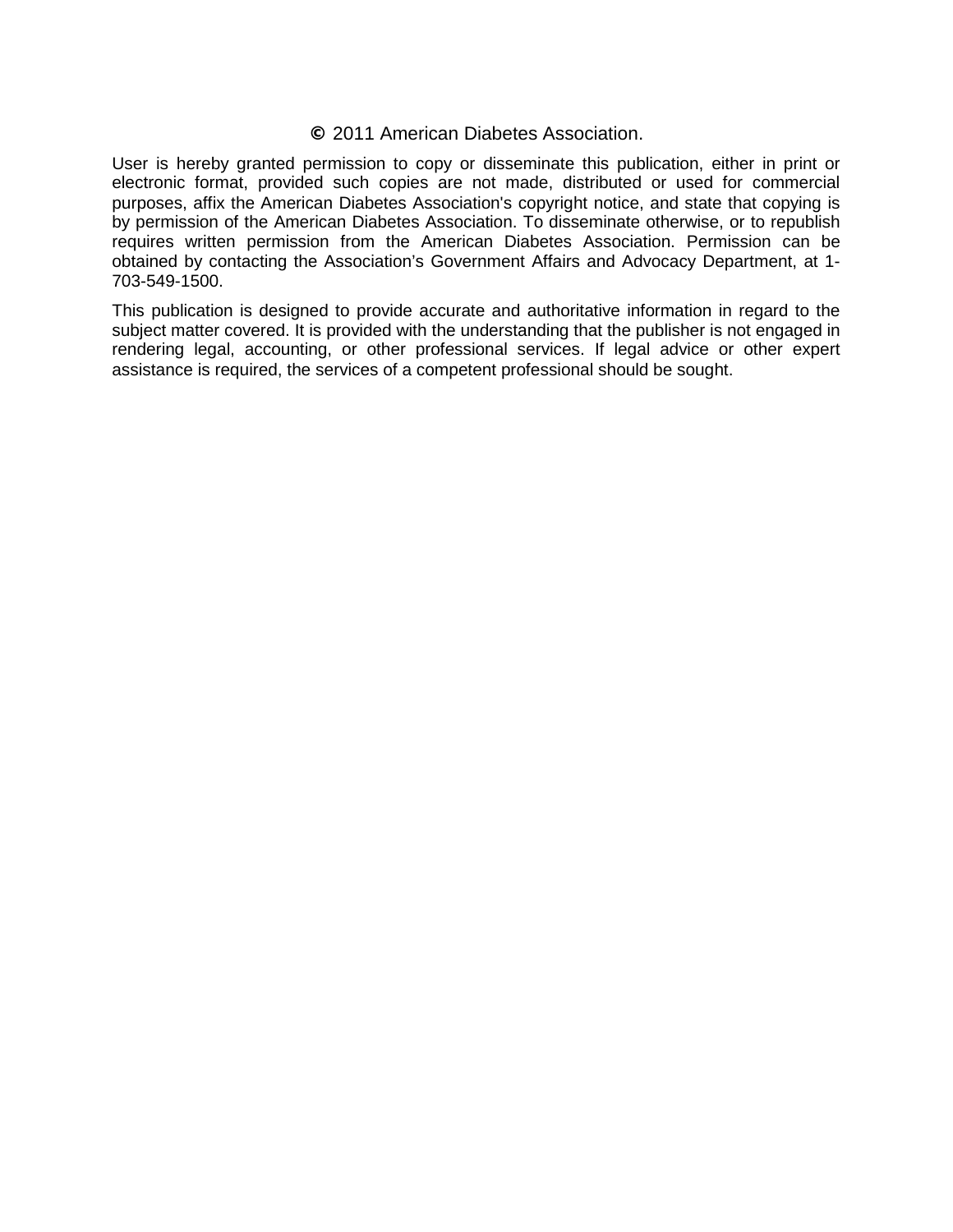© 2011 American Diabetes Association.

User is hereby granted permission to copy or disseminate this publication, either in print or electronic format, provided such copies are not made, distributed or used for commercial purposes, affix the American Diabetes Association's copyright notice, and state that copying is by permission of the American Diabetes Association. To disseminate otherwise, or to republish requires written permission from the American Diabetes Association. Permission can be obtained by contacting the Association's Government Affairs and Advocacy Department, at 1-703-549-1500.

This publication is designed to provide accurate and authoritative information in regard to the subject matter covered. It is provided with the understanding that the publisher is not engaged in rendering legal, accounting, or other professional services. If legal advice or other expert assistance is required, the services of a competent professional should be sought.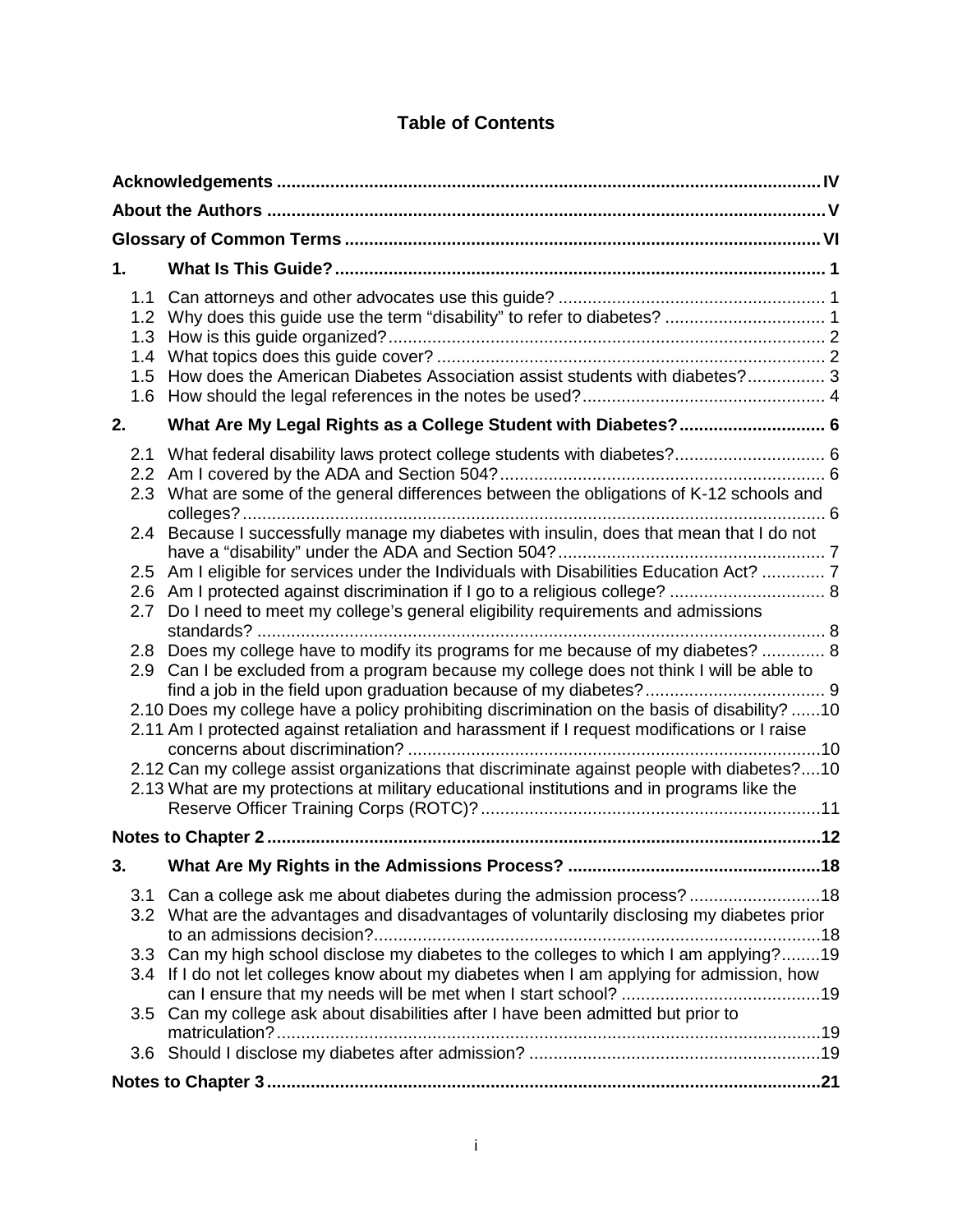# Table of Contents

**Acknowledgements** ..... IV

**About the Authors** ..... V

**Glossary of Common Terms** ..... VI

**1. What Is This Guide?** ..... 1

- 1.1 Can attorneys and other advocates use this guide? ..... 1
- 1.2 Why does this guide use the term “disability” to refer to diabetes? ..... 1
- 1.3 How is this guide organized? ..... 2
- 1.4 What topics does this guide cover? ..... 2
- 1.5 How does the American Diabetes Association assist students with diabetes? ..... 3
- 1.6 How should the legal references in the notes be used? ..... 4

**2. What Are My Legal Rights as a College Student with Diabetes?** ..... 6

- 2.1 What federal disability laws protect college students with diabetes? ..... 6
- 2.2 Am I covered by the ADA and Section 504? ..... 6
- 2.3 What are some of the general differences between the obligations of K-12 schools and colleges? ..... 6
- 2.4 Because I successfully manage my diabetes with insulin, does that mean that I do not have a “disability” under the ADA and Section 504? ..... 7
- 2.5 Am I eligible for services under the Individuals with Disabilities Education Act? ..... 7
- 2.6 Am I protected against discrimination if I go to a religious college? ..... 8
- 2.7 Do I need to meet my college’s general eligibility requirements and admissions standards? ..... 8
- 2.8 Does my college have to modify its programs for me because of my diabetes? ..... 8
- 2.9 Can I be excluded from a program because my college does not think I will be able to find a job in the field upon graduation because of my diabetes? ..... 9
- 2.10 Does my college have a policy prohibiting discrimination on the basis of disability? ..... 10
- 2.11 Am I protected against retaliation and harassment if I request modifications or I raise concerns about discrimination? ..... 10
- 2.12 Can my college assist organizations that discriminate against people with diabetes? ..... 10
- 2.13 What are my protections at military educational institutions and in programs like the Reserve Officer Training Corps (ROTC)? ..... 11

**Notes to Chapter 2** ..... 12

**3. What Are My Rights in the Admissions Process?** ..... 18

- 3.1 Can a college ask me about diabetes during the admission process? ..... 18
- 3.2 What are the advantages and disadvantages of voluntarily disclosing my diabetes prior to an admissions decision? ..... 18
- 3.3 Can my high school disclose my diabetes to the colleges to which I am applying? ..... 19
- 3.4 If I do not let colleges know about my diabetes when I am applying for admission, how can I ensure that my needs will be met when I start school? ..... 19
- 3.5 Can my college ask about disabilities after I have been admitted but prior to matriculation? ..... 19
- 3.6 Should I disclose my diabetes after admission? ..... 19

**Notes to Chapter 3** ..... 21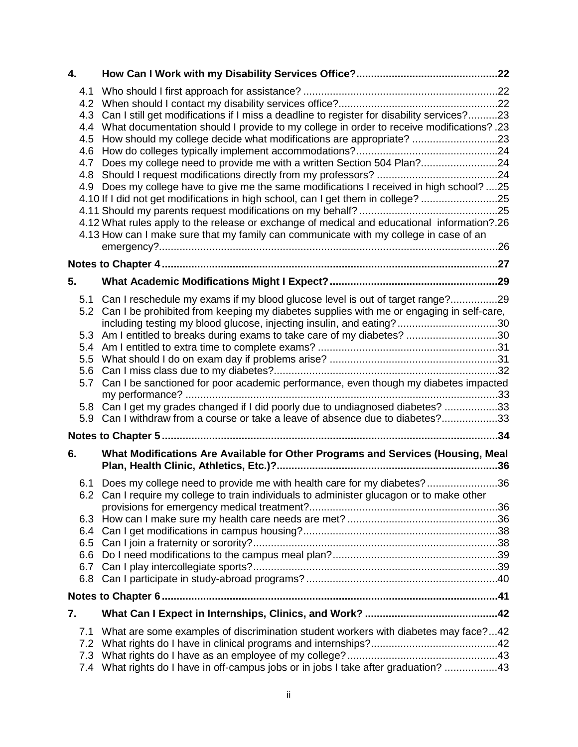**4. How Can I Work with my Disability Services Office? ... 22**

- 4.1 Who should I first approach for assistance? ... 22
- 4.2 When should I contact my disability services office? ... 22
- 4.3 Can I still get modifications if I miss a deadline to register for disability services? ... 23
- 4.4 What documentation should I provide to my college in order to receive modifications? ... 23
- 4.5 How should my college decide what modifications are appropriate? ... 23
- 4.6 How do colleges typically implement accommodations? ... 24
- 4.7 Does my college need to provide me with a written Section 504 Plan? ... 24
- 4.8 Should I request modifications directly from my professors? ... 24
- 4.9 Does my college have to give me the same modifications I received in high school? ... 25
- 4.10 If I did not get modifications in high school, can I get them in college? ... 25
- 4.11 Should my parents request modifications on my behalf? ... 25
- 4.12 What rules apply to the release or exchange of medical and educational information? ... 26
- 4.13 How can I make sure that my family can communicate with my college in case of an emergency? ... 26

**Notes to Chapter 4 ... 27**

**5. What Academic Modifications Might I Expect? ... 29**

- 5.1 Can I reschedule my exams if my blood glucose level is out of target range? ... 29
- 5.2 Can I be prohibited from keeping my diabetes supplies with me or engaging in self-care, including testing my blood glucose, injecting insulin, and eating? ... 30
- 5.3 Am I entitled to breaks during exams to take care of my diabetes? ... 30
- 5.4 Am I entitled to extra time to complete exams? ... 31
- 5.5 What should I do on exam day if problems arise? ... 31
- 5.6 Can I miss class due to my diabetes? ... 32
- 5.7 Can I be sanctioned for poor academic performance, even though my diabetes impacted my performance? ... 33
- 5.8 Can I get my grades changed if I did poorly due to undiagnosed diabetes? ... 33
- 5.9 Can I withdraw from a course or take a leave of absence due to diabetes? ... 33

**Notes to Chapter 5 ... 34**

**6. What Modifications Are Available for Other Programs and Services (Housing, Meal Plan, Health Clinic, Athletics, Etc.)? ... 36**

- 6.1 Does my college need to provide me with health care for my diabetes? ... 36
- 6.2 Can I require my college to train individuals to administer glucagon or to make other provisions for emergency medical treatment? ... 36
- 6.3 How can I make sure my health care needs are met? ... 36
- 6.4 Can I get modifications in campus housing? ... 38
- 6.5 Can I join a fraternity or sorority? ... 38
- 6.6 Do I need modifications to the campus meal plan? ... 39
- 6.7 Can I play intercollegiate sports? ... 39
- 6.8 Can I participate in study-abroad programs? ... 40

**Notes to Chapter 6 ... 41**

**7. What Can I Expect in Internships, Clinics, and Work? ... 42**

- 7.1 What are some examples of discrimination student workers with diabetes may face? ... 42
- 7.2 What rights do I have in clinical programs and internships? ... 42
- 7.3 What rights do I have as an employee of my college? ... 43
- 7.4 What rights do I have in off-campus jobs or in jobs I take after graduation? ... 43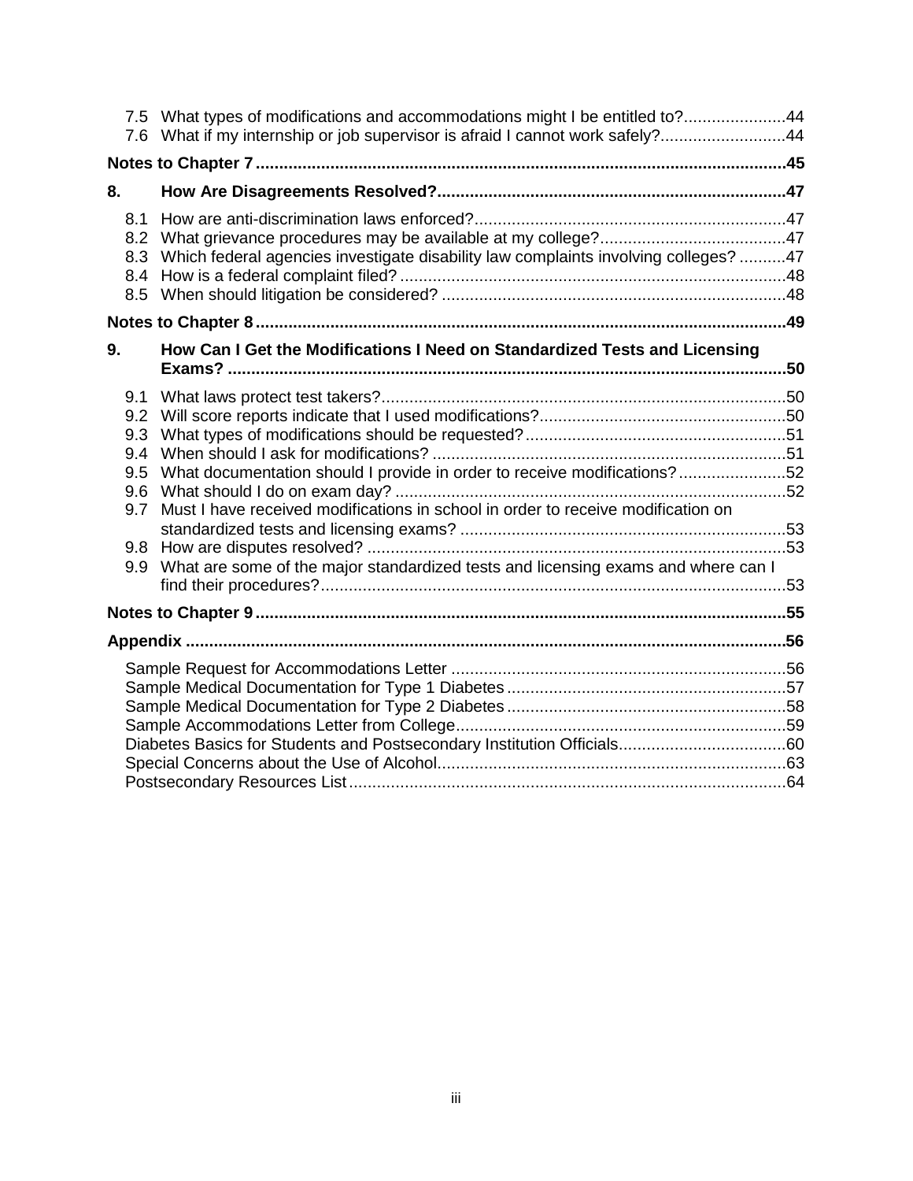- 7.5 What types of modifications and accommodations might I be entitled to? ..... 44
- 7.6 What if my internship or job supervisor is afraid I cannot work safely? ..... 44

**Notes to Chapter 7** ..... 45

**8. How Are Disagreements Resolved?** ..... 47

- 8.1 How are anti-discrimination laws enforced? ..... 47
- 8.2 What grievance procedures may be available at my college? ..... 47
- 8.3 Which federal agencies investigate disability law complaints involving colleges? ..... 47
- 8.4 How is a federal complaint filed? ..... 48
- 8.5 When should litigation be considered? ..... 48

**Notes to Chapter 8** ..... 49

**9. How Can I Get the Modifications I Need on Standardized Tests and Licensing Exams?** ..... 50

- 9.1 What laws protect test takers? ..... 50
- 9.2 Will score reports indicate that I used modifications? ..... 50
- 9.3 What types of modifications should be requested? ..... 51
- 9.4 When should I ask for modifications? ..... 51
- 9.5 What documentation should I provide in order to receive modifications? ..... 52
- 9.6 What should I do on exam day? ..... 52
- 9.7 Must I have received modifications in school in order to receive modification on standardized tests and licensing exams? ..... 53
- 9.8 How are disputes resolved? ..... 53
- 9.9 What are some of the major standardized tests and licensing exams and where can I find their procedures? ..... 53

**Notes to Chapter 9** ..... 55

**Appendix** ..... 56

- Sample Request for Accommodations Letter ..... 56
- Sample Medical Documentation for Type 1 Diabetes ..... 57
- Sample Medical Documentation for Type 2 Diabetes ..... 58
- Sample Accommodations Letter from College ..... 59
- Diabetes Basics for Students and Postsecondary Institution Officials ..... 60
- Special Concerns about the Use of Alcohol ..... 63
- Postsecondary Resources List ..... 64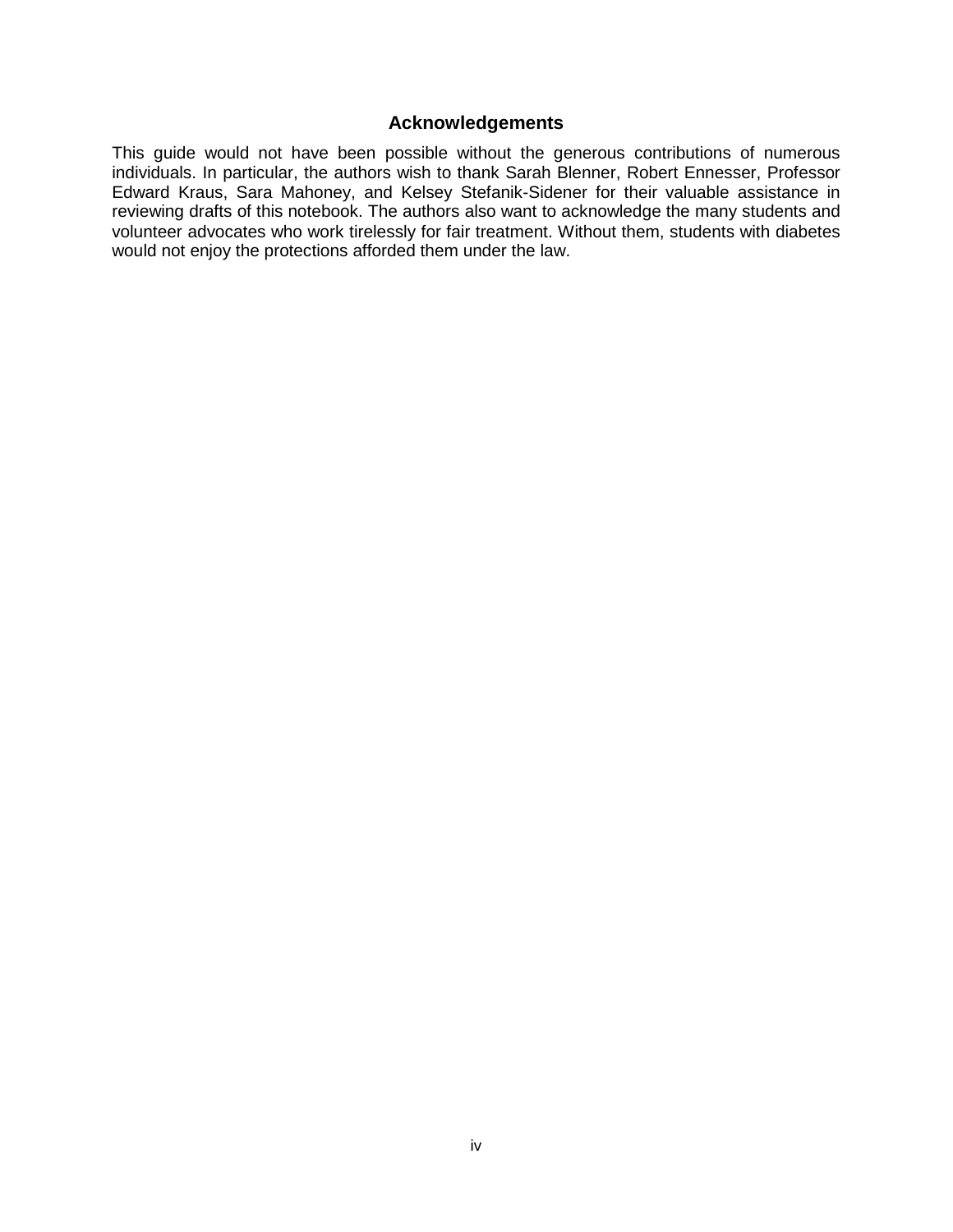## Acknowledgements

This guide would not have been possible without the generous contributions of numerous individuals. In particular, the authors wish to thank Sarah Blenner, Robert Ennesser, Professor Edward Kraus, Sara Mahoney, and Kelsey Stefanik-Sidener for their valuable assistance in reviewing drafts of this notebook. The authors also want to acknowledge the many students and volunteer advocates who work tirelessly for fair treatment. Without them, students with diabetes would not enjoy the protections afforded them under the law.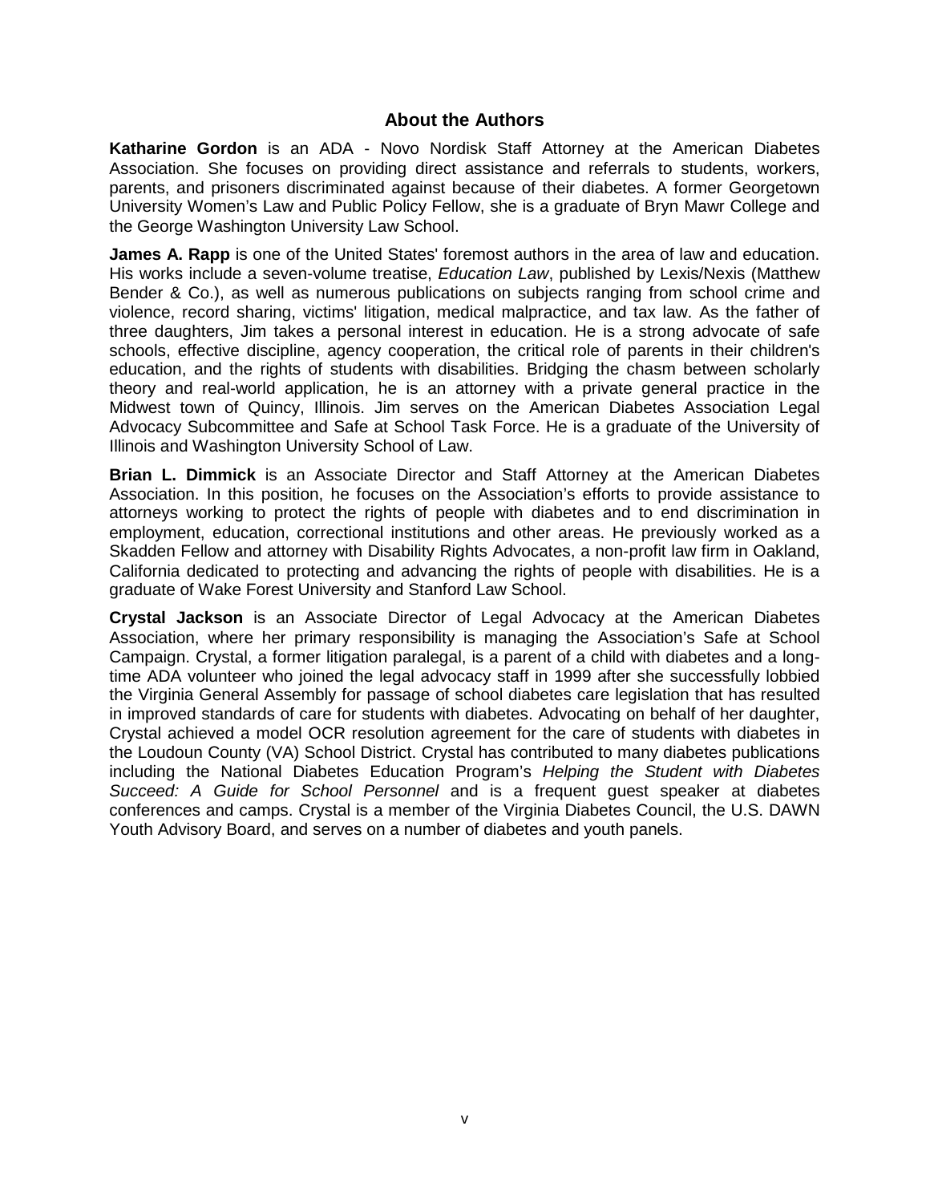## About the Authors

**Katharine Gordon** is an ADA - Novo Nordisk Staff Attorney at the American Diabetes Association. She focuses on providing direct assistance and referrals to students, workers, parents, and prisoners discriminated against because of their diabetes. A former Georgetown University Women's Law and Public Policy Fellow, she is a graduate of Bryn Mawr College and the George Washington University Law School.

**James A. Rapp** is one of the United States' foremost authors in the area of law and education. His works include a seven-volume treatise, *Education Law*, published by Lexis/Nexis (Matthew Bender & Co.), as well as numerous publications on subjects ranging from school crime and violence, record sharing, victims' litigation, medical malpractice, and tax law. As the father of three daughters, Jim takes a personal interest in education. He is a strong advocate of safe schools, effective discipline, agency cooperation, the critical role of parents in their children's education, and the rights of students with disabilities. Bridging the chasm between scholarly theory and real-world application, he is an attorney with a private general practice in the Midwest town of Quincy, Illinois. Jim serves on the American Diabetes Association Legal Advocacy Subcommittee and Safe at School Task Force. He is a graduate of the University of Illinois and Washington University School of Law.

**Brian L. Dimmick** is an Associate Director and Staff Attorney at the American Diabetes Association. In this position, he focuses on the Association's efforts to provide assistance to attorneys working to protect the rights of people with diabetes and to end discrimination in employment, education, correctional institutions and other areas. He previously worked as a Skadden Fellow and attorney with Disability Rights Advocates, a non-profit law firm in Oakland, California dedicated to protecting and advancing the rights of people with disabilities. He is a graduate of Wake Forest University and Stanford Law School.

**Crystal Jackson** is an Associate Director of Legal Advocacy at the American Diabetes Association, where her primary responsibility is managing the Association's Safe at School Campaign. Crystal, a former litigation paralegal, is a parent of a child with diabetes and a long-time ADA volunteer who joined the legal advocacy staff in 1999 after she successfully lobbied the Virginia General Assembly for passage of school diabetes care legislation that has resulted in improved standards of care for students with diabetes. Advocating on behalf of her daughter, Crystal achieved a model OCR resolution agreement for the care of students with diabetes in the Loudoun County (VA) School District. Crystal has contributed to many diabetes publications including the National Diabetes Education Program's *Helping the Student with Diabetes Succeed: A Guide for School Personnel* and is a frequent guest speaker at diabetes conferences and camps. Crystal is a member of the Virginia Diabetes Council, the U.S. DAWN Youth Advisory Board, and serves on a number of diabetes and youth panels.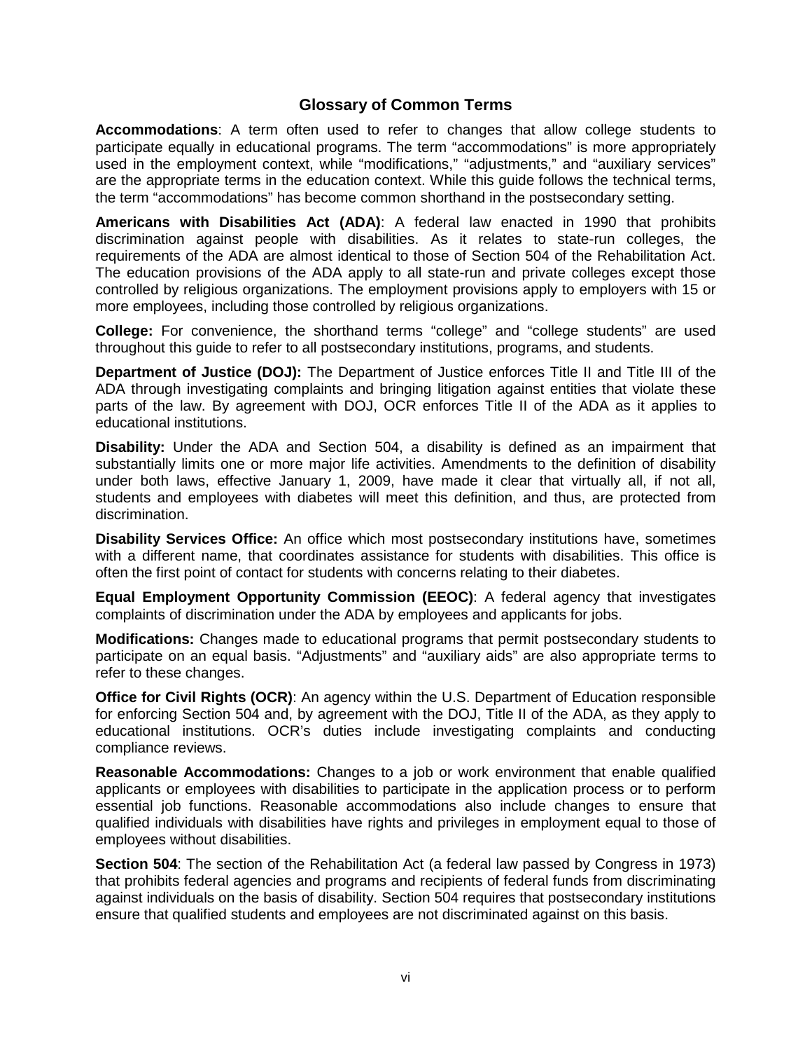## Glossary of Common Terms

**Accommodations**: A term often used to refer to changes that allow college students to participate equally in educational programs. The term "accommodations" is more appropriately used in the employment context, while "modifications," "adjustments," and "auxiliary services" are the appropriate terms in the education context. While this guide follows the technical terms, the term "accommodations" has become common shorthand in the postsecondary setting.

**Americans with Disabilities Act (ADA)**: A federal law enacted in 1990 that prohibits discrimination against people with disabilities. As it relates to state-run colleges, the requirements of the ADA are almost identical to those of Section 504 of the Rehabilitation Act. The education provisions of the ADA apply to all state-run and private colleges except those controlled by religious organizations. The employment provisions apply to employers with 15 or more employees, including those controlled by religious organizations.

**College:** For convenience, the shorthand terms "college" and "college students" are used throughout this guide to refer to all postsecondary institutions, programs, and students.

**Department of Justice (DOJ):** The Department of Justice enforces Title II and Title III of the ADA through investigating complaints and bringing litigation against entities that violate these parts of the law. By agreement with DOJ, OCR enforces Title II of the ADA as it applies to educational institutions.

**Disability:** Under the ADA and Section 504, a disability is defined as an impairment that substantially limits one or more major life activities. Amendments to the definition of disability under both laws, effective January 1, 2009, have made it clear that virtually all, if not all, students and employees with diabetes will meet this definition, and thus, are protected from discrimination.

**Disability Services Office:** An office which most postsecondary institutions have, sometimes with a different name, that coordinates assistance for students with disabilities. This office is often the first point of contact for students with concerns relating to their diabetes.

**Equal Employment Opportunity Commission (EEOC)**: A federal agency that investigates complaints of discrimination under the ADA by employees and applicants for jobs.

**Modifications:** Changes made to educational programs that permit postsecondary students to participate on an equal basis. "Adjustments" and "auxiliary aids" are also appropriate terms to refer to these changes.

**Office for Civil Rights (OCR)**: An agency within the U.S. Department of Education responsible for enforcing Section 504 and, by agreement with the DOJ, Title II of the ADA, as they apply to educational institutions. OCR's duties include investigating complaints and conducting compliance reviews.

**Reasonable Accommodations:** Changes to a job or work environment that enable qualified applicants or employees with disabilities to participate in the application process or to perform essential job functions. Reasonable accommodations also include changes to ensure that qualified individuals with disabilities have rights and privileges in employment equal to those of employees without disabilities.

**Section 504**: The section of the Rehabilitation Act (a federal law passed by Congress in 1973) that prohibits federal agencies and programs and recipients of federal funds from discriminating against individuals on the basis of disability. Section 504 requires that postsecondary institutions ensure that qualified students and employees are not discriminated against on this basis.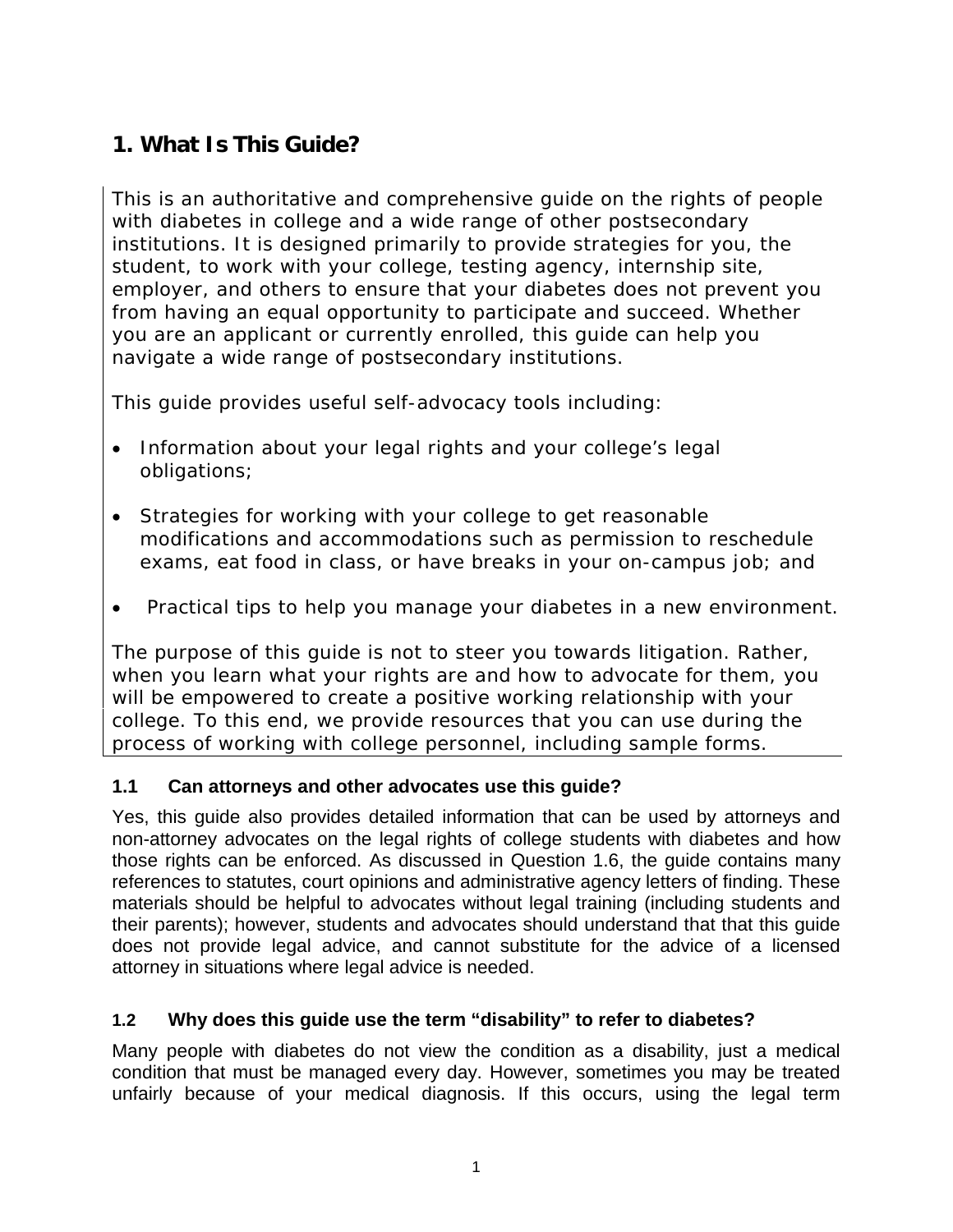# 1. What Is This Guide?

This is an authoritative and comprehensive guide on the rights of people with diabetes in college and a wide range of other postsecondary institutions. It is designed primarily to provide strategies for you, the student, to work with your college, testing agency, internship site, employer, and others to ensure that your diabetes does not prevent you from having an equal opportunity to participate and succeed. Whether you are an applicant or currently enrolled, this guide can help you navigate a wide range of postsecondary institutions.

This guide provides useful self-advocacy tools including:

- Information about your legal rights and your college's legal obligations;
- Strategies for working with your college to get reasonable modifications and accommodations such as permission to reschedule exams, eat food in class, or have breaks in your on-campus job; and
- Practical tips to help you manage your diabetes in a new environment.

The purpose of this guide is not to steer you towards litigation. Rather, when you learn what your rights are and how to advocate for them, you will be empowered to create a positive working relationship with your college. To this end, we provide resources that you can use during the process of working with college personnel, including sample forms.

### 1.1 Can attorneys and other advocates use this guide?

Yes, this guide also provides detailed information that can be used by attorneys and non-attorney advocates on the legal rights of college students with diabetes and how those rights can be enforced. As discussed in Question 1.6, the guide contains many references to statutes, court opinions and administrative agency letters of finding. These materials should be helpful to advocates without legal training (including students and their parents); however, students and advocates should understand that that this guide does not provide legal advice, and cannot substitute for the advice of a licensed attorney in situations where legal advice is needed.

### 1.2 Why does this guide use the term "disability" to refer to diabetes?

Many people with diabetes do not view the condition as a disability, just a medical condition that must be managed every day. However, sometimes you may be treated unfairly because of your medical diagnosis. If this occurs, using the legal term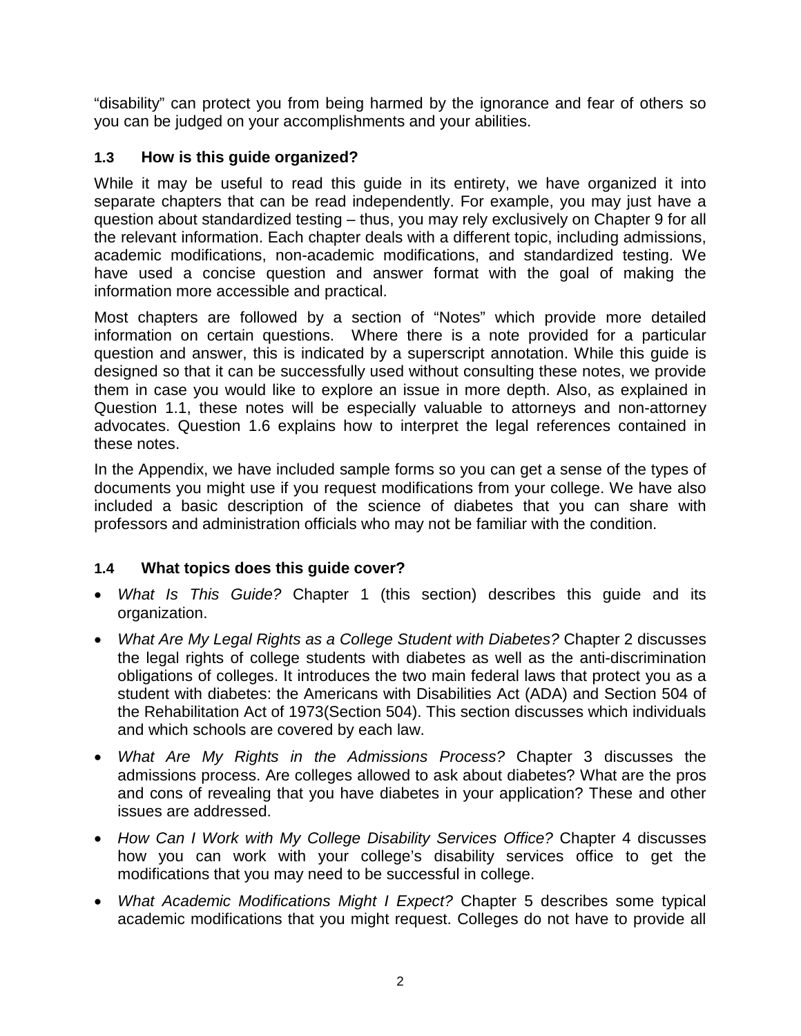"disability" can protect you from being harmed by the ignorance and fear of others so you can be judged on your accomplishments and your abilities.

### 1.3 How is this guide organized?

While it may be useful to read this guide in its entirety, we have organized it into separate chapters that can be read independently. For example, you may just have a question about standardized testing – thus, you may rely exclusively on Chapter 9 for all the relevant information. Each chapter deals with a different topic, including admissions, academic modifications, non-academic modifications, and standardized testing. We have used a concise question and answer format with the goal of making the information more accessible and practical.

Most chapters are followed by a section of "Notes" which provide more detailed information on certain questions. Where there is a note provided for a particular question and answer, this is indicated by a superscript annotation. While this guide is designed so that it can be successfully used without consulting these notes, we provide them in case you would like to explore an issue in more depth. Also, as explained in Question 1.1, these notes will be especially valuable to attorneys and non-attorney advocates. Question 1.6 explains how to interpret the legal references contained in these notes.

In the Appendix, we have included sample forms so you can get a sense of the types of documents you might use if you request modifications from your college. We have also included a basic description of the science of diabetes that you can share with professors and administration officials who may not be familiar with the condition.

### 1.4 What topics does this guide cover?

- *What Is This Guide?* Chapter 1 (this section) describes this guide and its organization.
- *What Are My Legal Rights as a College Student with Diabetes?* Chapter 2 discusses the legal rights of college students with diabetes as well as the anti-discrimination obligations of colleges. It introduces the two main federal laws that protect you as a student with diabetes: the Americans with Disabilities Act (ADA) and Section 504 of the Rehabilitation Act of 1973(Section 504). This section discusses which individuals and which schools are covered by each law.
- *What Are My Rights in the Admissions Process?* Chapter 3 discusses the admissions process. Are colleges allowed to ask about diabetes? What are the pros and cons of revealing that you have diabetes in your application? These and other issues are addressed.
- *How Can I Work with My College Disability Services Office?* Chapter 4 discusses how you can work with your college's disability services office to get the modifications that you may need to be successful in college.
- *What Academic Modifications Might I Expect?* Chapter 5 describes some typical academic modifications that you might request. Colleges do not have to provide all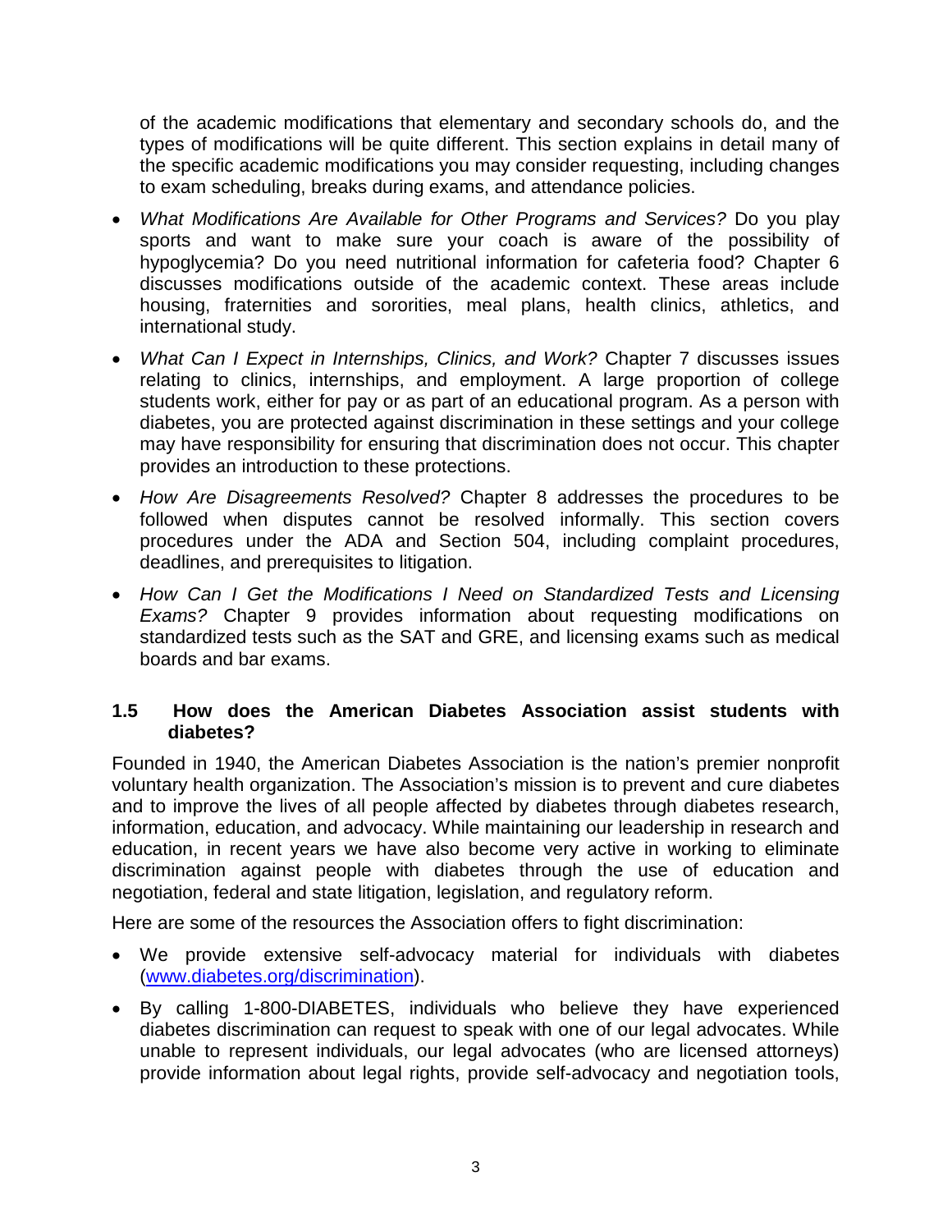of the academic modifications that elementary and secondary schools do, and the types of modifications will be quite different. This section explains in detail many of the specific academic modifications you may consider requesting, including changes to exam scheduling, breaks during exams, and attendance policies.

- *What Modifications Are Available for Other Programs and Services?* Do you play sports and want to make sure your coach is aware of the possibility of hypoglycemia? Do you need nutritional information for cafeteria food? Chapter 6 discusses modifications outside of the academic context. These areas include housing, fraternities and sororities, meal plans, health clinics, athletics, and international study.
- *What Can I Expect in Internships, Clinics, and Work?* Chapter 7 discusses issues relating to clinics, internships, and employment. A large proportion of college students work, either for pay or as part of an educational program. As a person with diabetes, you are protected against discrimination in these settings and your college may have responsibility for ensuring that discrimination does not occur. This chapter provides an introduction to these protections.
- *How Are Disagreements Resolved?* Chapter 8 addresses the procedures to be followed when disputes cannot be resolved informally. This section covers procedures under the ADA and Section 504, including complaint procedures, deadlines, and prerequisites to litigation.
- *How Can I Get the Modifications I Need on Standardized Tests and Licensing Exams?* Chapter 9 provides information about requesting modifications on standardized tests such as the SAT and GRE, and licensing exams such as medical boards and bar exams.

### 1.5 How does the American Diabetes Association assist students with diabetes?

Founded in 1940, the American Diabetes Association is the nation's premier nonprofit voluntary health organization. The Association's mission is to prevent and cure diabetes and to improve the lives of all people affected by diabetes through diabetes research, information, education, and advocacy. While maintaining our leadership in research and education, in recent years we have also become very active in working to eliminate discrimination against people with diabetes through the use of education and negotiation, federal and state litigation, legislation, and regulatory reform.

Here are some of the resources the Association offers to fight discrimination:

- We provide extensive self-advocacy material for individuals with diabetes (www.diabetes.org/discrimination).
- By calling 1-800-DIABETES, individuals who believe they have experienced diabetes discrimination can request to speak with one of our legal advocates. While unable to represent individuals, our legal advocates (who are licensed attorneys) provide information about legal rights, provide self-advocacy and negotiation tools,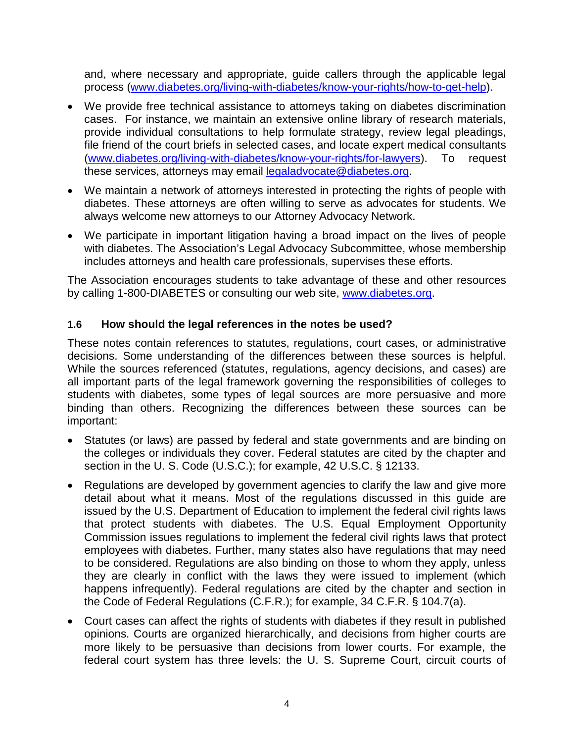and, where necessary and appropriate, guide callers through the applicable legal process (www.diabetes.org/living-with-diabetes/know-your-rights/how-to-get-help).

- We provide free technical assistance to attorneys taking on diabetes discrimination cases. For instance, we maintain an extensive online library of research materials, provide individual consultations to help formulate strategy, review legal pleadings, file friend of the court briefs in selected cases, and locate expert medical consultants (www.diabetes.org/living-with-diabetes/know-your-rights/for-lawyers). To request these services, attorneys may email legaladvocate@diabetes.org.
- We maintain a network of attorneys interested in protecting the rights of people with diabetes. These attorneys are often willing to serve as advocates for students. We always welcome new attorneys to our Attorney Advocacy Network.
- We participate in important litigation having a broad impact on the lives of people with diabetes. The Association's Legal Advocacy Subcommittee, whose membership includes attorneys and health care professionals, supervises these efforts.

The Association encourages students to take advantage of these and other resources by calling 1-800-DIABETES or consulting our web site, www.diabetes.org.

### 1.6 How should the legal references in the notes be used?

These notes contain references to statutes, regulations, court cases, or administrative decisions. Some understanding of the differences between these sources is helpful. While the sources referenced (statutes, regulations, agency decisions, and cases) are all important parts of the legal framework governing the responsibilities of colleges to students with diabetes, some types of legal sources are more persuasive and more binding than others. Recognizing the differences between these sources can be important:

- Statutes (or laws) are passed by federal and state governments and are binding on the colleges or individuals they cover. Federal statutes are cited by the chapter and section in the U. S. Code (U.S.C.); for example, 42 U.S.C. § 12133.
- Regulations are developed by government agencies to clarify the law and give more detail about what it means. Most of the regulations discussed in this guide are issued by the U.S. Department of Education to implement the federal civil rights laws that protect students with diabetes. The U.S. Equal Employment Opportunity Commission issues regulations to implement the federal civil rights laws that protect employees with diabetes. Further, many states also have regulations that may need to be considered. Regulations are also binding on those to whom they apply, unless they are clearly in conflict with the laws they were issued to implement (which happens infrequently). Federal regulations are cited by the chapter and section in the Code of Federal Regulations (C.F.R.); for example, 34 C.F.R. § 104.7(a).
- Court cases can affect the rights of students with diabetes if they result in published opinions. Courts are organized hierarchically, and decisions from higher courts are more likely to be persuasive than decisions from lower courts. For example, the federal court system has three levels: the U. S. Supreme Court, circuit courts of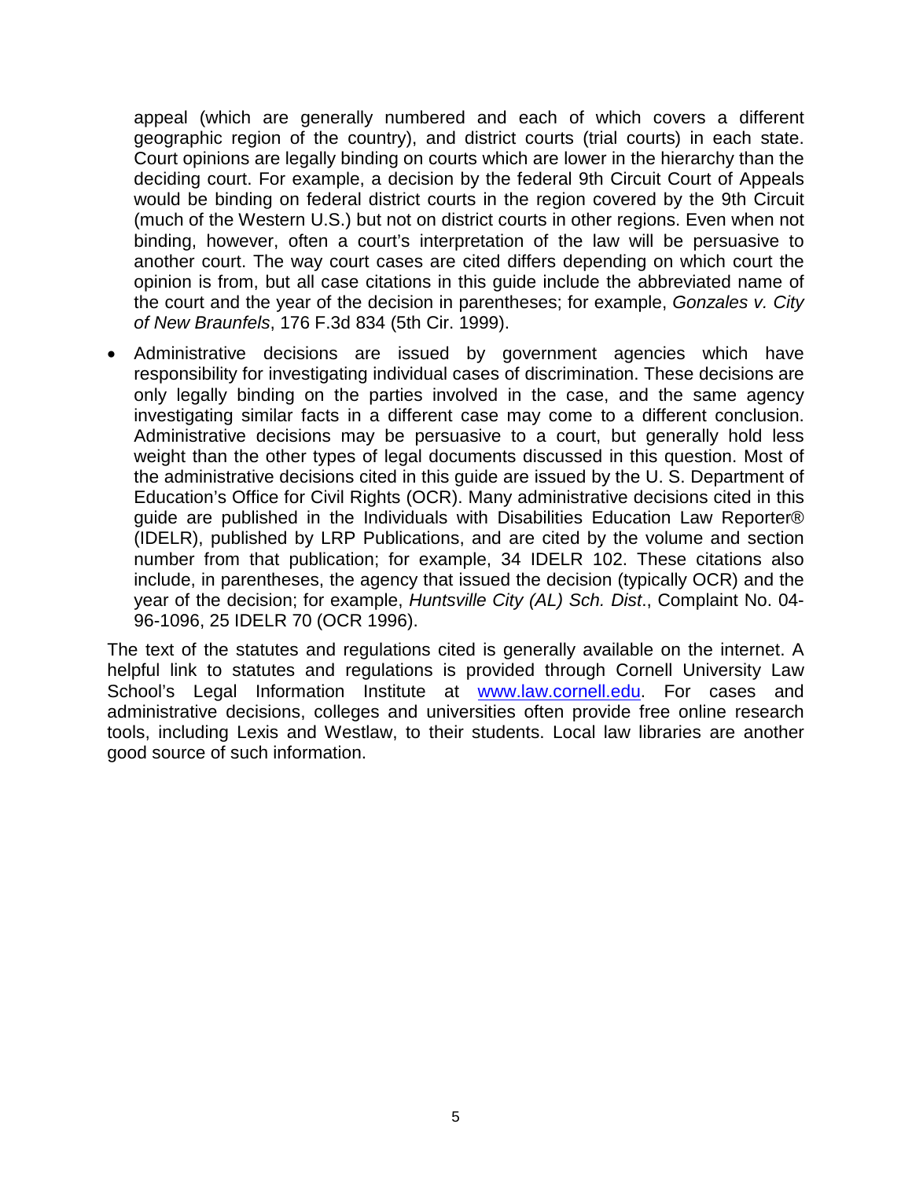appeal (which are generally numbered and each of which covers a different geographic region of the country), and district courts (trial courts) in each state. Court opinions are legally binding on courts which are lower in the hierarchy than the deciding court. For example, a decision by the federal 9th Circuit Court of Appeals would be binding on federal district courts in the region covered by the 9th Circuit (much of the Western U.S.) but not on district courts in other regions. Even when not binding, however, often a court's interpretation of the law will be persuasive to another court. The way court cases are cited differs depending on which court the opinion is from, but all case citations in this guide include the abbreviated name of the court and the year of the decision in parentheses; for example, *Gonzales v. City of New Braunfels*, 176 F.3d 834 (5th Cir. 1999).

- Administrative decisions are issued by government agencies which have responsibility for investigating individual cases of discrimination. These decisions are only legally binding on the parties involved in the case, and the same agency investigating similar facts in a different case may come to a different conclusion. Administrative decisions may be persuasive to a court, but generally hold less weight than the other types of legal documents discussed in this question. Most of the administrative decisions cited in this guide are issued by the U. S. Department of Education's Office for Civil Rights (OCR). Many administrative decisions cited in this guide are published in the Individuals with Disabilities Education Law Reporter® (IDELR), published by LRP Publications, and are cited by the volume and section number from that publication; for example, 34 IDELR 102. These citations also include, in parentheses, the agency that issued the decision (typically OCR) and the year of the decision; for example, *Huntsville City (AL) Sch. Dist*., Complaint No. 04-96-1096, 25 IDELR 70 (OCR 1996).

The text of the statutes and regulations cited is generally available on the internet. A helpful link to statutes and regulations is provided through Cornell University Law School's Legal Information Institute at [www.law.cornell.edu](http://www.law.cornell.edu). For cases and administrative decisions, colleges and universities often provide free online research tools, including Lexis and Westlaw, to their students. Local law libraries are another good source of such information.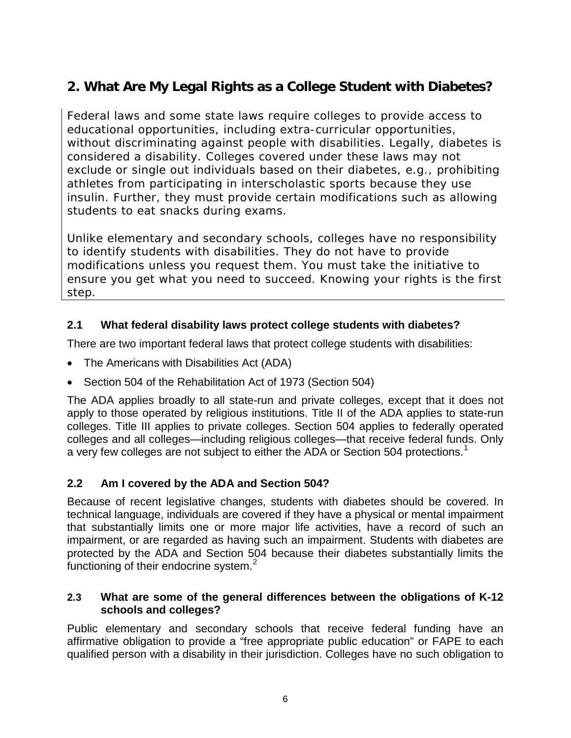## 2. What Are My Legal Rights as a College Student with Diabetes?

Federal laws and some state laws require colleges to provide access to educational opportunities, including extra-curricular opportunities, without discriminating against people with disabilities. Legally, diabetes is considered a disability. Colleges covered under these laws may not exclude or single out individuals based on their diabetes, e.g., prohibiting athletes from participating in interscholastic sports because they use insulin. Further, they must provide certain modifications such as allowing students to eat snacks during exams.

Unlike elementary and secondary schools, colleges have no responsibility to identify students with disabilities. They do not have to provide modifications unless you request them. You must take the initiative to ensure you get what you need to succeed. Knowing your rights is the first step.

### 2.1 What federal disability laws protect college students with diabetes?

There are two important federal laws that protect college students with disabilities:

- The Americans with Disabilities Act (ADA)
- Section 504 of the Rehabilitation Act of 1973 (Section 504)

The ADA applies broadly to all state-run and private colleges, except that it does not apply to those operated by religious institutions. Title II of the ADA applies to state-run colleges. Title III applies to private colleges. Section 504 applies to federally operated colleges and all colleges—including religious colleges—that receive federal funds. Only a very few colleges are not subject to either the ADA or Section 504 protections.[1]

### 2.2 Am I covered by the ADA and Section 504?

Because of recent legislative changes, students with diabetes should be covered. In technical language, individuals are covered if they have a physical or mental impairment that substantially limits one or more major life activities, have a record of such an impairment, or are regarded as having such an impairment. Students with diabetes are protected by the ADA and Section 504 because their diabetes substantially limits the functioning of their endocrine system.[2]

### 2.3 What are some of the general differences between the obligations of K-12 schools and colleges?

Public elementary and secondary schools that receive federal funding have an affirmative obligation to provide a "free appropriate public education" or FAPE to each qualified person with a disability in their jurisdiction. Colleges have no such obligation to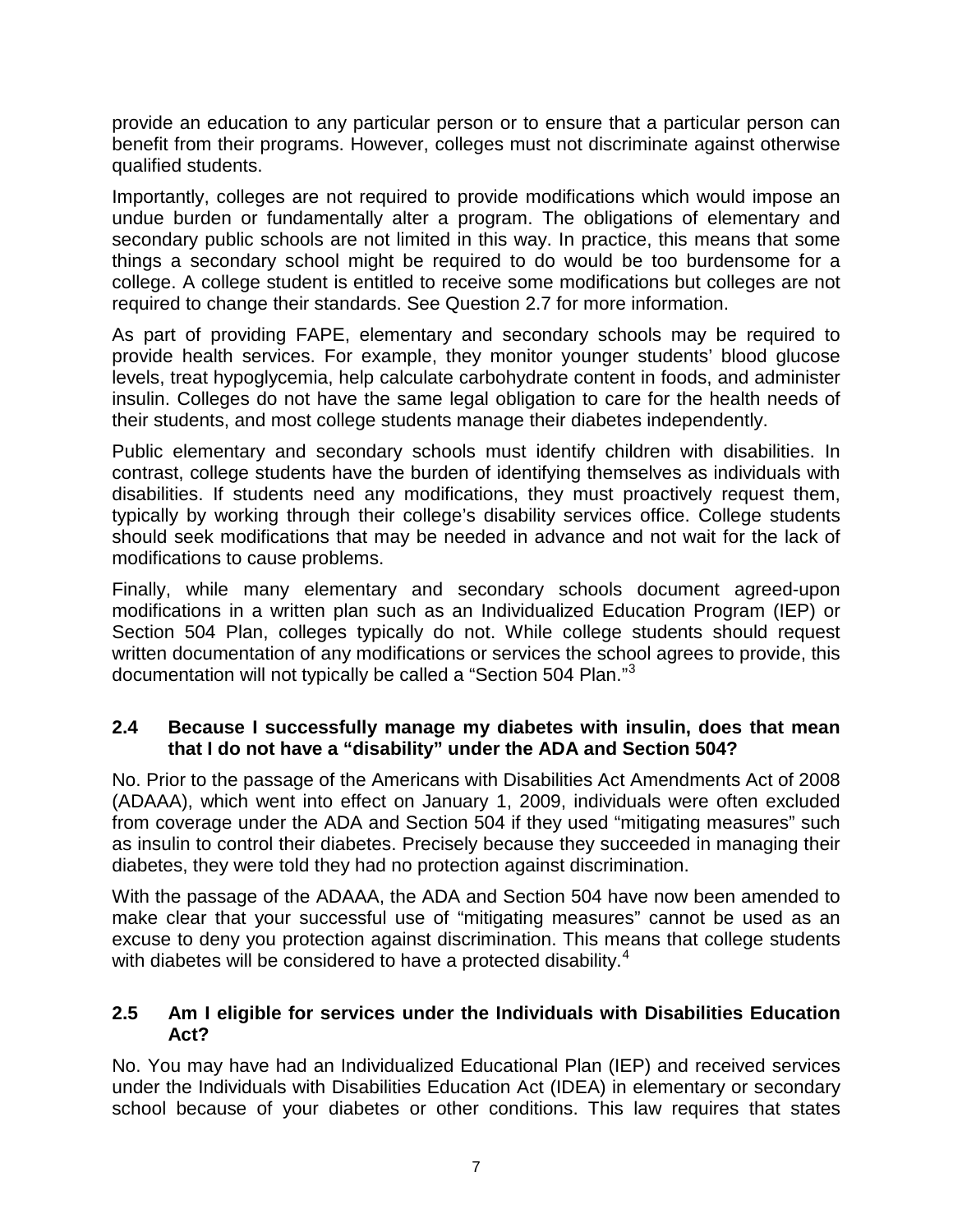provide an education to any particular person or to ensure that a particular person can benefit from their programs. However, colleges must not discriminate against otherwise qualified students.

Importantly, colleges are not required to provide modifications which would impose an undue burden or fundamentally alter a program. The obligations of elementary and secondary public schools are not limited in this way. In practice, this means that some things a secondary school might be required to do would be too burdensome for a college. A college student is entitled to receive some modifications but colleges are not required to change their standards. See Question 2.7 for more information.

As part of providing FAPE, elementary and secondary schools may be required to provide health services. For example, they monitor younger students' blood glucose levels, treat hypoglycemia, help calculate carbohydrate content in foods, and administer insulin. Colleges do not have the same legal obligation to care for the health needs of their students, and most college students manage their diabetes independently.

Public elementary and secondary schools must identify children with disabilities. In contrast, college students have the burden of identifying themselves as individuals with disabilities. If students need any modifications, they must proactively request them, typically by working through their college's disability services office. College students should seek modifications that may be needed in advance and not wait for the lack of modifications to cause problems.

Finally, while many elementary and secondary schools document agreed-upon modifications in a written plan such as an Individualized Education Program (IEP) or Section 504 Plan, colleges typically do not. While college students should request written documentation of any modifications or services the school agrees to provide, this documentation will not typically be called a "Section 504 Plan."[3]

### 2.4 Because I successfully manage my diabetes with insulin, does that mean that I do not have a "disability" under the ADA and Section 504?

No. Prior to the passage of the Americans with Disabilities Act Amendments Act of 2008 (ADAAA), which went into effect on January 1, 2009, individuals were often excluded from coverage under the ADA and Section 504 if they used "mitigating measures" such as insulin to control their diabetes. Precisely because they succeeded in managing their diabetes, they were told they had no protection against discrimination.

With the passage of the ADAAA, the ADA and Section 504 have now been amended to make clear that your successful use of "mitigating measures" cannot be used as an excuse to deny you protection against discrimination. This means that college students with diabetes will be considered to have a protected disability.[4]

### 2.5 Am I eligible for services under the Individuals with Disabilities Education Act?

No. You may have had an Individualized Educational Plan (IEP) and received services under the Individuals with Disabilities Education Act (IDEA) in elementary or secondary school because of your diabetes or other conditions. This law requires that states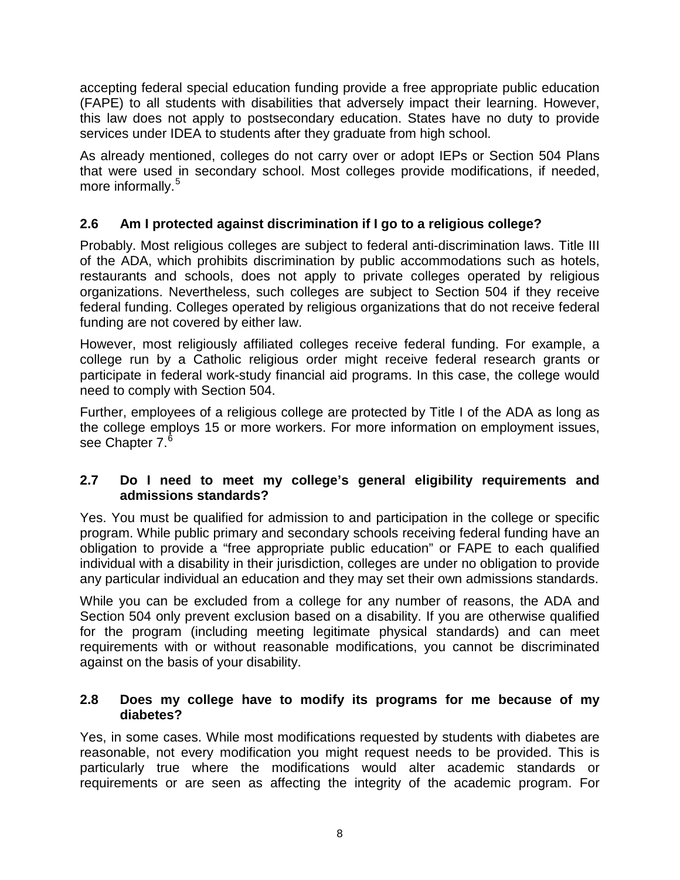accepting federal special education funding provide a free appropriate public education (FAPE) to all students with disabilities that adversely impact their learning. However, this law does not apply to postsecondary education. States have no duty to provide services under IDEA to students after they graduate from high school.

As already mentioned, colleges do not carry over or adopt IEPs or Section 504 Plans that were used in secondary school. Most colleges provide modifications, if needed, more informally.[5]

### 2.6 Am I protected against discrimination if I go to a religious college?

Probably. Most religious colleges are subject to federal anti-discrimination laws. Title III of the ADA, which prohibits discrimination by public accommodations such as hotels, restaurants and schools, does not apply to private colleges operated by religious organizations. Nevertheless, such colleges are subject to Section 504 if they receive federal funding. Colleges operated by religious organizations that do not receive federal funding are not covered by either law.

However, most religiously affiliated colleges receive federal funding. For example, a college run by a Catholic religious order might receive federal research grants or participate in federal work-study financial aid programs. In this case, the college would need to comply with Section 504.

Further, employees of a religious college are protected by Title I of the ADA as long as the college employs 15 or more workers. For more information on employment issues, see Chapter 7.[6]

### 2.7 Do I need to meet my college's general eligibility requirements and admissions standards?

Yes. You must be qualified for admission to and participation in the college or specific program. While public primary and secondary schools receiving federal funding have an obligation to provide a "free appropriate public education" or FAPE to each qualified individual with a disability in their jurisdiction, colleges are under no obligation to provide any particular individual an education and they may set their own admissions standards.

While you can be excluded from a college for any number of reasons, the ADA and Section 504 only prevent exclusion based on a disability. If you are otherwise qualified for the program (including meeting legitimate physical standards) and can meet requirements with or without reasonable modifications, you cannot be discriminated against on the basis of your disability.

### 2.8 Does my college have to modify its programs for me because of my diabetes?

Yes, in some cases. While most modifications requested by students with diabetes are reasonable, not every modification you might request needs to be provided. This is particularly true where the modifications would alter academic standards or requirements or are seen as affecting the integrity of the academic program. For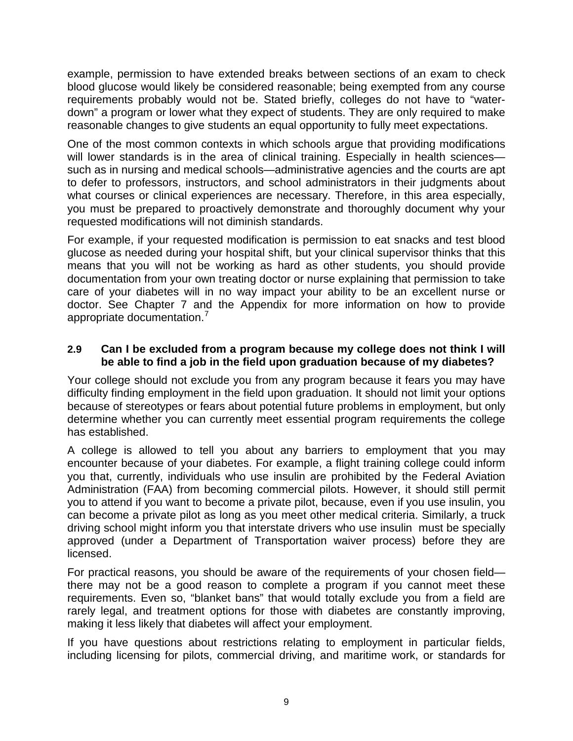example, permission to have extended breaks between sections of an exam to check blood glucose would likely be considered reasonable; being exempted from any course requirements probably would not be. Stated briefly, colleges do not have to "water-down" a program or lower what they expect of students. They are only required to make reasonable changes to give students an equal opportunity to fully meet expectations.

One of the most common contexts in which schools argue that providing modifications will lower standards is in the area of clinical training. Especially in health sciences—such as in nursing and medical schools—administrative agencies and the courts are apt to defer to professors, instructors, and school administrators in their judgments about what courses or clinical experiences are necessary. Therefore, in this area especially, you must be prepared to proactively demonstrate and thoroughly document why your requested modifications will not diminish standards.

For example, if your requested modification is permission to eat snacks and test blood glucose as needed during your hospital shift, but your clinical supervisor thinks that this means that you will not be working as hard as other students, you should provide documentation from your own treating doctor or nurse explaining that permission to take care of your diabetes will in no way impact your ability to be an excellent nurse or doctor. See Chapter 7 and the Appendix for more information on how to provide appropriate documentation.[7]

### 2.9 Can I be excluded from a program because my college does not think I will be able to find a job in the field upon graduation because of my diabetes?

Your college should not exclude you from any program because it fears you may have difficulty finding employment in the field upon graduation. It should not limit your options because of stereotypes or fears about potential future problems in employment, but only determine whether you can currently meet essential program requirements the college has established.

A college is allowed to tell you about any barriers to employment that you may encounter because of your diabetes. For example, a flight training college could inform you that, currently, individuals who use insulin are prohibited by the Federal Aviation Administration (FAA) from becoming commercial pilots. However, it should still permit you to attend if you want to become a private pilot, because, even if you use insulin, you can become a private pilot as long as you meet other medical criteria. Similarly, a truck driving school might inform you that interstate drivers who use insulin must be specially approved (under a Department of Transportation waiver process) before they are licensed.

For practical reasons, you should be aware of the requirements of your chosen field—there may not be a good reason to complete a program if you cannot meet these requirements. Even so, "blanket bans" that would totally exclude you from a field are rarely legal, and treatment options for those with diabetes are constantly improving, making it less likely that diabetes will affect your employment.

If you have questions about restrictions relating to employment in particular fields, including licensing for pilots, commercial driving, and maritime work, or standards for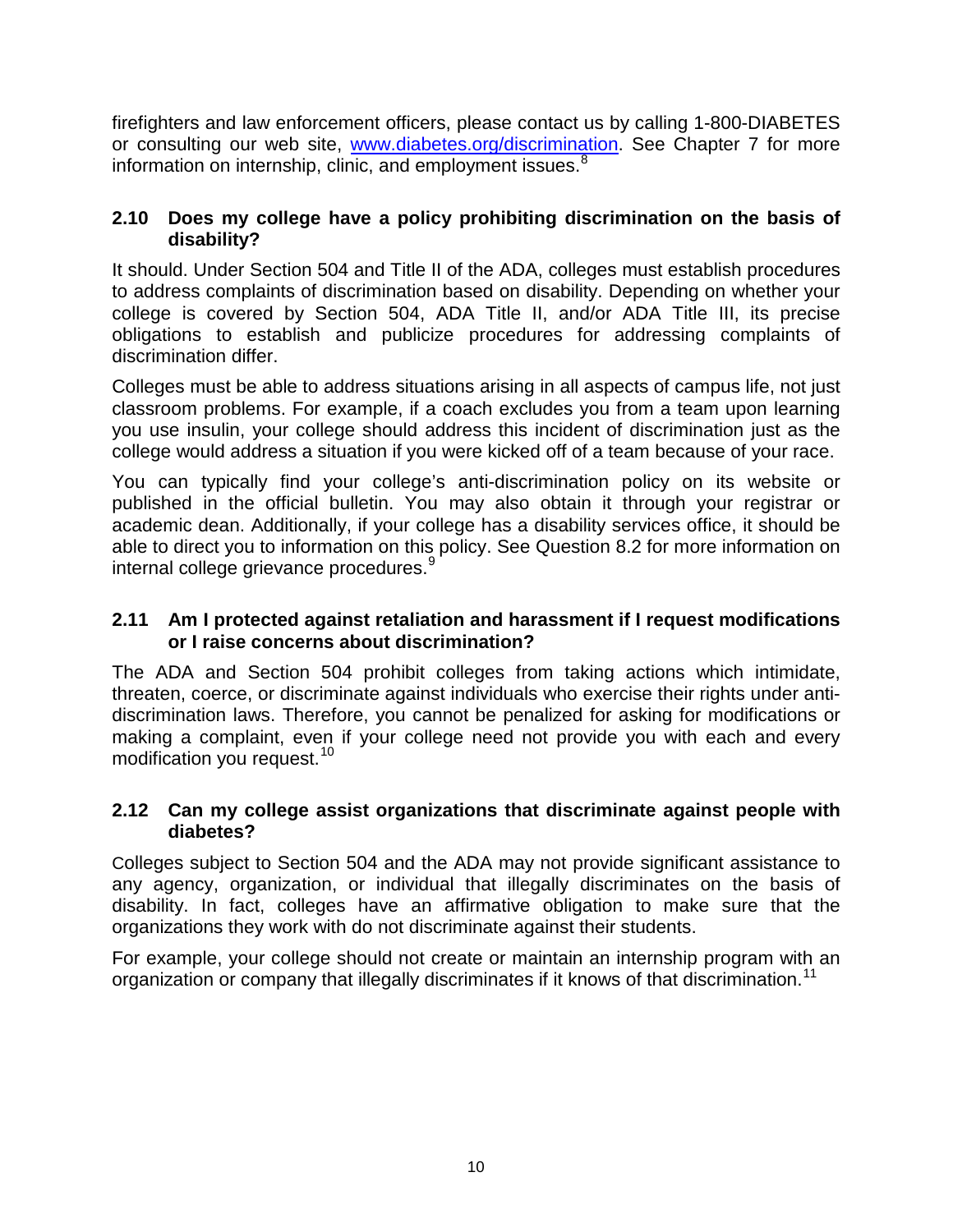firefighters and law enforcement officers, please contact us by calling 1-800-DIABETES or consulting our web site, [www.diabetes.org/discrimination](http://www.diabetes.org/discrimination). See Chapter 7 for more information on internship, clinic, and employment issues.[8]

### 2.10 Does my college have a policy prohibiting discrimination on the basis of disability?

It should. Under Section 504 and Title II of the ADA, colleges must establish procedures to address complaints of discrimination based on disability. Depending on whether your college is covered by Section 504, ADA Title II, and/or ADA Title III, its precise obligations to establish and publicize procedures for addressing complaints of discrimination differ.

Colleges must be able to address situations arising in all aspects of campus life, not just classroom problems. For example, if a coach excludes you from a team upon learning you use insulin, your college should address this incident of discrimination just as the college would address a situation if you were kicked off of a team because of your race.

You can typically find your college's anti-discrimination policy on its website or published in the official bulletin. You may also obtain it through your registrar or academic dean. Additionally, if your college has a disability services office, it should be able to direct you to information on this policy. See Question 8.2 for more information on internal college grievance procedures.[9]

### 2.11 Am I protected against retaliation and harassment if I request modifications or I raise concerns about discrimination?

The ADA and Section 504 prohibit colleges from taking actions which intimidate, threaten, coerce, or discriminate against individuals who exercise their rights under anti-discrimination laws. Therefore, you cannot be penalized for asking for modifications or making a complaint, even if your college need not provide you with each and every modification you request.[10]

### 2.12 Can my college assist organizations that discriminate against people with diabetes?

Colleges subject to Section 504 and the ADA may not provide significant assistance to any agency, organization, or individual that illegally discriminates on the basis of disability. In fact, colleges have an affirmative obligation to make sure that the organizations they work with do not discriminate against their students.

For example, your college should not create or maintain an internship program with an organization or company that illegally discriminates if it knows of that discrimination.[11]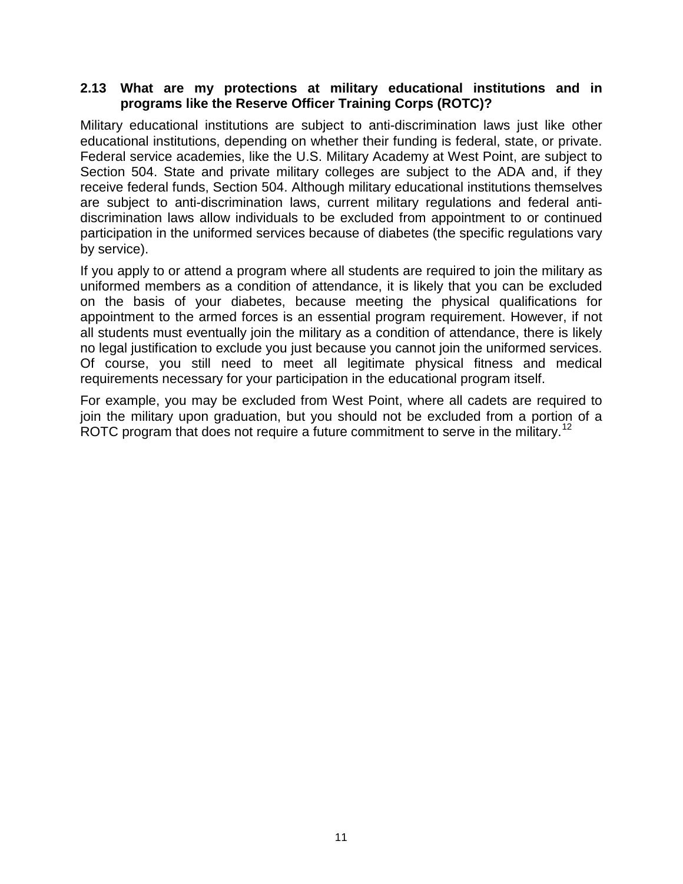### 2.13 What are my protections at military educational institutions and in programs like the Reserve Officer Training Corps (ROTC)?

Military educational institutions are subject to anti-discrimination laws just like other educational institutions, depending on whether their funding is federal, state, or private. Federal service academies, like the U.S. Military Academy at West Point, are subject to Section 504. State and private military colleges are subject to the ADA and, if they receive federal funds, Section 504. Although military educational institutions themselves are subject to anti-discrimination laws, current military regulations and federal anti-discrimination laws allow individuals to be excluded from appointment to or continued participation in the uniformed services because of diabetes (the specific regulations vary by service).

If you apply to or attend a program where all students are required to join the military as uniformed members as a condition of attendance, it is likely that you can be excluded on the basis of your diabetes, because meeting the physical qualifications for appointment to the armed forces is an essential program requirement. However, if not all students must eventually join the military as a condition of attendance, there is likely no legal justification to exclude you just because you cannot join the uniformed services. Of course, you still need to meet all legitimate physical fitness and medical requirements necessary for your participation in the educational program itself.

For example, you may be excluded from West Point, where all cadets are required to join the military upon graduation, but you should not be excluded from a portion of a ROTC program that does not require a future commitment to serve in the military.[12]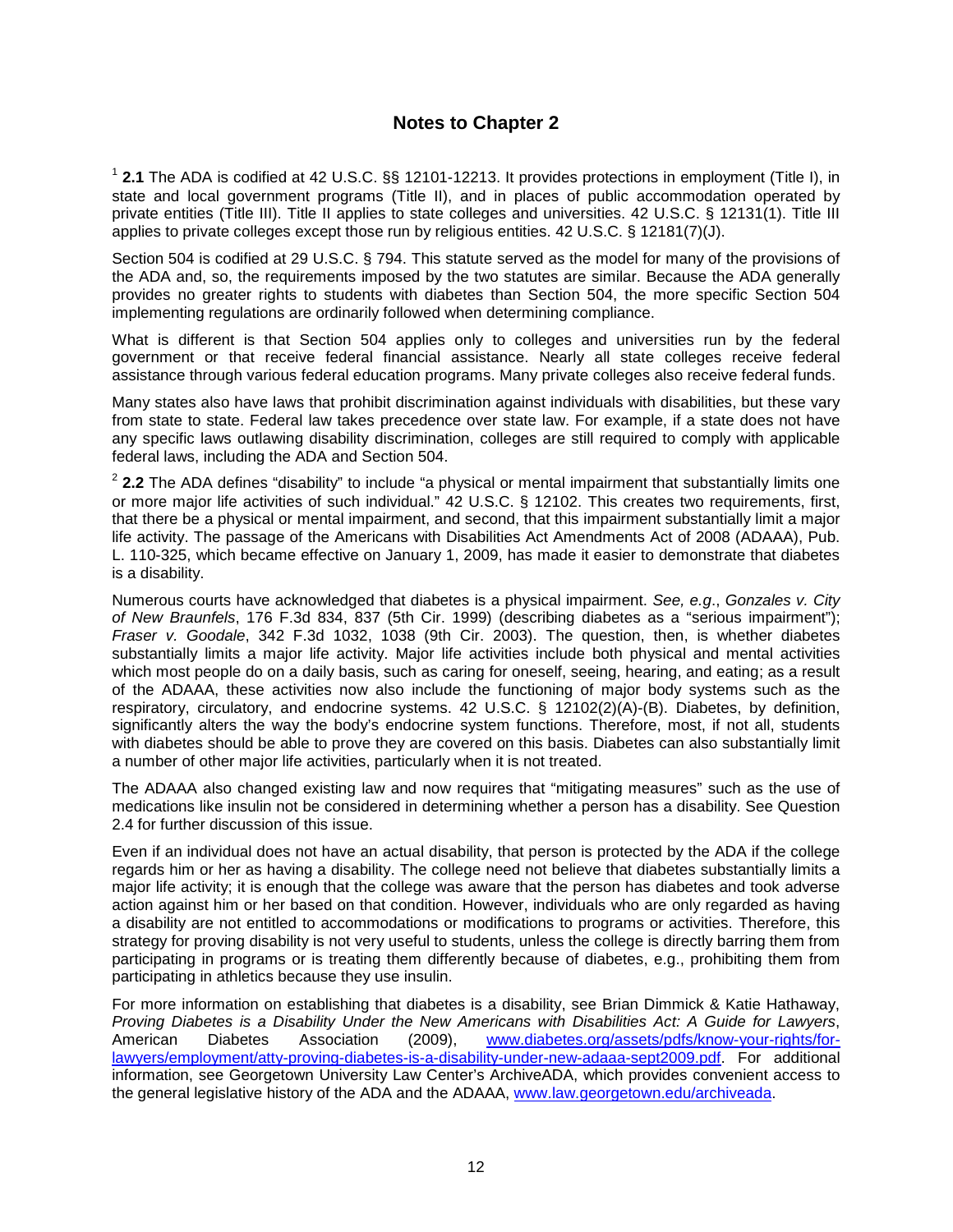## Notes to Chapter 2

[1] **2.1** The ADA is codified at 42 U.S.C. §§ 12101-12213. It provides protections in employment (Title I), in state and local government programs (Title II), and in places of public accommodation operated by private entities (Title III). Title II applies to state colleges and universities. 42 U.S.C. § 12131(1). Title III applies to private colleges except those run by religious entities. 42 U.S.C. § 12181(7)(J).

Section 504 is codified at 29 U.S.C. § 794. This statute served as the model for many of the provisions of the ADA and, so, the requirements imposed by the two statutes are similar. Because the ADA generally provides no greater rights to students with diabetes than Section 504, the more specific Section 504 implementing regulations are ordinarily followed when determining compliance.

What is different is that Section 504 applies only to colleges and universities run by the federal government or that receive federal financial assistance. Nearly all state colleges receive federal assistance through various federal education programs. Many private colleges also receive federal funds.

Many states also have laws that prohibit discrimination against individuals with disabilities, but these vary from state to state. Federal law takes precedence over state law. For example, if a state does not have any specific laws outlawing disability discrimination, colleges are still required to comply with applicable federal laws, including the ADA and Section 504.

[2] **2.2** The ADA defines "disability" to include "a physical or mental impairment that substantially limits one or more major life activities of such individual." 42 U.S.C. § 12102. This creates two requirements, first, that there be a physical or mental impairment, and second, that this impairment substantially limit a major life activity. The passage of the Americans with Disabilities Act Amendments Act of 2008 (ADAAA), Pub. L. 110-325, which became effective on January 1, 2009, has made it easier to demonstrate that diabetes is a disability.

Numerous courts have acknowledged that diabetes is a physical impairment. *See, e.g*., *Gonzales v. City of New Braunfels*, 176 F.3d 834, 837 (5th Cir. 1999) (describing diabetes as a "serious impairment"); *Fraser v. Goodale*, 342 F.3d 1032, 1038 (9th Cir. 2003). The question, then, is whether diabetes substantially limits a major life activity. Major life activities include both physical and mental activities which most people do on a daily basis, such as caring for oneself, seeing, hearing, and eating; as a result of the ADAAA, these activities now also include the functioning of major body systems such as the respiratory, circulatory, and endocrine systems. 42 U.S.C. § 12102(2)(A)-(B). Diabetes, by definition, significantly alters the way the body's endocrine system functions. Therefore, most, if not all, students with diabetes should be able to prove they are covered on this basis. Diabetes can also substantially limit a number of other major life activities, particularly when it is not treated.

The ADAAA also changed existing law and now requires that "mitigating measures" such as the use of medications like insulin not be considered in determining whether a person has a disability. See Question 2.4 for further discussion of this issue.

Even if an individual does not have an actual disability, that person is protected by the ADA if the college regards him or her as having a disability. The college need not believe that diabetes substantially limits a major life activity; it is enough that the college was aware that the person has diabetes and took adverse action against him or her based on that condition. However, individuals who are only regarded as having a disability are not entitled to accommodations or modifications to programs or activities. Therefore, this strategy for proving disability is not very useful to students, unless the college is directly barring them from participating in programs or is treating them differently because of diabetes, e.g., prohibiting them from participating in athletics because they use insulin.

For more information on establishing that diabetes is a disability, see Brian Dimmick & Katie Hathaway, *Proving Diabetes is a Disability Under the New Americans with Disabilities Act: A Guide for Lawyers*, American Diabetes Association (2009), www.diabetes.org/assets/pdfs/know-your-rights/for-lawyers/employment/atty-proving-diabetes-is-a-disability-under-new-adaaa-sept2009.pdf. For additional information, see Georgetown University Law Center's ArchiveADA, which provides convenient access to the general legislative history of the ADA and the ADAAA, www.law.georgetown.edu/archiveada.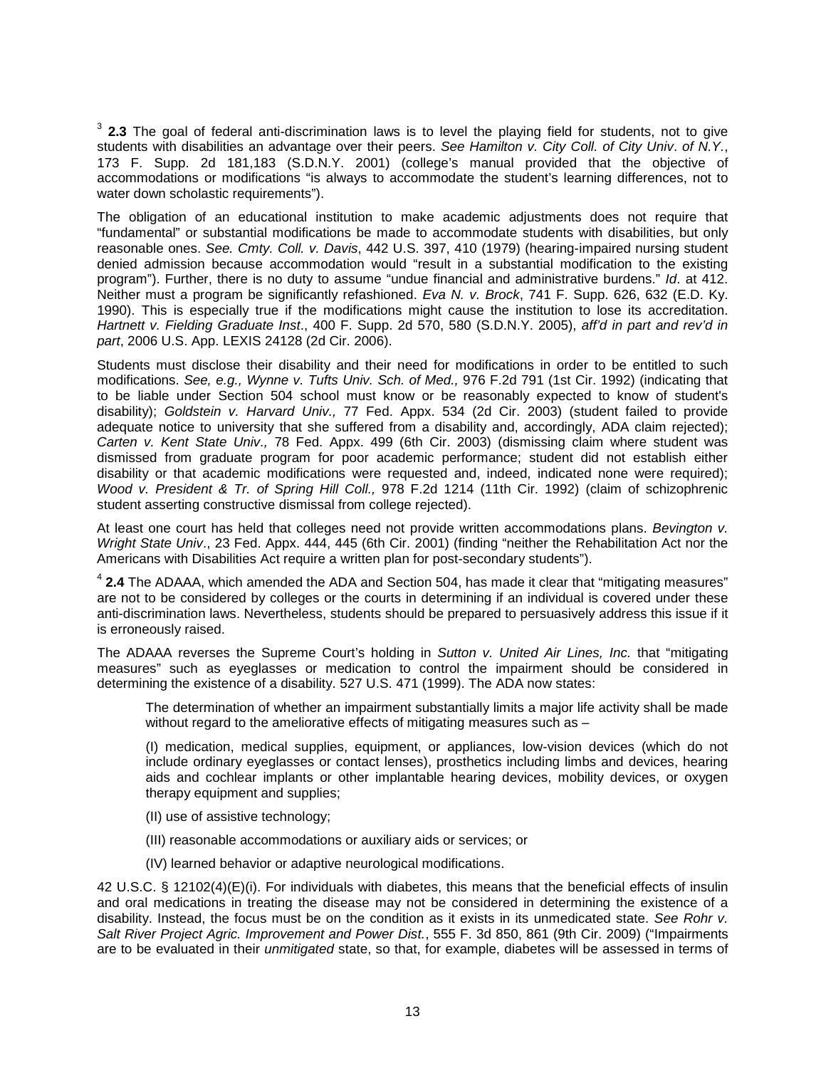[3] **2.3** The goal of federal anti-discrimination laws is to level the playing field for students, not to give students with disabilities an advantage over their peers. *See Hamilton v. City Coll. of City Univ. of N.Y.*, 173 F. Supp. 2d 181,183 (S.D.N.Y. 2001) (college's manual provided that the objective of accommodations or modifications "is always to accommodate the student's learning differences, not to water down scholastic requirements").

The obligation of an educational institution to make academic adjustments does not require that "fundamental" or substantial modifications be made to accommodate students with disabilities, but only reasonable ones. *See. Cmty. Coll. v. Davis*, 442 U.S. 397, 410 (1979) (hearing-impaired nursing student denied admission because accommodation would "result in a substantial modification to the existing program"). Further, there is no duty to assume "undue financial and administrative burdens." *Id*. at 412. Neither must a program be significantly refashioned. *Eva N. v. Brock*, 741 F. Supp. 626, 632 (E.D. Ky. 1990). This is especially true if the modifications might cause the institution to lose its accreditation. *Hartnett v. Fielding Graduate Inst*., 400 F. Supp. 2d 570, 580 (S.D.N.Y. 2005), *aff'd in part and rev'd in part*, 2006 U.S. App. LEXIS 24128 (2d Cir. 2006).

Students must disclose their disability and their need for modifications in order to be entitled to such modifications. *See, e.g., Wynne v. Tufts Univ. Sch. of Med.,* 976 F.2d 791 (1st Cir. 1992) (indicating that to be liable under Section 504 school must know or be reasonably expected to know of student's disability); *Goldstein v. Harvard Univ.,* 77 Fed. Appx. 534 (2d Cir. 2003) (student failed to provide adequate notice to university that she suffered from a disability and, accordingly, ADA claim rejected); *Carten v. Kent State Univ.,* 78 Fed. Appx. 499 (6th Cir. 2003) (dismissing claim where student was dismissed from graduate program for poor academic performance; student did not establish either disability or that academic modifications were requested and, indeed, indicated none were required); *Wood v. President & Tr. of Spring Hill Coll.,* 978 F.2d 1214 (11th Cir. 1992) (claim of schizophrenic student asserting constructive dismissal from college rejected).

At least one court has held that colleges need not provide written accommodations plans. *Bevington v. Wright State Univ*., 23 Fed. Appx. 444, 445 (6th Cir. 2001) (finding "neither the Rehabilitation Act nor the Americans with Disabilities Act require a written plan for post-secondary students").

[4] **2.4** The ADAAA, which amended the ADA and Section 504, has made it clear that "mitigating measures" are not to be considered by colleges or the courts in determining if an individual is covered under these anti-discrimination laws. Nevertheless, students should be prepared to persuasively address this issue if it is erroneously raised.

The ADAAA reverses the Supreme Court's holding in *Sutton v. United Air Lines, Inc.* that "mitigating measures" such as eyeglasses or medication to control the impairment should be considered in determining the existence of a disability. 527 U.S. 471 (1999). The ADA now states:

> The determination of whether an impairment substantially limits a major life activity shall be made without regard to the ameliorative effects of mitigating measures such as –
>
> (I) medication, medical supplies, equipment, or appliances, low-vision devices (which do not include ordinary eyeglasses or contact lenses), prosthetics including limbs and devices, hearing aids and cochlear implants or other implantable hearing devices, mobility devices, or oxygen therapy equipment and supplies;
>
> (II) use of assistive technology;
>
> (III) reasonable accommodations or auxiliary aids or services; or
>
> (IV) learned behavior or adaptive neurological modifications.

42 U.S.C. § 12102(4)(E)(i). For individuals with diabetes, this means that the beneficial effects of insulin and oral medications in treating the disease may not be considered in determining the existence of a disability. Instead, the focus must be on the condition as it exists in its unmedicated state. *See Rohr v. Salt River Project Agric. Improvement and Power Dist.*, 555 F. 3d 850, 861 (9th Cir. 2009) ("Impairments are to be evaluated in their *unmitigated* state, so that, for example, diabetes will be assessed in terms of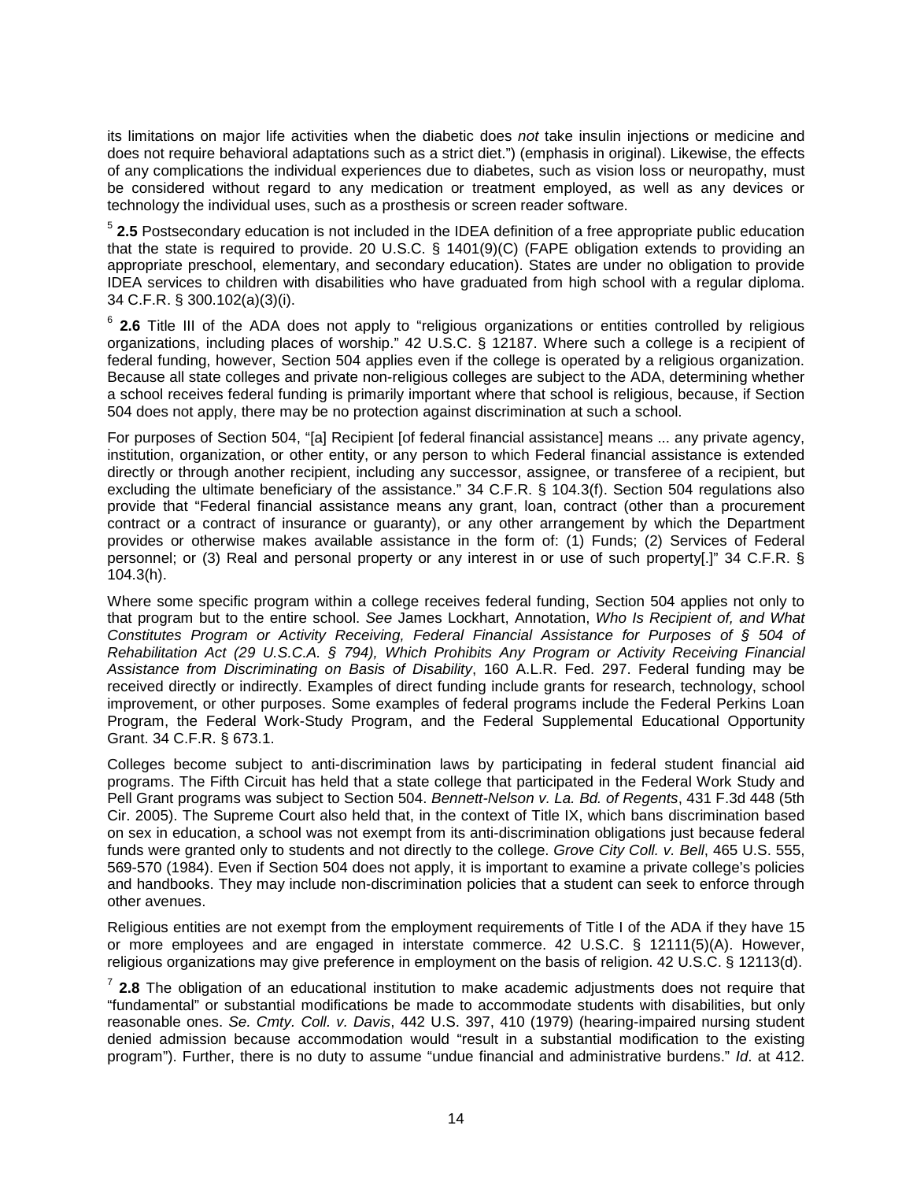its limitations on major life activities when the diabetic does *not* take insulin injections or medicine and does not require behavioral adaptations such as a strict diet.") (emphasis in original). Likewise, the effects of any complications the individual experiences due to diabetes, such as vision loss or neuropathy, must be considered without regard to any medication or treatment employed, as well as any devices or technology the individual uses, such as a prosthesis or screen reader software.

[5] **2.5** Postsecondary education is not included in the IDEA definition of a free appropriate public education that the state is required to provide. 20 U.S.C. § 1401(9)(C) (FAPE obligation extends to providing an appropriate preschool, elementary, and secondary education). States are under no obligation to provide IDEA services to children with disabilities who have graduated from high school with a regular diploma. 34 C.F.R. § 300.102(a)(3)(i).

[6] **2.6** Title III of the ADA does not apply to "religious organizations or entities controlled by religious organizations, including places of worship." 42 U.S.C. § 12187. Where such a college is a recipient of federal funding, however, Section 504 applies even if the college is operated by a religious organization. Because all state colleges and private non-religious colleges are subject to the ADA, determining whether a school receives federal funding is primarily important where that school is religious, because, if Section 504 does not apply, there may be no protection against discrimination at such a school.

For purposes of Section 504, "[a] Recipient [of federal financial assistance] means ... any private agency, institution, organization, or other entity, or any person to which Federal financial assistance is extended directly or through another recipient, including any successor, assignee, or transferee of a recipient, but excluding the ultimate beneficiary of the assistance." 34 C.F.R. § 104.3(f). Section 504 regulations also provide that "Federal financial assistance means any grant, loan, contract (other than a procurement contract or a contract of insurance or guaranty), or any other arrangement by which the Department provides or otherwise makes available assistance in the form of: (1) Funds; (2) Services of Federal personnel; or (3) Real and personal property or any interest in or use of such property[.]" 34 C.F.R. § 104.3(h).

Where some specific program within a college receives federal funding, Section 504 applies not only to that program but to the entire school. *See* James Lockhart, Annotation, *Who Is Recipient of, and What Constitutes Program or Activity Receiving, Federal Financial Assistance for Purposes of § 504 of Rehabilitation Act (29 U.S.C.A. § 794), Which Prohibits Any Program or Activity Receiving Financial Assistance from Discriminating on Basis of Disability*, 160 A.L.R. Fed. 297. Federal funding may be received directly or indirectly. Examples of direct funding include grants for research, technology, school improvement, or other purposes. Some examples of federal programs include the Federal Perkins Loan Program, the Federal Work-Study Program, and the Federal Supplemental Educational Opportunity Grant. 34 C.F.R. § 673.1.

Colleges become subject to anti-discrimination laws by participating in federal student financial aid programs. The Fifth Circuit has held that a state college that participated in the Federal Work Study and Pell Grant programs was subject to Section 504. *Bennett-Nelson v. La. Bd. of Regents*, 431 F.3d 448 (5th Cir. 2005). The Supreme Court also held that, in the context of Title IX, which bans discrimination based on sex in education, a school was not exempt from its anti-discrimination obligations just because federal funds were granted only to students and not directly to the college. *Grove City Coll. v. Bell*, 465 U.S. 555, 569-570 (1984). Even if Section 504 does not apply, it is important to examine a private college's policies and handbooks. They may include non-discrimination policies that a student can seek to enforce through other avenues.

Religious entities are not exempt from the employment requirements of Title I of the ADA if they have 15 or more employees and are engaged in interstate commerce. 42 U.S.C. § 12111(5)(A). However, religious organizations may give preference in employment on the basis of religion. 42 U.S.C. § 12113(d).

[7] **2.8** The obligation of an educational institution to make academic adjustments does not require that "fundamental" or substantial modifications be made to accommodate students with disabilities, but only reasonable ones. *Se. Cmty. Coll. v. Davis*, 442 U.S. 397, 410 (1979) (hearing-impaired nursing student denied admission because accommodation would "result in a substantial modification to the existing program"). Further, there is no duty to assume "undue financial and administrative burdens." *Id*. at 412.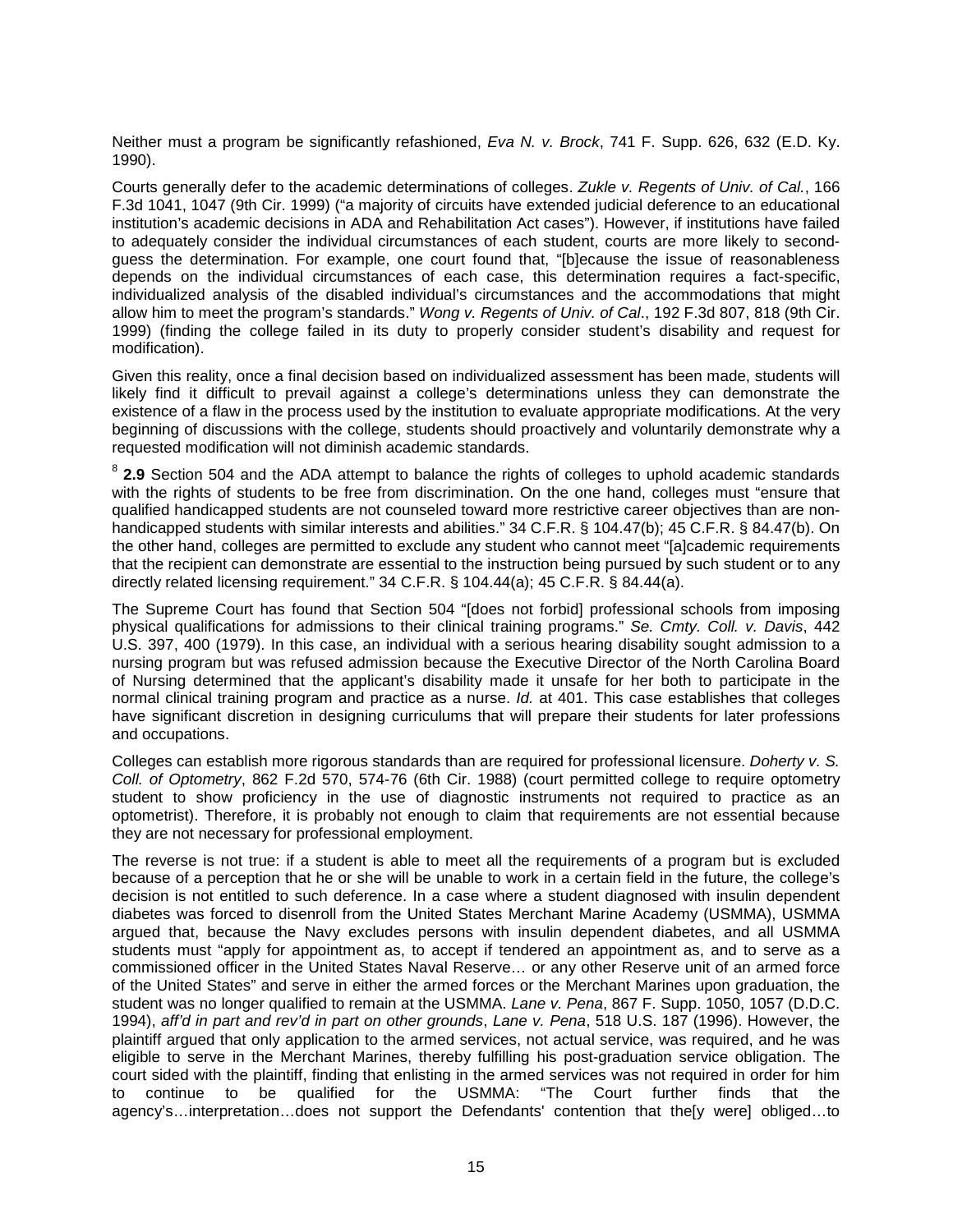Neither must a program be significantly refashioned, *Eva N. v. Brock*, 741 F. Supp. 626, 632 (E.D. Ky. 1990).

Courts generally defer to the academic determinations of colleges. *Zukle v. Regents of Univ. of Cal.*, 166 F.3d 1041, 1047 (9th Cir. 1999) ("a majority of circuits have extended judicial deference to an educational institution's academic decisions in ADA and Rehabilitation Act cases"). However, if institutions have failed to adequately consider the individual circumstances of each student, courts are more likely to second-guess the determination. For example, one court found that, "[b]ecause the issue of reasonableness depends on the individual circumstances of each case, this determination requires a fact-specific, individualized analysis of the disabled individual's circumstances and the accommodations that might allow him to meet the program's standards." *Wong v. Regents of Univ. of Cal*., 192 F.3d 807, 818 (9th Cir. 1999) (finding the college failed in its duty to properly consider student's disability and request for modification).

Given this reality, once a final decision based on individualized assessment has been made, students will likely find it difficult to prevail against a college's determinations unless they can demonstrate the existence of a flaw in the process used by the institution to evaluate appropriate modifications. At the very beginning of discussions with the college, students should proactively and voluntarily demonstrate why a requested modification will not diminish academic standards.

[8] **2.9** Section 504 and the ADA attempt to balance the rights of colleges to uphold academic standards with the rights of students to be free from discrimination. On the one hand, colleges must "ensure that qualified handicapped students are not counseled toward more restrictive career objectives than are non-handicapped students with similar interests and abilities." 34 C.F.R. § 104.47(b); 45 C.F.R. § 84.47(b). On the other hand, colleges are permitted to exclude any student who cannot meet "[a]cademic requirements that the recipient can demonstrate are essential to the instruction being pursued by such student or to any directly related licensing requirement." 34 C.F.R. § 104.44(a); 45 C.F.R. § 84.44(a).

The Supreme Court has found that Section 504 "[does not forbid] professional schools from imposing physical qualifications for admissions to their clinical training programs." *Se. Cmty. Coll. v. Davis*, 442 U.S. 397, 400 (1979). In this case, an individual with a serious hearing disability sought admission to a nursing program but was refused admission because the Executive Director of the North Carolina Board of Nursing determined that the applicant's disability made it unsafe for her both to participate in the normal clinical training program and practice as a nurse. *Id.* at 401. This case establishes that colleges have significant discretion in designing curriculums that will prepare their students for later professions and occupations.

Colleges can establish more rigorous standards than are required for professional licensure. *Doherty v. S. Coll. of Optometry*, 862 F.2d 570, 574-76 (6th Cir. 1988) (court permitted college to require optometry student to show proficiency in the use of diagnostic instruments not required to practice as an optometrist). Therefore, it is probably not enough to claim that requirements are not essential because they are not necessary for professional employment.

The reverse is not true: if a student is able to meet all the requirements of a program but is excluded because of a perception that he or she will be unable to work in a certain field in the future, the college's decision is not entitled to such deference. In a case where a student diagnosed with insulin dependent diabetes was forced to disenroll from the United States Merchant Marine Academy (USMMA), USMMA argued that, because the Navy excludes persons with insulin dependent diabetes, and all USMMA students must "apply for appointment as, to accept if tendered an appointment as, and to serve as a commissioned officer in the United States Naval Reserve… or any other Reserve unit of an armed force of the United States" and serve in either the armed forces or the Merchant Marines upon graduation, the student was no longer qualified to remain at the USMMA. *Lane v. Pena*, 867 F. Supp. 1050, 1057 (D.D.C. 1994), *aff'd in part and rev'd in part on other grounds*, *Lane v. Pena*, 518 U.S. 187 (1996). However, the plaintiff argued that only application to the armed services, not actual service, was required, and he was eligible to serve in the Merchant Marines, thereby fulfilling his post-graduation service obligation. The court sided with the plaintiff, finding that enlisting in the armed services was not required in order for him to continue to be qualified for the USMMA: "The Court further finds that the agency's…interpretation…does not support the Defendants' contention that the[y were] obliged…to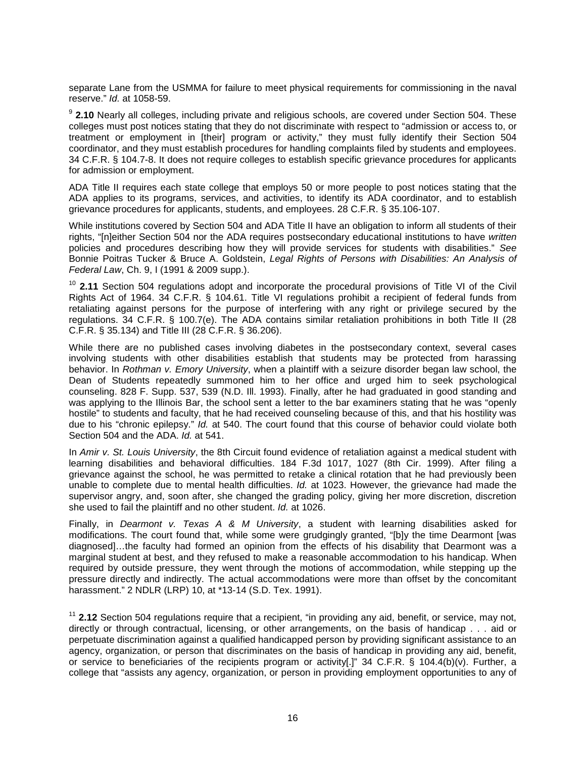separate Lane from the USMMA for failure to meet physical requirements for commissioning in the naval reserve." *Id.* at 1058-59.

[9] **2.10** Nearly all colleges, including private and religious schools, are covered under Section 504. These colleges must post notices stating that they do not discriminate with respect to "admission or access to, or treatment or employment in [their] program or activity," they must fully identify their Section 504 coordinator, and they must establish procedures for handling complaints filed by students and employees. 34 C.F.R. § 104.7-8. It does not require colleges to establish specific grievance procedures for applicants for admission or employment.

ADA Title II requires each state college that employs 50 or more people to post notices stating that the ADA applies to its programs, services, and activities, to identify its ADA coordinator, and to establish grievance procedures for applicants, students, and employees. 28 C.F.R. § 35.106-107.

While institutions covered by Section 504 and ADA Title II have an obligation to inform all students of their rights, "[n]either Section 504 nor the ADA requires postsecondary educational institutions to have *written* policies and procedures describing how they will provide services for students with disabilities." *See* Bonnie Poitras Tucker & Bruce A. Goldstein, *Legal Rights of Persons with Disabilities: An Analysis of Federal Law*, Ch. 9, I (1991 & 2009 supp.).

[10] **2.11** Section 504 regulations adopt and incorporate the procedural provisions of Title VI of the Civil Rights Act of 1964. 34 C.F.R. § 104.61. Title VI regulations prohibit a recipient of federal funds from retaliating against persons for the purpose of interfering with any right or privilege secured by the regulations. 34 C.F.R. § 100.7(e). The ADA contains similar retaliation prohibitions in both Title II (28 C.F.R. § 35.134) and Title III (28 C.F.R. § 36.206).

While there are no published cases involving diabetes in the postsecondary context, several cases involving students with other disabilities establish that students may be protected from harassing behavior. In *Rothman v. Emory University*, when a plaintiff with a seizure disorder began law school, the Dean of Students repeatedly summoned him to her office and urged him to seek psychological counseling. 828 F. Supp. 537, 539 (N.D. Ill. 1993). Finally, after he had graduated in good standing and was applying to the Illinois Bar, the school sent a letter to the bar examiners stating that he was "openly hostile" to students and faculty, that he had received counseling because of this, and that his hostility was due to his "chronic epilepsy." *Id.* at 540. The court found that this course of behavior could violate both Section 504 and the ADA. *Id.* at 541.

In *Amir v. St. Louis University*, the 8th Circuit found evidence of retaliation against a medical student with learning disabilities and behavioral difficulties. 184 F.3d 1017, 1027 (8th Cir. 1999). After filing a grievance against the school, he was permitted to retake a clinical rotation that he had previously been unable to complete due to mental health difficulties. *Id.* at 1023. However, the grievance had made the supervisor angry, and, soon after, she changed the grading policy, giving her more discretion, discretion she used to fail the plaintiff and no other student. *Id.* at 1026.

Finally, in *Dearmont v. Texas A & M University*, a student with learning disabilities asked for modifications. The court found that, while some were grudgingly granted, "[b]y the time Dearmont [was diagnosed]…the faculty had formed an opinion from the effects of his disability that Dearmont was a marginal student at best, and they refused to make a reasonable accommodation to his handicap. When required by outside pressure, they went through the motions of accommodation, while stepping up the pressure directly and indirectly. The actual accommodations were more than offset by the concomitant harassment." 2 NDLR (LRP) 10, at *13-14 (S.D. Tex. 1991).

[11] **2.12** Section 504 regulations require that a recipient, "in providing any aid, benefit, or service, may not, directly or through contractual, licensing, or other arrangements, on the basis of handicap . . . aid or perpetuate discrimination against a qualified handicapped person by providing significant assistance to an agency, organization, or person that discriminates on the basis of handicap in providing any aid, benefit, or service to beneficiaries of the recipients program or activity[.]" 34 C.F.R. § 104.4(b)(v). Further, a college that "assists any agency, organization, or person in providing employment opportunities to any of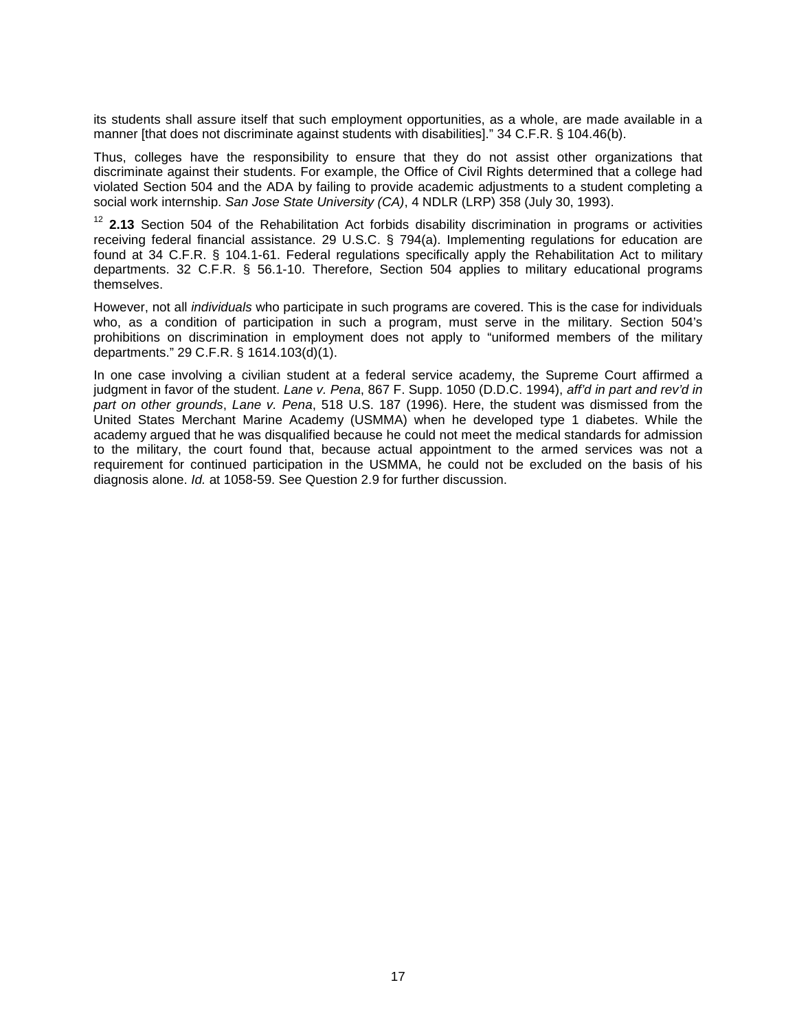its students shall assure itself that such employment opportunities, as a whole, are made available in a manner [that does not discriminate against students with disabilities]." 34 C.F.R. § 104.46(b).

Thus, colleges have the responsibility to ensure that they do not assist other organizations that discriminate against their students. For example, the Office of Civil Rights determined that a college had violated Section 504 and the ADA by failing to provide academic adjustments to a student completing a social work internship. *San Jose State University (CA)*, 4 NDLR (LRP) 358 (July 30, 1993).

[12] **2.13** Section 504 of the Rehabilitation Act forbids disability discrimination in programs or activities receiving federal financial assistance. 29 U.S.C. § 794(a). Implementing regulations for education are found at 34 C.F.R. § 104.1-61. Federal regulations specifically apply the Rehabilitation Act to military departments. 32 C.F.R. § 56.1-10. Therefore, Section 504 applies to military educational programs themselves.

However, not all *individuals* who participate in such programs are covered. This is the case for individuals who, as a condition of participation in such a program, must serve in the military. Section 504's prohibitions on discrimination in employment does not apply to "uniformed members of the military departments." 29 C.F.R. § 1614.103(d)(1).

In one case involving a civilian student at a federal service academy, the Supreme Court affirmed a judgment in favor of the student. *Lane v. Pena*, 867 F. Supp. 1050 (D.D.C. 1994), *aff'd in part and rev'd in part on other grounds*, *Lane v. Pena*, 518 U.S. 187 (1996). Here, the student was dismissed from the United States Merchant Marine Academy (USMMA) when he developed type 1 diabetes. While the academy argued that he was disqualified because he could not meet the medical standards for admission to the military, the court found that, because actual appointment to the armed services was not a requirement for continued participation in the USMMA, he could not be excluded on the basis of his diagnosis alone. *Id.* at 1058-59. See Question 2.9 for further discussion.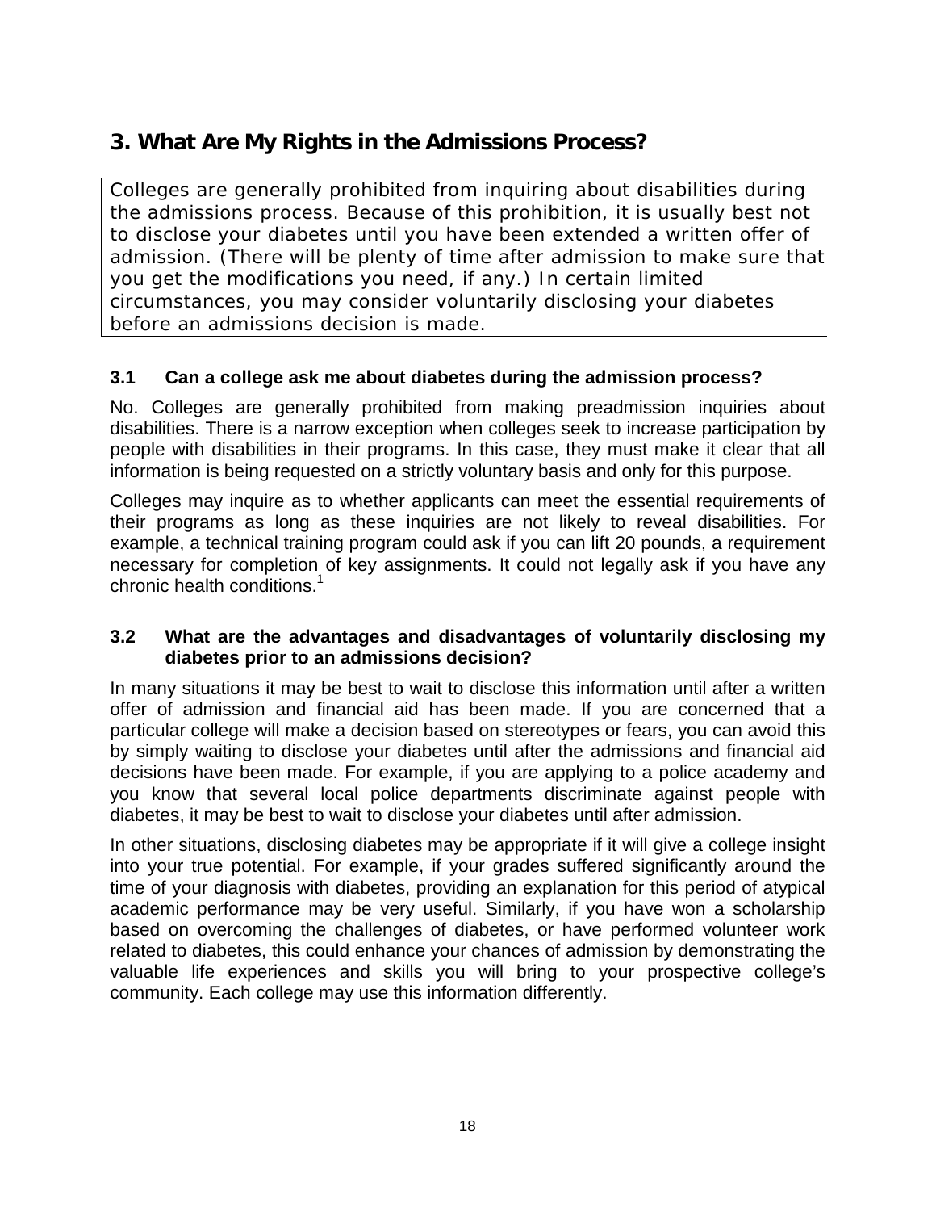## 3. What Are My Rights in the Admissions Process?

Colleges are generally prohibited from inquiring about disabilities during the admissions process. Because of this prohibition, it is usually best not to disclose your diabetes until you have been extended a written offer of admission. (There will be plenty of time after admission to make sure that you get the modifications you need, if any.) In certain limited circumstances, you may consider voluntarily disclosing your diabetes before an admissions decision is made.

### 3.1 Can a college ask me about diabetes during the admission process?

No. Colleges are generally prohibited from making preadmission inquiries about disabilities. There is a narrow exception when colleges seek to increase participation by people with disabilities in their programs. In this case, they must make it clear that all information is being requested on a strictly voluntary basis and only for this purpose.

Colleges may inquire as to whether applicants can meet the essential requirements of their programs as long as these inquiries are not likely to reveal disabilities. For example, a technical training program could ask if you can lift 20 pounds, a requirement necessary for completion of key assignments. It could not legally ask if you have any chronic health conditions.[1]

### 3.2 What are the advantages and disadvantages of voluntarily disclosing my diabetes prior to an admissions decision?

In many situations it may be best to wait to disclose this information until after a written offer of admission and financial aid has been made. If you are concerned that a particular college will make a decision based on stereotypes or fears, you can avoid this by simply waiting to disclose your diabetes until after the admissions and financial aid decisions have been made. For example, if you are applying to a police academy and you know that several local police departments discriminate against people with diabetes, it may be best to wait to disclose your diabetes until after admission.

In other situations, disclosing diabetes may be appropriate if it will give a college insight into your true potential. For example, if your grades suffered significantly around the time of your diagnosis with diabetes, providing an explanation for this period of atypical academic performance may be very useful. Similarly, if you have won a scholarship based on overcoming the challenges of diabetes, or have performed volunteer work related to diabetes, this could enhance your chances of admission by demonstrating the valuable life experiences and skills you will bring to your prospective college's community. Each college may use this information differently.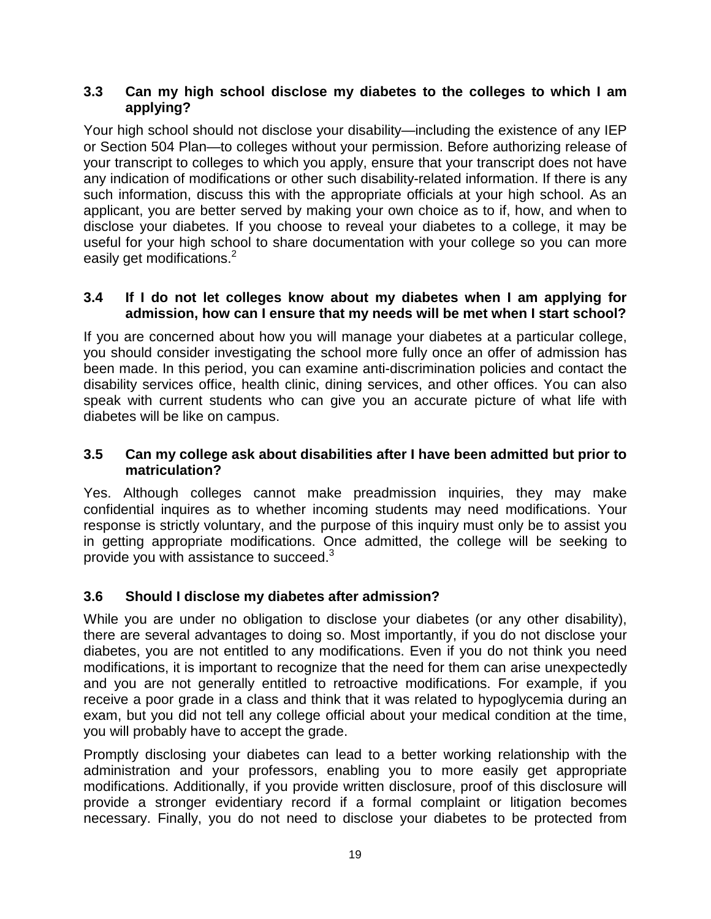### 3.3 Can my high school disclose my diabetes to the colleges to which I am applying?

Your high school should not disclose your disability—including the existence of any IEP or Section 504 Plan—to colleges without your permission. Before authorizing release of your transcript to colleges to which you apply, ensure that your transcript does not have any indication of modifications or other such disability-related information. If there is any such information, discuss this with the appropriate officials at your high school. As an applicant, you are better served by making your own choice as to if, how, and when to disclose your diabetes. If you choose to reveal your diabetes to a college, it may be useful for your high school to share documentation with your college so you can more easily get modifications.[2]

### 3.4 If I do not let colleges know about my diabetes when I am applying for admission, how can I ensure that my needs will be met when I start school?

If you are concerned about how you will manage your diabetes at a particular college, you should consider investigating the school more fully once an offer of admission has been made. In this period, you can examine anti-discrimination policies and contact the disability services office, health clinic, dining services, and other offices. You can also speak with current students who can give you an accurate picture of what life with diabetes will be like on campus.

### 3.5 Can my college ask about disabilities after I have been admitted but prior to matriculation?

Yes. Although colleges cannot make preadmission inquiries, they may make confidential inquires as to whether incoming students may need modifications. Your response is strictly voluntary, and the purpose of this inquiry must only be to assist you in getting appropriate modifications. Once admitted, the college will be seeking to provide you with assistance to succeed.[3]

### 3.6 Should I disclose my diabetes after admission?

While you are under no obligation to disclose your diabetes (or any other disability), there are several advantages to doing so. Most importantly, if you do not disclose your diabetes, you are not entitled to any modifications. Even if you do not think you need modifications, it is important to recognize that the need for them can arise unexpectedly and you are not generally entitled to retroactive modifications. For example, if you receive a poor grade in a class and think that it was related to hypoglycemia during an exam, but you did not tell any college official about your medical condition at the time, you will probably have to accept the grade.

Promptly disclosing your diabetes can lead to a better working relationship with the administration and your professors, enabling you to more easily get appropriate modifications. Additionally, if you provide written disclosure, proof of this disclosure will provide a stronger evidentiary record if a formal complaint or litigation becomes necessary. Finally, you do not need to disclose your diabetes to be protected from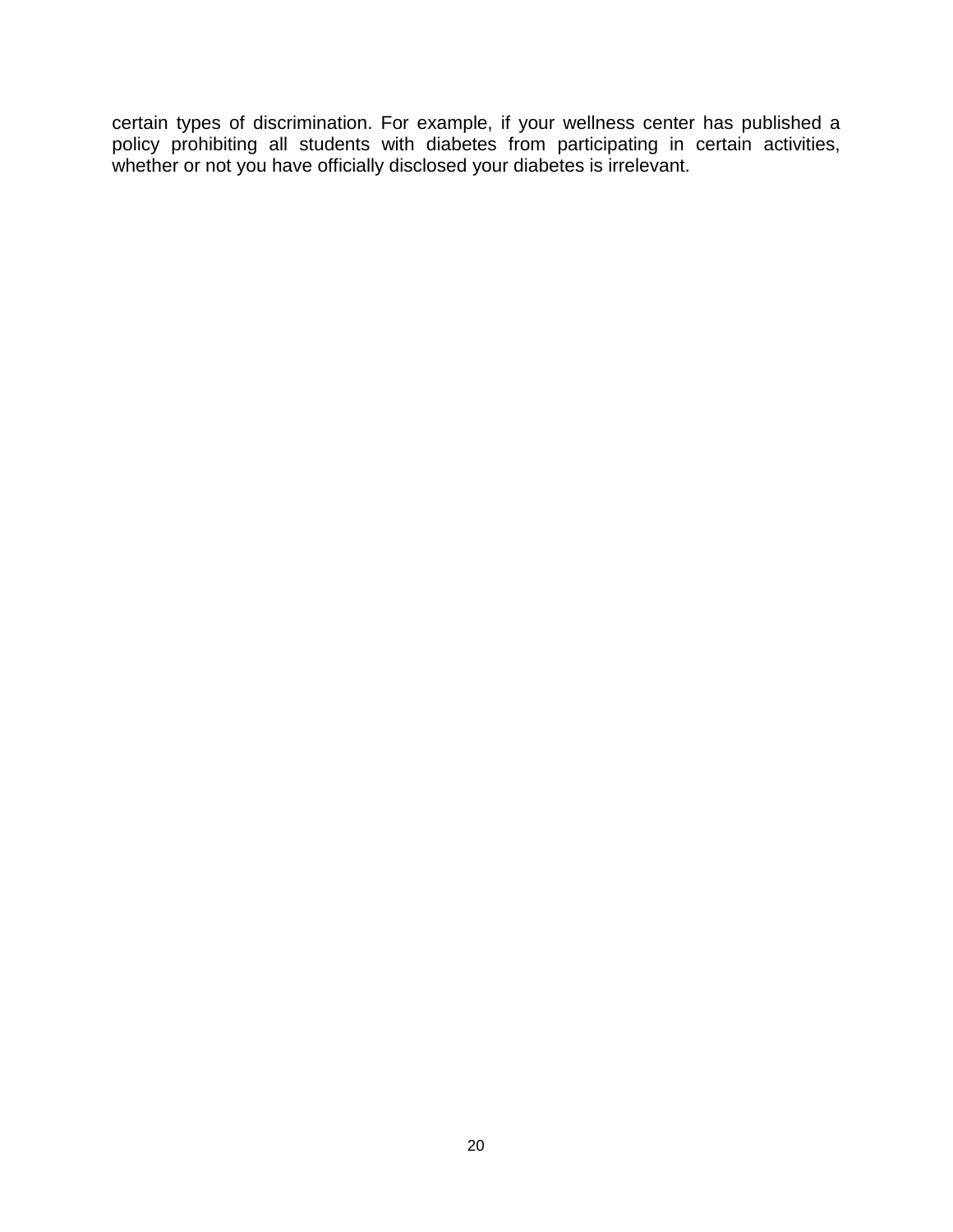certain types of discrimination. For example, if your wellness center has published a policy prohibiting all students with diabetes from participating in certain activities, whether or not you have officially disclosed your diabetes is irrelevant.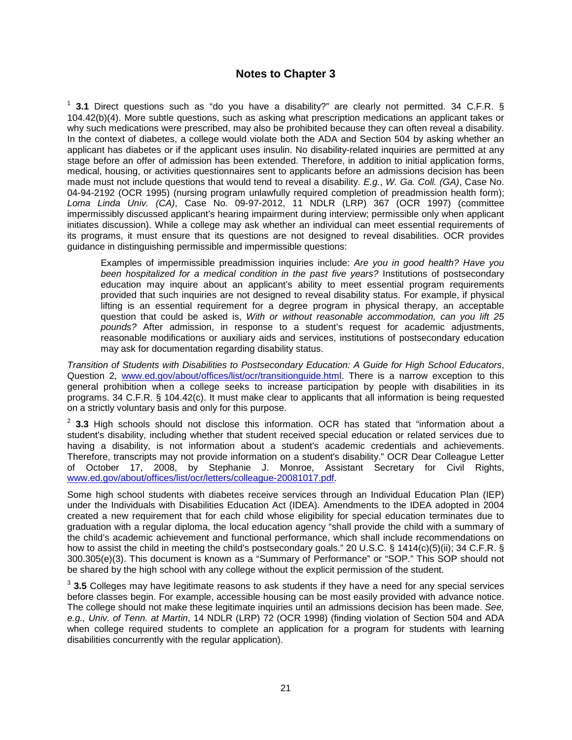## Notes to Chapter 3

[1] **3.1** Direct questions such as "do you have a disability?" are clearly not permitted. 34 C.F.R. § 104.42(b)(4). More subtle questions, such as asking what prescription medications an applicant takes or why such medications were prescribed, may also be prohibited because they can often reveal a disability. In the context of diabetes, a college would violate both the ADA and Section 504 by asking whether an applicant has diabetes or if the applicant uses insulin. No disability-related inquiries are permitted at any stage before an offer of admission has been extended. Therefore, in addition to initial application forms, medical, housing, or activities questionnaires sent to applicants before an admissions decision has been made must not include questions that would tend to reveal a disability. *E.g.*, *W. Ga. Coll. (GA)*, Case No. 04-94-2192 (OCR 1995) (nursing program unlawfully required completion of preadmission health form); *Loma Linda Univ. (CA)*, Case No. 09-97-2012, 11 NDLR (LRP) 367 (OCR 1997) (committee impermissibly discussed applicant's hearing impairment during interview; permissible only when applicant initiates discussion). While a college may ask whether an individual can meet essential requirements of its programs, it must ensure that its questions are not designed to reveal disabilities. OCR provides guidance in distinguishing permissible and impermissible questions:

> Examples of impermissible preadmission inquiries include: *Are you in good health? Have you been hospitalized for a medical condition in the past five years?* Institutions of postsecondary education may inquire about an applicant's ability to meet essential program requirements provided that such inquiries are not designed to reveal disability status. For example, if physical lifting is an essential requirement for a degree program in physical therapy, an acceptable question that could be asked is, *With or without reasonable accommodation, can you lift 25 pounds?* After admission, in response to a student's request for academic adjustments, reasonable modifications or auxiliary aids and services, institutions of postsecondary education may ask for documentation regarding disability status.

*Transition of Students with Disabilities to Postsecondary Education: A Guide for High School Educators*, Question 2, www.ed.gov/about/offices/list/ocr/transitionguide.html. There is a narrow exception to this general prohibition when a college seeks to increase participation by people with disabilities in its programs. 34 C.F.R. § 104.42(c). It must make clear to applicants that all information is being requested on a strictly voluntary basis and only for this purpose.

[2] **3.3** High schools should not disclose this information. OCR has stated that "information about a student's disability, including whether that student received special education or related services due to having a disability, is not information about a student's academic credentials and achievements. Therefore, transcripts may not provide information on a student's disability." OCR Dear Colleague Letter of October 17, 2008, by Stephanie J. Monroe, Assistant Secretary for Civil Rights, www.ed.gov/about/offices/list/ocr/letters/colleague-20081017.pdf.

Some high school students with diabetes receive services through an Individual Education Plan (IEP) under the Individuals with Disabilities Education Act (IDEA). Amendments to the IDEA adopted in 2004 created a new requirement that for each child whose eligibility for special education terminates due to graduation with a regular diploma, the local education agency "shall provide the child with a summary of the child's academic achievement and functional performance, which shall include recommendations on how to assist the child in meeting the child's postsecondary goals." 20 U.S.C. § 1414(c)(5)(ii); 34 C.F.R. § 300.305(e)(3). This document is known as a "Summary of Performance" or "SOP." This SOP should not be shared by the high school with any college without the explicit permission of the student.

[3] **3.5** Colleges may have legitimate reasons to ask students if they have a need for any special services before classes begin. For example, accessible housing can be most easily provided with advance notice. The college should not make these legitimate inquiries until an admissions decision has been made. *See, e.g., Univ. of Tenn. at Martin*, 14 NDLR (LRP) 72 (OCR 1998) (finding violation of Section 504 and ADA when college required students to complete an application for a program for students with learning disabilities concurrently with the regular application).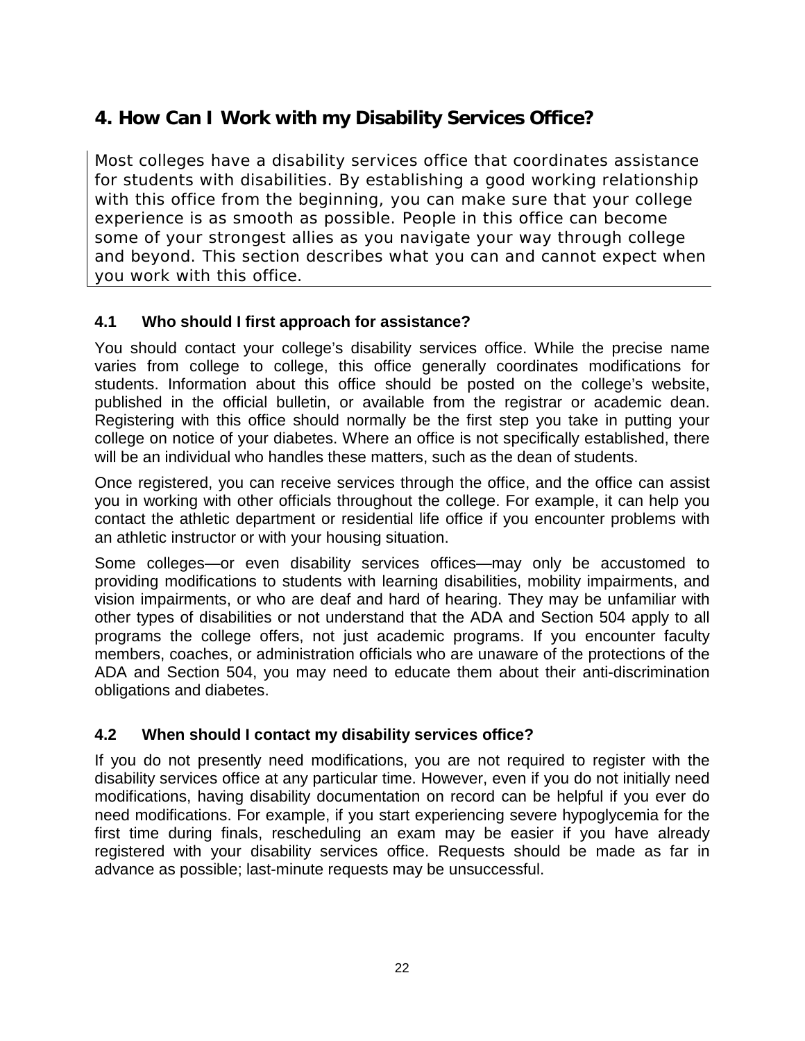## 4. How Can I Work with my Disability Services Office?

Most colleges have a disability services office that coordinates assistance for students with disabilities. By establishing a good working relationship with this office from the beginning, you can make sure that your college experience is as smooth as possible. People in this office can become some of your strongest allies as you navigate your way through college and beyond. This section describes what you can and cannot expect when you work with this office.

### 4.1 Who should I first approach for assistance?

You should contact your college's disability services office. While the precise name varies from college to college, this office generally coordinates modifications for students. Information about this office should be posted on the college's website, published in the official bulletin, or available from the registrar or academic dean. Registering with this office should normally be the first step you take in putting your college on notice of your diabetes. Where an office is not specifically established, there will be an individual who handles these matters, such as the dean of students.

Once registered, you can receive services through the office, and the office can assist you in working with other officials throughout the college. For example, it can help you contact the athletic department or residential life office if you encounter problems with an athletic instructor or with your housing situation.

Some colleges—or even disability services offices—may only be accustomed to providing modifications to students with learning disabilities, mobility impairments, and vision impairments, or who are deaf and hard of hearing. They may be unfamiliar with other types of disabilities or not understand that the ADA and Section 504 apply to all programs the college offers, not just academic programs. If you encounter faculty members, coaches, or administration officials who are unaware of the protections of the ADA and Section 504, you may need to educate them about their anti-discrimination obligations and diabetes.

### 4.2 When should I contact my disability services office?

If you do not presently need modifications, you are not required to register with the disability services office at any particular time. However, even if you do not initially need modifications, having disability documentation on record can be helpful if you ever do need modifications. For example, if you start experiencing severe hypoglycemia for the first time during finals, rescheduling an exam may be easier if you have already registered with your disability services office. Requests should be made as far in advance as possible; last-minute requests may be unsuccessful.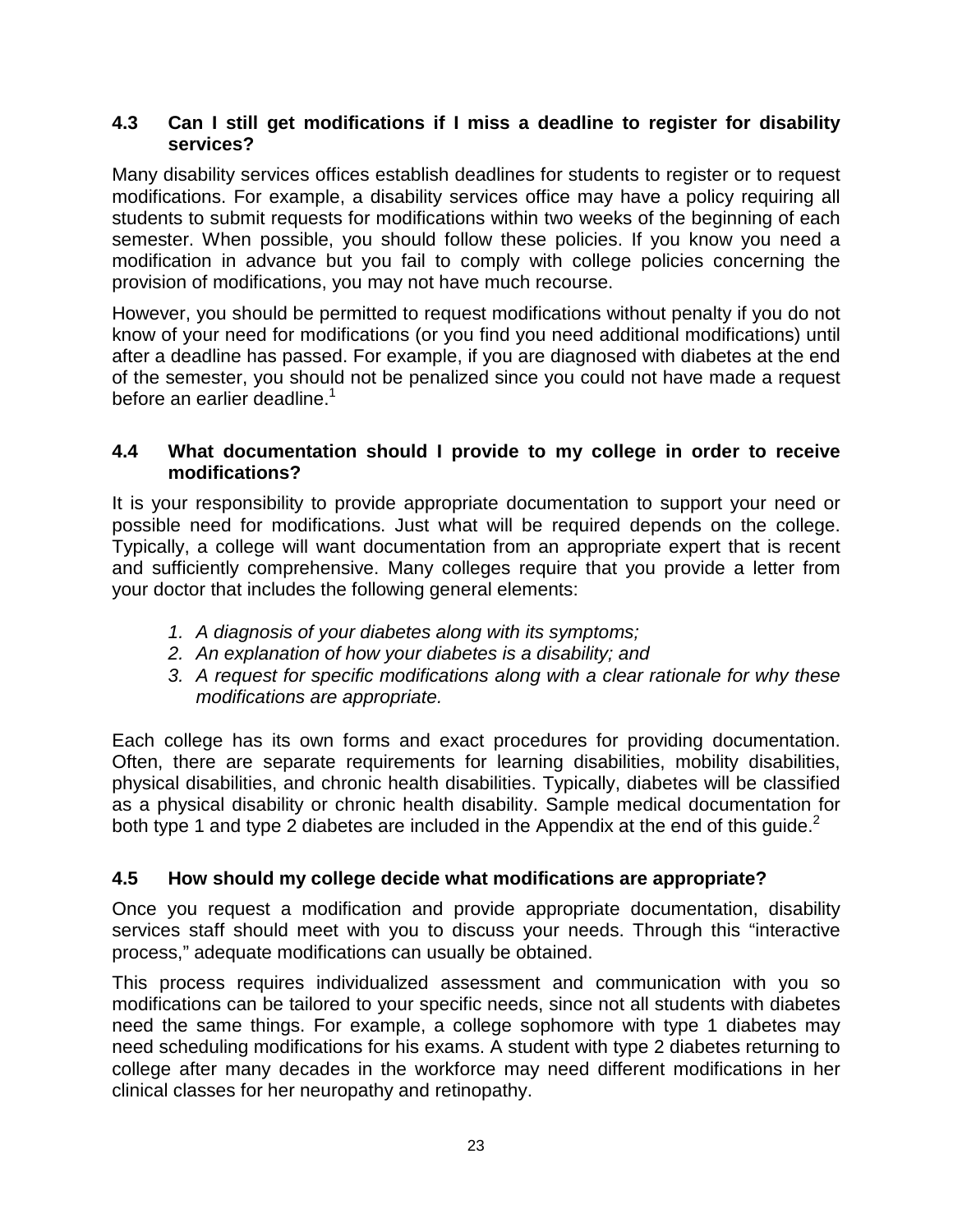### 4.3 Can I still get modifications if I miss a deadline to register for disability services?

Many disability services offices establish deadlines for students to register or to request modifications. For example, a disability services office may have a policy requiring all students to submit requests for modifications within two weeks of the beginning of each semester. When possible, you should follow these policies. If you know you need a modification in advance but you fail to comply with college policies concerning the provision of modifications, you may not have much recourse.

However, you should be permitted to request modifications without penalty if you do not know of your need for modifications (or you find you need additional modifications) until after a deadline has passed. For example, if you are diagnosed with diabetes at the end of the semester, you should not be penalized since you could not have made a request before an earlier deadline.[1]

### 4.4 What documentation should I provide to my college in order to receive modifications?

It is your responsibility to provide appropriate documentation to support your need or possible need for modifications. Just what will be required depends on the college. Typically, a college will want documentation from an appropriate expert that is recent and sufficiently comprehensive. Many colleges require that you provide a letter from your doctor that includes the following general elements:

1. *A diagnosis of your diabetes along with its symptoms;*
2. *An explanation of how your diabetes is a disability; and*
3. *A request for specific modifications along with a clear rationale for why these modifications are appropriate.*

Each college has its own forms and exact procedures for providing documentation. Often, there are separate requirements for learning disabilities, mobility disabilities, physical disabilities, and chronic health disabilities. Typically, diabetes will be classified as a physical disability or chronic health disability. Sample medical documentation for both type 1 and type 2 diabetes are included in the Appendix at the end of this guide.[2]

### 4.5 How should my college decide what modifications are appropriate?

Once you request a modification and provide appropriate documentation, disability services staff should meet with you to discuss your needs. Through this "interactive process," adequate modifications can usually be obtained.

This process requires individualized assessment and communication with you so modifications can be tailored to your specific needs, since not all students with diabetes need the same things. For example, a college sophomore with type 1 diabetes may need scheduling modifications for his exams. A student with type 2 diabetes returning to college after many decades in the workforce may need different modifications in her clinical classes for her neuropathy and retinopathy.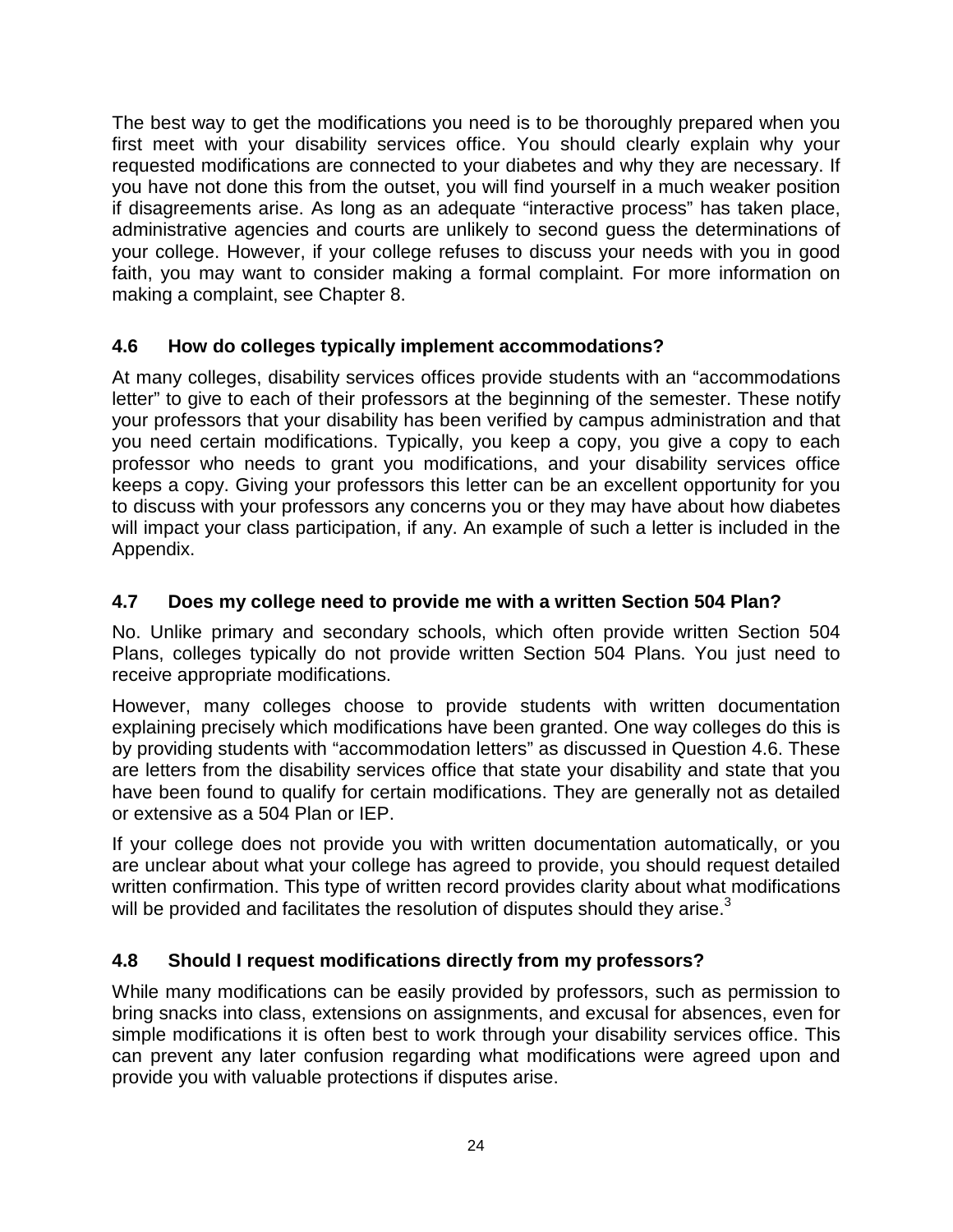The best way to get the modifications you need is to be thoroughly prepared when you first meet with your disability services office. You should clearly explain why your requested modifications are connected to your diabetes and why they are necessary. If you have not done this from the outset, you will find yourself in a much weaker position if disagreements arise. As long as an adequate "interactive process" has taken place, administrative agencies and courts are unlikely to second guess the determinations of your college. However, if your college refuses to discuss your needs with you in good faith, you may want to consider making a formal complaint. For more information on making a complaint, see Chapter 8.

### 4.6 How do colleges typically implement accommodations?

At many colleges, disability services offices provide students with an "accommodations letter" to give to each of their professors at the beginning of the semester. These notify your professors that your disability has been verified by campus administration and that you need certain modifications. Typically, you keep a copy, you give a copy to each professor who needs to grant you modifications, and your disability services office keeps a copy. Giving your professors this letter can be an excellent opportunity for you to discuss with your professors any concerns you or they may have about how diabetes will impact your class participation, if any. An example of such a letter is included in the Appendix.

### 4.7 Does my college need to provide me with a written Section 504 Plan?

No. Unlike primary and secondary schools, which often provide written Section 504 Plans, colleges typically do not provide written Section 504 Plans. You just need to receive appropriate modifications.

However, many colleges choose to provide students with written documentation explaining precisely which modifications have been granted. One way colleges do this is by providing students with "accommodation letters" as discussed in Question 4.6. These are letters from the disability services office that state your disability and state that you have been found to qualify for certain modifications. They are generally not as detailed or extensive as a 504 Plan or IEP.

If your college does not provide you with written documentation automatically, or you are unclear about what your college has agreed to provide, you should request detailed written confirmation. This type of written record provides clarity about what modifications will be provided and facilitates the resolution of disputes should they arise.[3]

### 4.8 Should I request modifications directly from my professors?

While many modifications can be easily provided by professors, such as permission to bring snacks into class, extensions on assignments, and excusal for absences, even for simple modifications it is often best to work through your disability services office. This can prevent any later confusion regarding what modifications were agreed upon and provide you with valuable protections if disputes arise.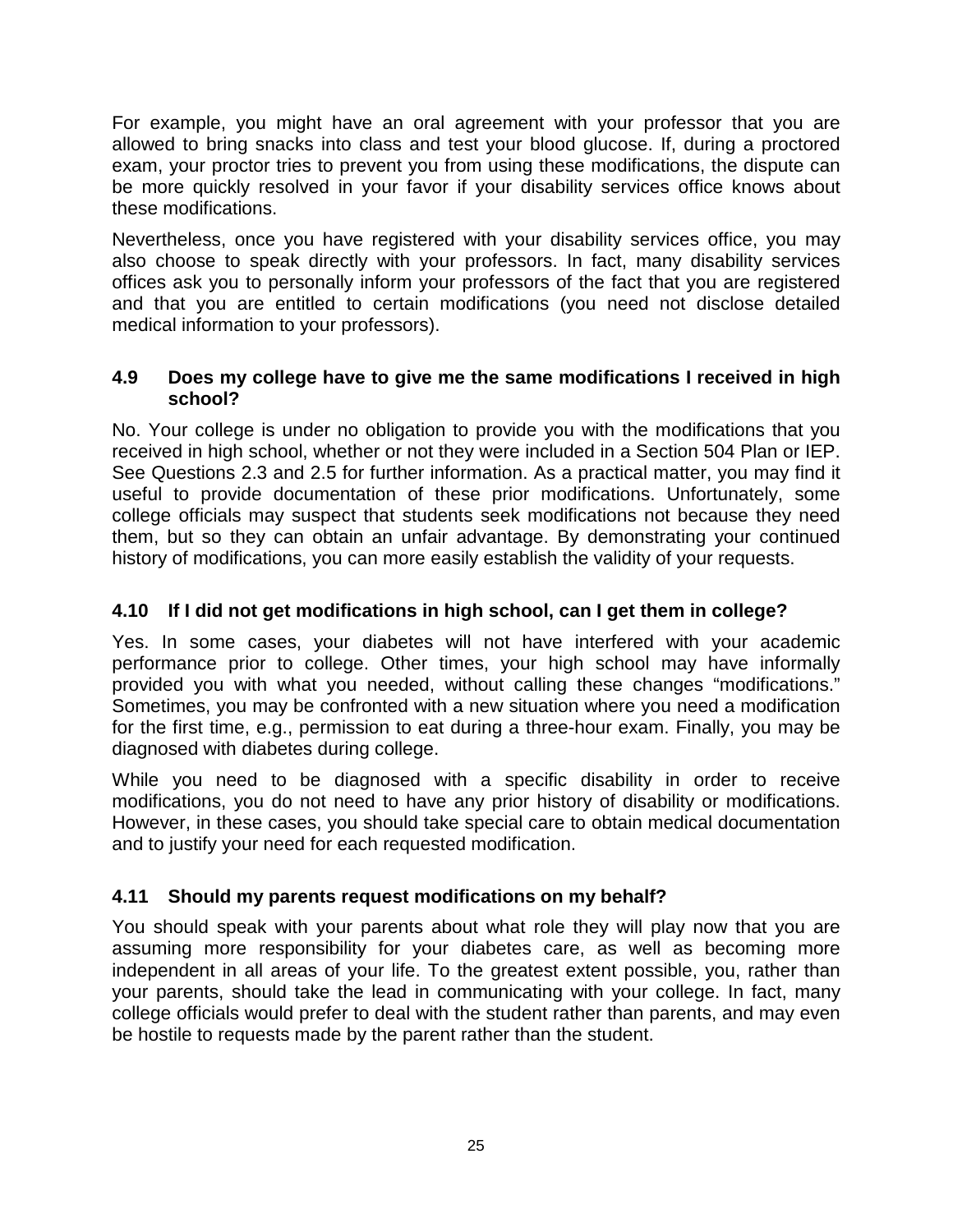For example, you might have an oral agreement with your professor that you are allowed to bring snacks into class and test your blood glucose. If, during a proctored exam, your proctor tries to prevent you from using these modifications, the dispute can be more quickly resolved in your favor if your disability services office knows about these modifications.

Nevertheless, once you have registered with your disability services office, you may also choose to speak directly with your professors. In fact, many disability services offices ask you to personally inform your professors of the fact that you are registered and that you are entitled to certain modifications (you need not disclose detailed medical information to your professors).

### 4.9 Does my college have to give me the same modifications I received in high school?

No. Your college is under no obligation to provide you with the modifications that you received in high school, whether or not they were included in a Section 504 Plan or IEP. See Questions 2.3 and 2.5 for further information. As a practical matter, you may find it useful to provide documentation of these prior modifications. Unfortunately, some college officials may suspect that students seek modifications not because they need them, but so they can obtain an unfair advantage. By demonstrating your continued history of modifications, you can more easily establish the validity of your requests.

### 4.10 If I did not get modifications in high school, can I get them in college?

Yes. In some cases, your diabetes will not have interfered with your academic performance prior to college. Other times, your high school may have informally provided you with what you needed, without calling these changes "modifications." Sometimes, you may be confronted with a new situation where you need a modification for the first time, e.g., permission to eat during a three-hour exam. Finally, you may be diagnosed with diabetes during college.

While you need to be diagnosed with a specific disability in order to receive modifications, you do not need to have any prior history of disability or modifications. However, in these cases, you should take special care to obtain medical documentation and to justify your need for each requested modification.

### 4.11 Should my parents request modifications on my behalf?

You should speak with your parents about what role they will play now that you are assuming more responsibility for your diabetes care, as well as becoming more independent in all areas of your life. To the greatest extent possible, you, rather than your parents, should take the lead in communicating with your college. In fact, many college officials would prefer to deal with the student rather than parents, and may even be hostile to requests made by the parent rather than the student.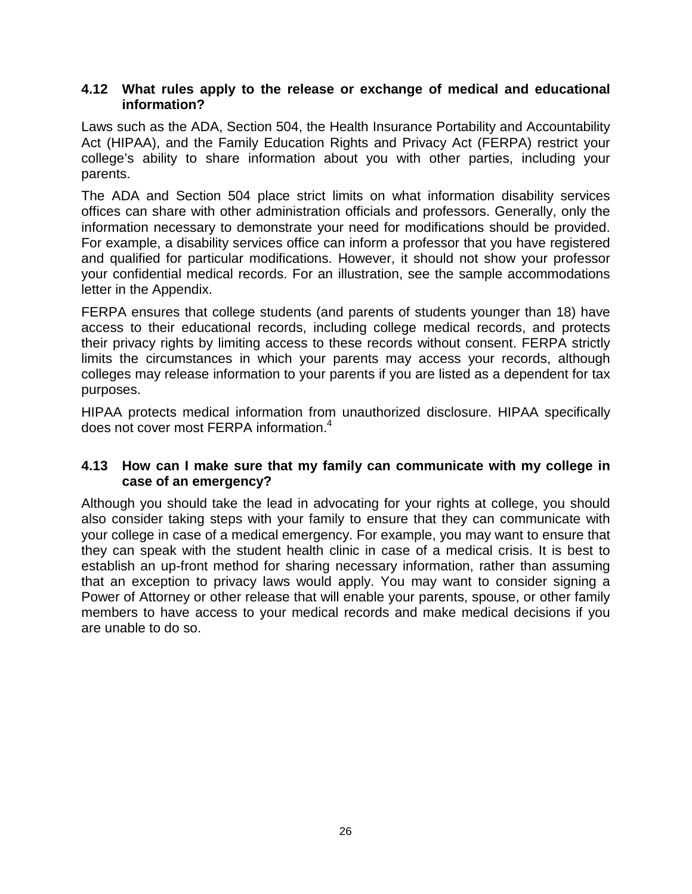### 4.12 What rules apply to the release or exchange of medical and educational information?

Laws such as the ADA, Section 504, the Health Insurance Portability and Accountability Act (HIPAA), and the Family Education Rights and Privacy Act (FERPA) restrict your college's ability to share information about you with other parties, including your parents.

The ADA and Section 504 place strict limits on what information disability services offices can share with other administration officials and professors. Generally, only the information necessary to demonstrate your need for modifications should be provided. For example, a disability services office can inform a professor that you have registered and qualified for particular modifications. However, it should not show your professor your confidential medical records. For an illustration, see the sample accommodations letter in the Appendix.

FERPA ensures that college students (and parents of students younger than 18) have access to their educational records, including college medical records, and protects their privacy rights by limiting access to these records without consent. FERPA strictly limits the circumstances in which your parents may access your records, although colleges may release information to your parents if you are listed as a dependent for tax purposes.

HIPAA protects medical information from unauthorized disclosure. HIPAA specifically does not cover most FERPA information.[4]

### 4.13 How can I make sure that my family can communicate with my college in case of an emergency?

Although you should take the lead in advocating for your rights at college, you should also consider taking steps with your family to ensure that they can communicate with your college in case of a medical emergency. For example, you may want to ensure that they can speak with the student health clinic in case of a medical crisis. It is best to establish an up-front method for sharing necessary information, rather than assuming that an exception to privacy laws would apply. You may want to consider signing a Power of Attorney or other release that will enable your parents, spouse, or other family members to have access to your medical records and make medical decisions if you are unable to do so.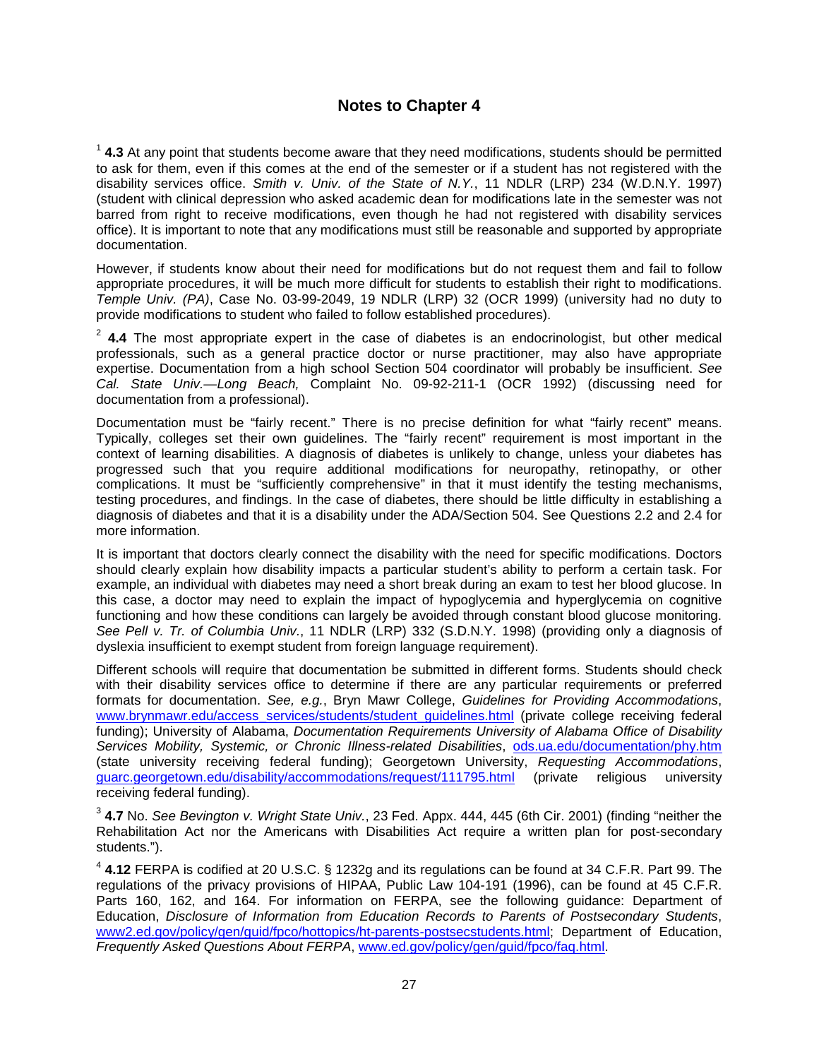## Notes to Chapter 4

[1] **4.3** At any point that students become aware that they need modifications, students should be permitted to ask for them, even if this comes at the end of the semester or if a student has not registered with the disability services office. *Smith v. Univ. of the State of N.Y.*, 11 NDLR (LRP) 234 (W.D.N.Y. 1997) (student with clinical depression who asked academic dean for modifications late in the semester was not barred from right to receive modifications, even though he had not registered with disability services office). It is important to note that any modifications must still be reasonable and supported by appropriate documentation.

However, if students know about their need for modifications but do not request them and fail to follow appropriate procedures, it will be much more difficult for students to establish their right to modifications. *Temple Univ. (PA)*, Case No. 03-99-2049, 19 NDLR (LRP) 32 (OCR 1999) (university had no duty to provide modifications to student who failed to follow established procedures).

[2] **4.4** The most appropriate expert in the case of diabetes is an endocrinologist, but other medical professionals, such as a general practice doctor or nurse practitioner, may also have appropriate expertise. Documentation from a high school Section 504 coordinator will probably be insufficient. *See Cal. State Univ.—Long Beach,* Complaint No. 09-92-211-1 (OCR 1992) (discussing need for documentation from a professional).

Documentation must be "fairly recent." There is no precise definition for what "fairly recent" means. Typically, colleges set their own guidelines. The "fairly recent" requirement is most important in the context of learning disabilities. A diagnosis of diabetes is unlikely to change, unless your diabetes has progressed such that you require additional modifications for neuropathy, retinopathy, or other complications. It must be "sufficiently comprehensive" in that it must identify the testing mechanisms, testing procedures, and findings. In the case of diabetes, there should be little difficulty in establishing a diagnosis of diabetes and that it is a disability under the ADA/Section 504. See Questions 2.2 and 2.4 for more information.

It is important that doctors clearly connect the disability with the need for specific modifications. Doctors should clearly explain how disability impacts a particular student's ability to perform a certain task. For example, an individual with diabetes may need a short break during an exam to test her blood glucose. In this case, a doctor may need to explain the impact of hypoglycemia and hyperglycemia on cognitive functioning and how these conditions can largely be avoided through constant blood glucose monitoring. *See Pell v. Tr. of Columbia Univ.*, 11 NDLR (LRP) 332 (S.D.N.Y. 1998) (providing only a diagnosis of dyslexia insufficient to exempt student from foreign language requirement).

Different schools will require that documentation be submitted in different forms. Students should check with their disability services office to determine if there are any particular requirements or preferred formats for documentation. *See, e.g.*, Bryn Mawr College, *Guidelines for Providing Accommodations*, www.brynmawr.edu/access_services/students/student_guidelines.html (private college receiving federal funding); University of Alabama, *Documentation Requirements University of Alabama Office of Disability Services Mobility, Systemic, or Chronic Illness-related Disabilities*, ods.ua.edu/documentation/phy.htm (state university receiving federal funding); Georgetown University, *Requesting Accommodations*, guarc.georgetown.edu/disability/accommodations/request/111795.html (private religious university receiving federal funding).

[3] **4.7** No. *See Bevington v. Wright State Univ.*, 23 Fed. Appx. 444, 445 (6th Cir. 2001) (finding "neither the Rehabilitation Act nor the Americans with Disabilities Act require a written plan for post-secondary students.").

[4] **4.12** FERPA is codified at 20 U.S.C. § 1232g and its regulations can be found at 34 C.F.R. Part 99. The regulations of the privacy provisions of HIPAA, Public Law 104-191 (1996), can be found at 45 C.F.R. Parts 160, 162, and 164. For information on FERPA, see the following guidance: Department of Education, *Disclosure of Information from Education Records to Parents of Postsecondary Students*, www2.ed.gov/policy/gen/guid/fpco/hottopics/ht-parents-postsecstudents.html; Department of Education, *Frequently Asked Questions About FERPA*, www.ed.gov/policy/gen/guid/fpco/faq.html.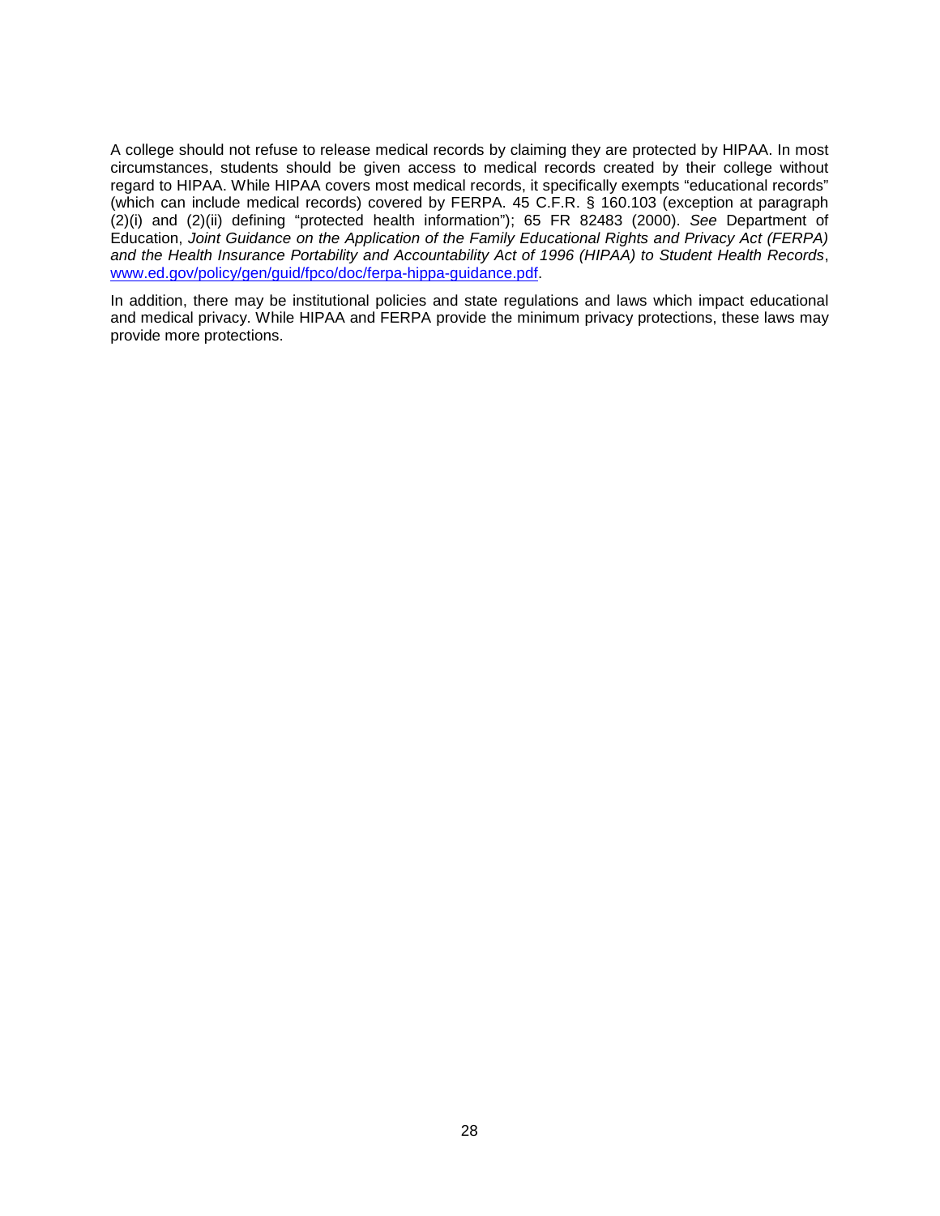A college should not refuse to release medical records by claiming they are protected by HIPAA. In most circumstances, students should be given access to medical records created by their college without regard to HIPAA. While HIPAA covers most medical records, it specifically exempts "educational records" (which can include medical records) covered by FERPA. 45 C.F.R. § 160.103 (exception at paragraph (2)(i) and (2)(ii) defining "protected health information"); 65 FR 82483 (2000). *See* Department of Education, *Joint Guidance on the Application of the Family Educational Rights and Privacy Act (FERPA) and the Health Insurance Portability and Accountability Act of 1996 (HIPAA) to Student Health Records*, [www.ed.gov/policy/gen/guid/fpco/doc/ferpa-hippa-guidance.pdf](www.ed.gov/policy/gen/guid/fpco/doc/ferpa-hippa-guidance.pdf).

In addition, there may be institutional policies and state regulations and laws which impact educational and medical privacy. While HIPAA and FERPA provide the minimum privacy protections, these laws may provide more protections.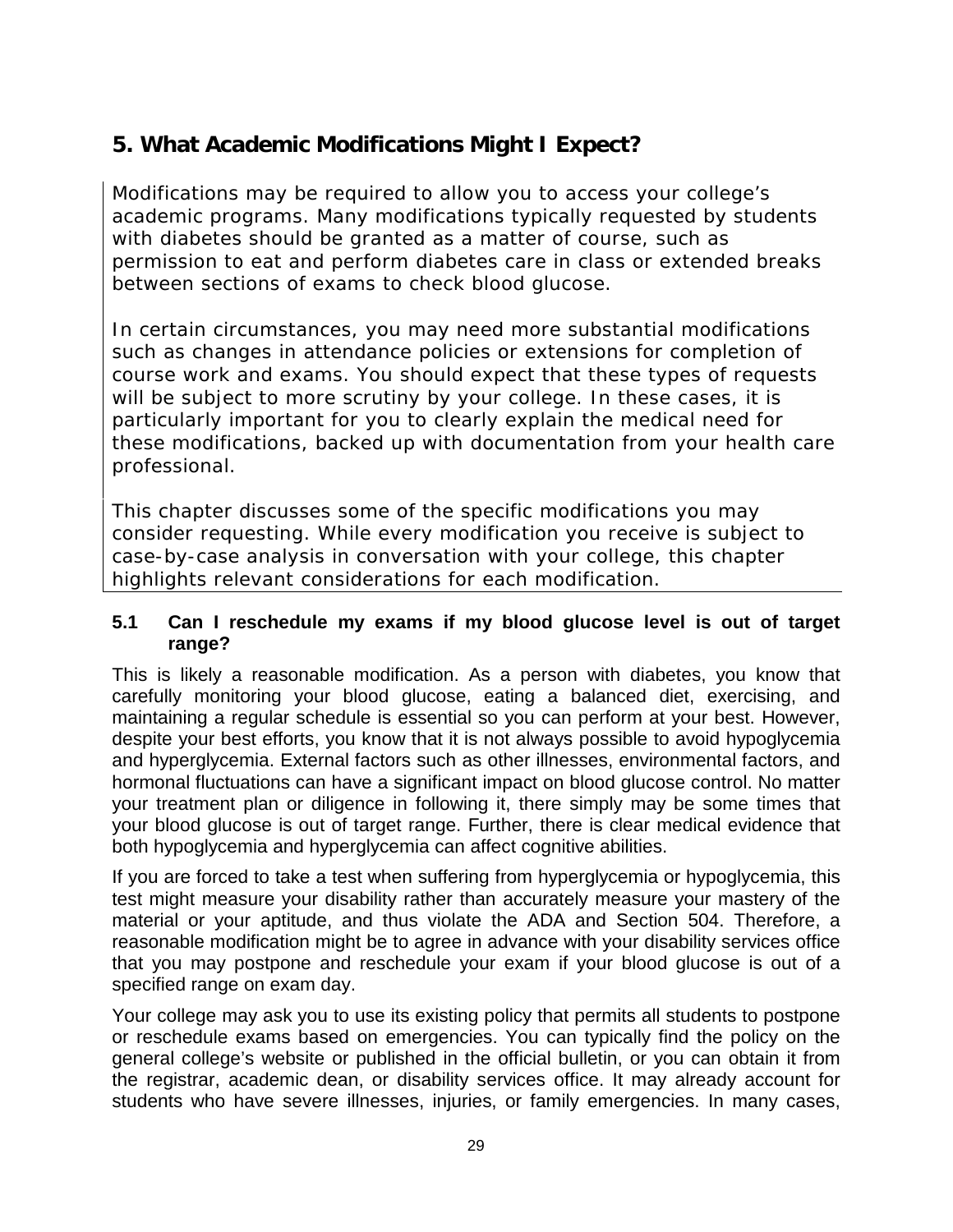## 5. What Academic Modifications Might I Expect?

Modifications may be required to allow you to access your college's academic programs. Many modifications typically requested by students with diabetes should be granted as a matter of course, such as permission to eat and perform diabetes care in class or extended breaks between sections of exams to check blood glucose.

In certain circumstances, you may need more substantial modifications such as changes in attendance policies or extensions for completion of course work and exams. You should expect that these types of requests will be subject to more scrutiny by your college. In these cases, it is particularly important for you to clearly explain the medical need for these modifications, backed up with documentation from your health care professional.

This chapter discusses some of the specific modifications you may consider requesting. While every modification you receive is subject to case-by-case analysis in conversation with your college, this chapter highlights relevant considerations for each modification.

### 5.1 Can I reschedule my exams if my blood glucose level is out of target range?

This is likely a reasonable modification. As a person with diabetes, you know that carefully monitoring your blood glucose, eating a balanced diet, exercising, and maintaining a regular schedule is essential so you can perform at your best. However, despite your best efforts, you know that it is not always possible to avoid hypoglycemia and hyperglycemia. External factors such as other illnesses, environmental factors, and hormonal fluctuations can have a significant impact on blood glucose control. No matter your treatment plan or diligence in following it, there simply may be some times that your blood glucose is out of target range. Further, there is clear medical evidence that both hypoglycemia and hyperglycemia can affect cognitive abilities.

If you are forced to take a test when suffering from hyperglycemia or hypoglycemia, this test might measure your disability rather than accurately measure your mastery of the material or your aptitude, and thus violate the ADA and Section 504. Therefore, a reasonable modification might be to agree in advance with your disability services office that you may postpone and reschedule your exam if your blood glucose is out of a specified range on exam day.

Your college may ask you to use its existing policy that permits all students to postpone or reschedule exams based on emergencies. You can typically find the policy on the general college's website or published in the official bulletin, or you can obtain it from the registrar, academic dean, or disability services office. It may already account for students who have severe illnesses, injuries, or family emergencies. In many cases,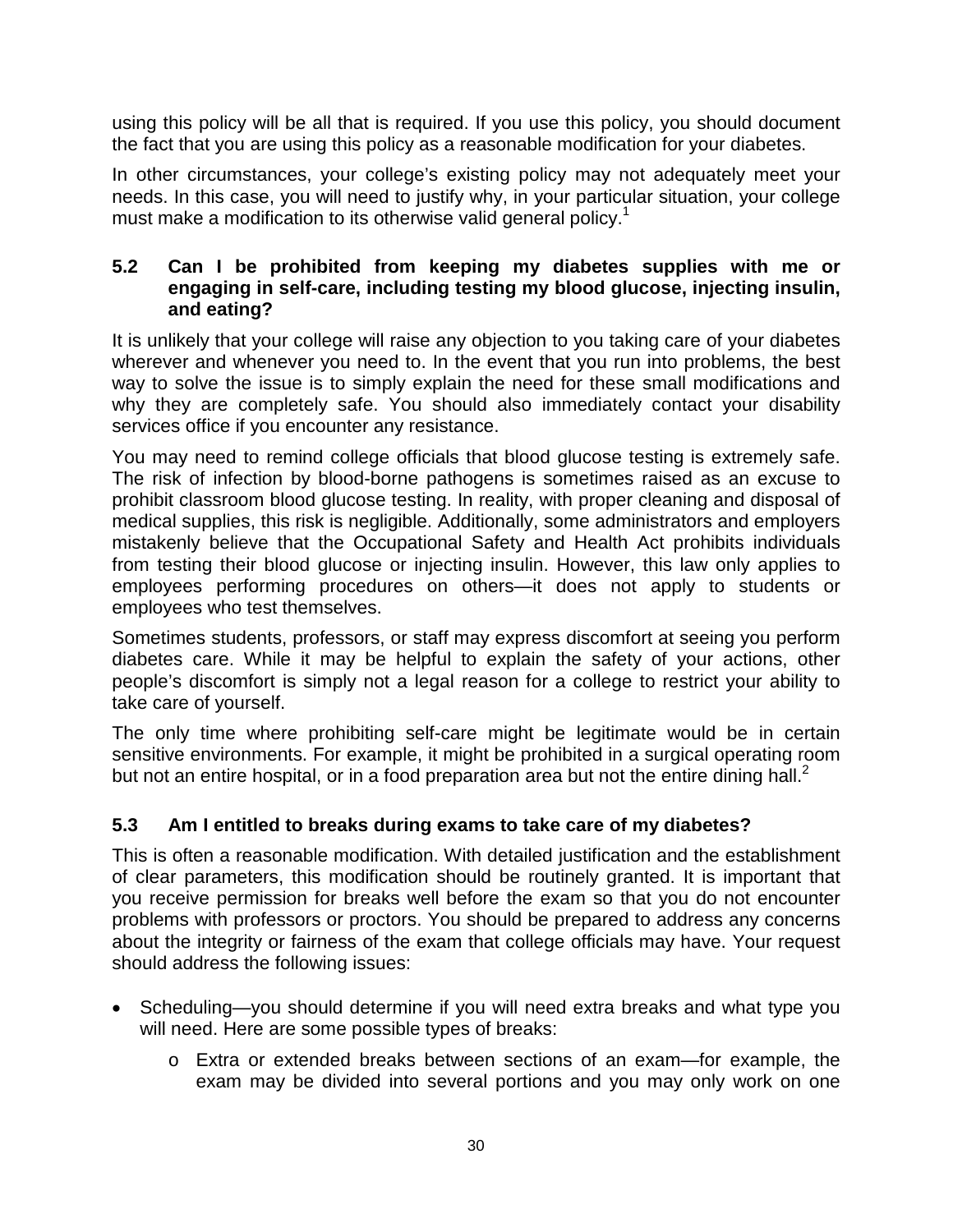using this policy will be all that is required. If you use this policy, you should document the fact that you are using this policy as a reasonable modification for your diabetes.

In other circumstances, your college's existing policy may not adequately meet your needs. In this case, you will need to justify why, in your particular situation, your college must make a modification to its otherwise valid general policy.[1]

### 5.2 Can I be prohibited from keeping my diabetes supplies with me or engaging in self-care, including testing my blood glucose, injecting insulin, and eating?

It is unlikely that your college will raise any objection to you taking care of your diabetes wherever and whenever you need to. In the event that you run into problems, the best way to solve the issue is to simply explain the need for these small modifications and why they are completely safe. You should also immediately contact your disability services office if you encounter any resistance.

You may need to remind college officials that blood glucose testing is extremely safe. The risk of infection by blood-borne pathogens is sometimes raised as an excuse to prohibit classroom blood glucose testing. In reality, with proper cleaning and disposal of medical supplies, this risk is negligible. Additionally, some administrators and employers mistakenly believe that the Occupational Safety and Health Act prohibits individuals from testing their blood glucose or injecting insulin. However, this law only applies to employees performing procedures on others—it does not apply to students or employees who test themselves.

Sometimes students, professors, or staff may express discomfort at seeing you perform diabetes care. While it may be helpful to explain the safety of your actions, other people's discomfort is simply not a legal reason for a college to restrict your ability to take care of yourself.

The only time where prohibiting self-care might be legitimate would be in certain sensitive environments. For example, it might be prohibited in a surgical operating room but not an entire hospital, or in a food preparation area but not the entire dining hall.[2]

### 5.3 Am I entitled to breaks during exams to take care of my diabetes?

This is often a reasonable modification. With detailed justification and the establishment of clear parameters, this modification should be routinely granted. It is important that you receive permission for breaks well before the exam so that you do not encounter problems with professors or proctors. You should be prepared to address any concerns about the integrity or fairness of the exam that college officials may have. Your request should address the following issues:

- Scheduling—you should determine if you will need extra breaks and what type you will need. Here are some possible types of breaks:
  - Extra or extended breaks between sections of an exam—for example, the exam may be divided into several portions and you may only work on one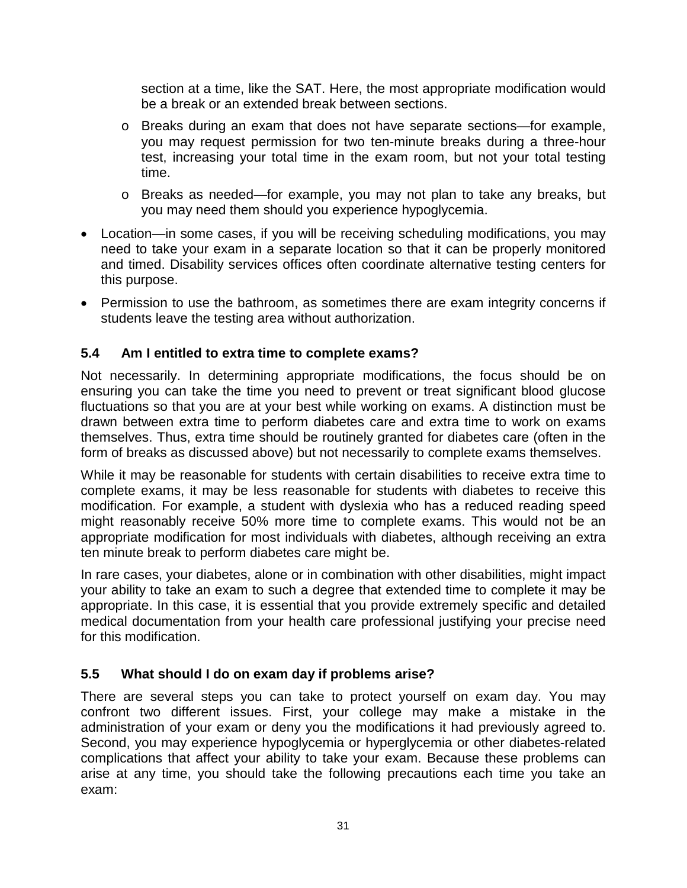section at a time, like the SAT. Here, the most appropriate modification would be a break or an extended break between sections.

  - Breaks during an exam that does not have separate sections—for example, you may request permission for two ten-minute breaks during a three-hour test, increasing your total time in the exam room, but not your total testing time.
  - Breaks as needed—for example, you may not plan to take any breaks, but you may need them should you experience hypoglycemia.

- Location—in some cases, if you will be receiving scheduling modifications, you may need to take your exam in a separate location so that it can be properly monitored and timed. Disability services offices often coordinate alternative testing centers for this purpose.
- Permission to use the bathroom, as sometimes there are exam integrity concerns if students leave the testing area without authorization.

### 5.4 Am I entitled to extra time to complete exams?

Not necessarily. In determining appropriate modifications, the focus should be on ensuring you can take the time you need to prevent or treat significant blood glucose fluctuations so that you are at your best while working on exams. A distinction must be drawn between extra time to perform diabetes care and extra time to work on exams themselves. Thus, extra time should be routinely granted for diabetes care (often in the form of breaks as discussed above) but not necessarily to complete exams themselves.

While it may be reasonable for students with certain disabilities to receive extra time to complete exams, it may be less reasonable for students with diabetes to receive this modification. For example, a student with dyslexia who has a reduced reading speed might reasonably receive 50% more time to complete exams. This would not be an appropriate modification for most individuals with diabetes, although receiving an extra ten minute break to perform diabetes care might be.

In rare cases, your diabetes, alone or in combination with other disabilities, might impact your ability to take an exam to such a degree that extended time to complete it may be appropriate. In this case, it is essential that you provide extremely specific and detailed medical documentation from your health care professional justifying your precise need for this modification.

### 5.5 What should I do on exam day if problems arise?

There are several steps you can take to protect yourself on exam day. You may confront two different issues. First, your college may make a mistake in the administration of your exam or deny you the modifications it had previously agreed to. Second, you may experience hypoglycemia or hyperglycemia or other diabetes-related complications that affect your ability to take your exam. Because these problems can arise at any time, you should take the following precautions each time you take an exam: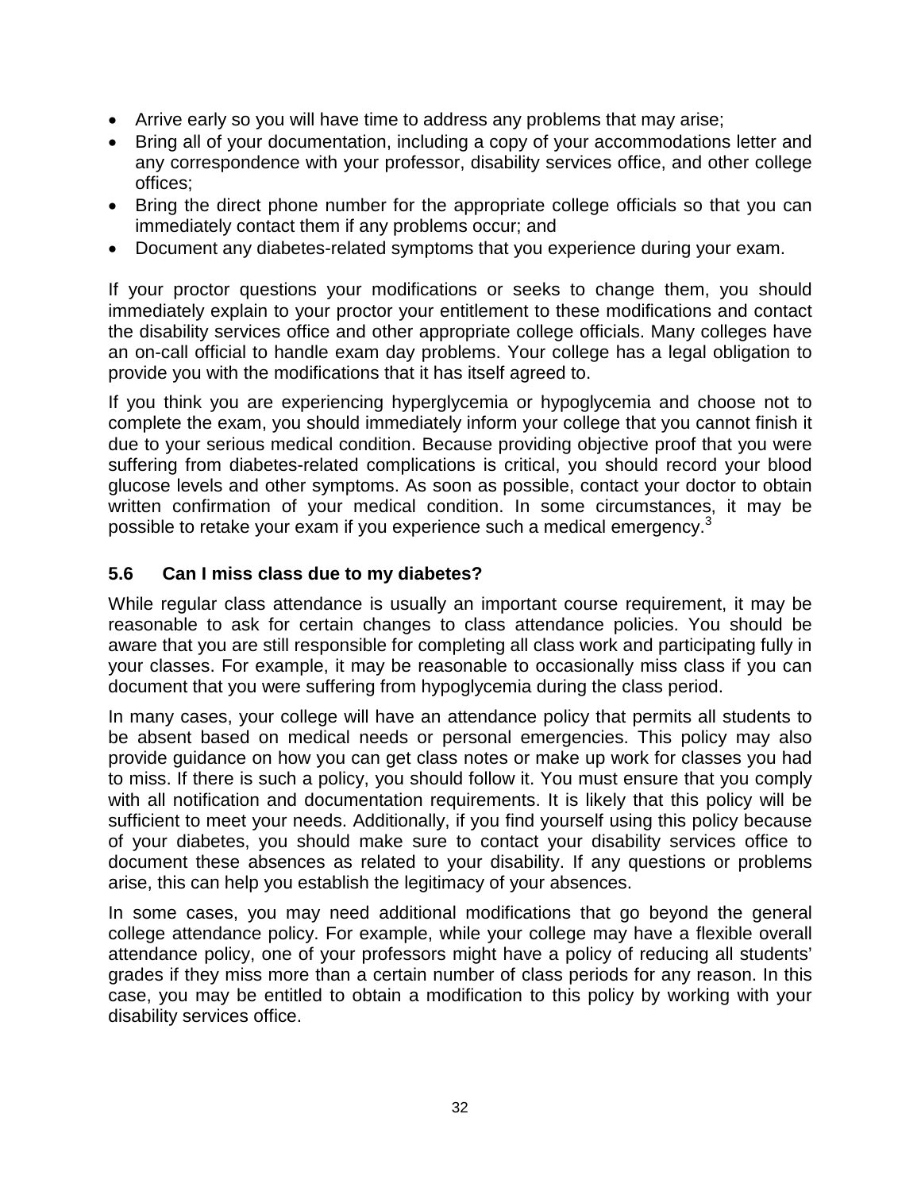- Arrive early so you will have time to address any problems that may arise;
- Bring all of your documentation, including a copy of your accommodations letter and any correspondence with your professor, disability services office, and other college offices;
- Bring the direct phone number for the appropriate college officials so that you can immediately contact them if any problems occur; and
- Document any diabetes-related symptoms that you experience during your exam.

If your proctor questions your modifications or seeks to change them, you should immediately explain to your proctor your entitlement to these modifications and contact the disability services office and other appropriate college officials. Many colleges have an on-call official to handle exam day problems. Your college has a legal obligation to provide you with the modifications that it has itself agreed to.

If you think you are experiencing hyperglycemia or hypoglycemia and choose not to complete the exam, you should immediately inform your college that you cannot finish it due to your serious medical condition. Because providing objective proof that you were suffering from diabetes-related complications is critical, you should record your blood glucose levels and other symptoms. As soon as possible, contact your doctor to obtain written confirmation of your medical condition. In some circumstances, it may be possible to retake your exam if you experience such a medical emergency.[3]

### 5.6 Can I miss class due to my diabetes?

While regular class attendance is usually an important course requirement, it may be reasonable to ask for certain changes to class attendance policies. You should be aware that you are still responsible for completing all class work and participating fully in your classes. For example, it may be reasonable to occasionally miss class if you can document that you were suffering from hypoglycemia during the class period.

In many cases, your college will have an attendance policy that permits all students to be absent based on medical needs or personal emergencies. This policy may also provide guidance on how you can get class notes or make up work for classes you had to miss. If there is such a policy, you should follow it. You must ensure that you comply with all notification and documentation requirements. It is likely that this policy will be sufficient to meet your needs. Additionally, if you find yourself using this policy because of your diabetes, you should make sure to contact your disability services office to document these absences as related to your disability. If any questions or problems arise, this can help you establish the legitimacy of your absences.

In some cases, you may need additional modifications that go beyond the general college attendance policy. For example, while your college may have a flexible overall attendance policy, one of your professors might have a policy of reducing all students' grades if they miss more than a certain number of class periods for any reason. In this case, you may be entitled to obtain a modification to this policy by working with your disability services office.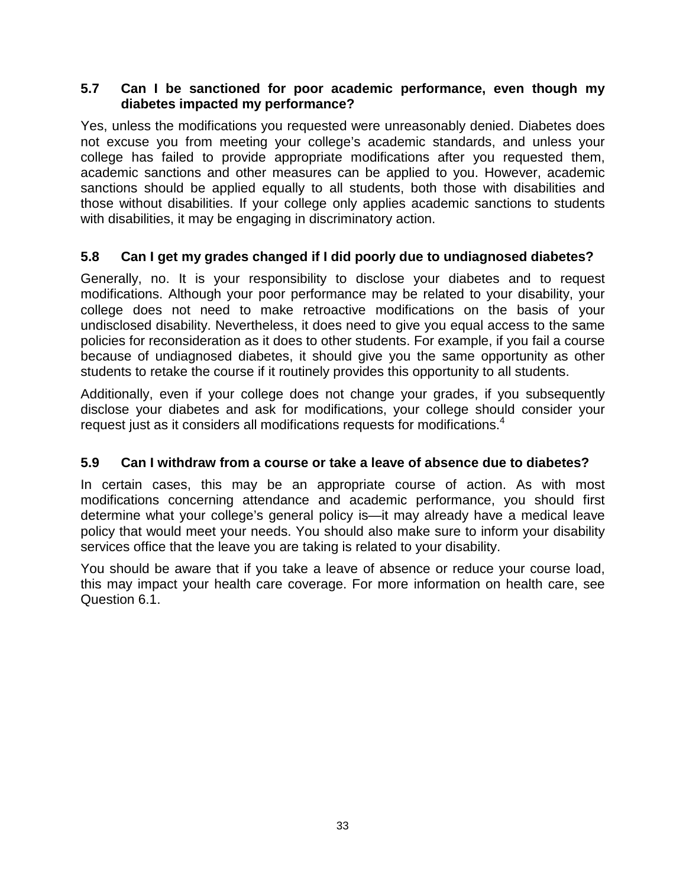### 5.7 Can I be sanctioned for poor academic performance, even though my diabetes impacted my performance?

Yes, unless the modifications you requested were unreasonably denied. Diabetes does not excuse you from meeting your college's academic standards, and unless your college has failed to provide appropriate modifications after you requested them, academic sanctions and other measures can be applied to you. However, academic sanctions should be applied equally to all students, both those with disabilities and those without disabilities. If your college only applies academic sanctions to students with disabilities, it may be engaging in discriminatory action.

### 5.8 Can I get my grades changed if I did poorly due to undiagnosed diabetes?

Generally, no. It is your responsibility to disclose your diabetes and to request modifications. Although your poor performance may be related to your disability, your college does not need to make retroactive modifications on the basis of your undisclosed disability. Nevertheless, it does need to give you equal access to the same policies for reconsideration as it does to other students. For example, if you fail a course because of undiagnosed diabetes, it should give you the same opportunity as other students to retake the course if it routinely provides this opportunity to all students.

Additionally, even if your college does not change your grades, if you subsequently disclose your diabetes and ask for modifications, your college should consider your request just as it considers all modifications requests for modifications.[4]

### 5.9 Can I withdraw from a course or take a leave of absence due to diabetes?

In certain cases, this may be an appropriate course of action. As with most modifications concerning attendance and academic performance, you should first determine what your college's general policy is—it may already have a medical leave policy that would meet your needs. You should also make sure to inform your disability services office that the leave you are taking is related to your disability.

You should be aware that if you take a leave of absence or reduce your course load, this may impact your health care coverage. For more information on health care, see Question 6.1.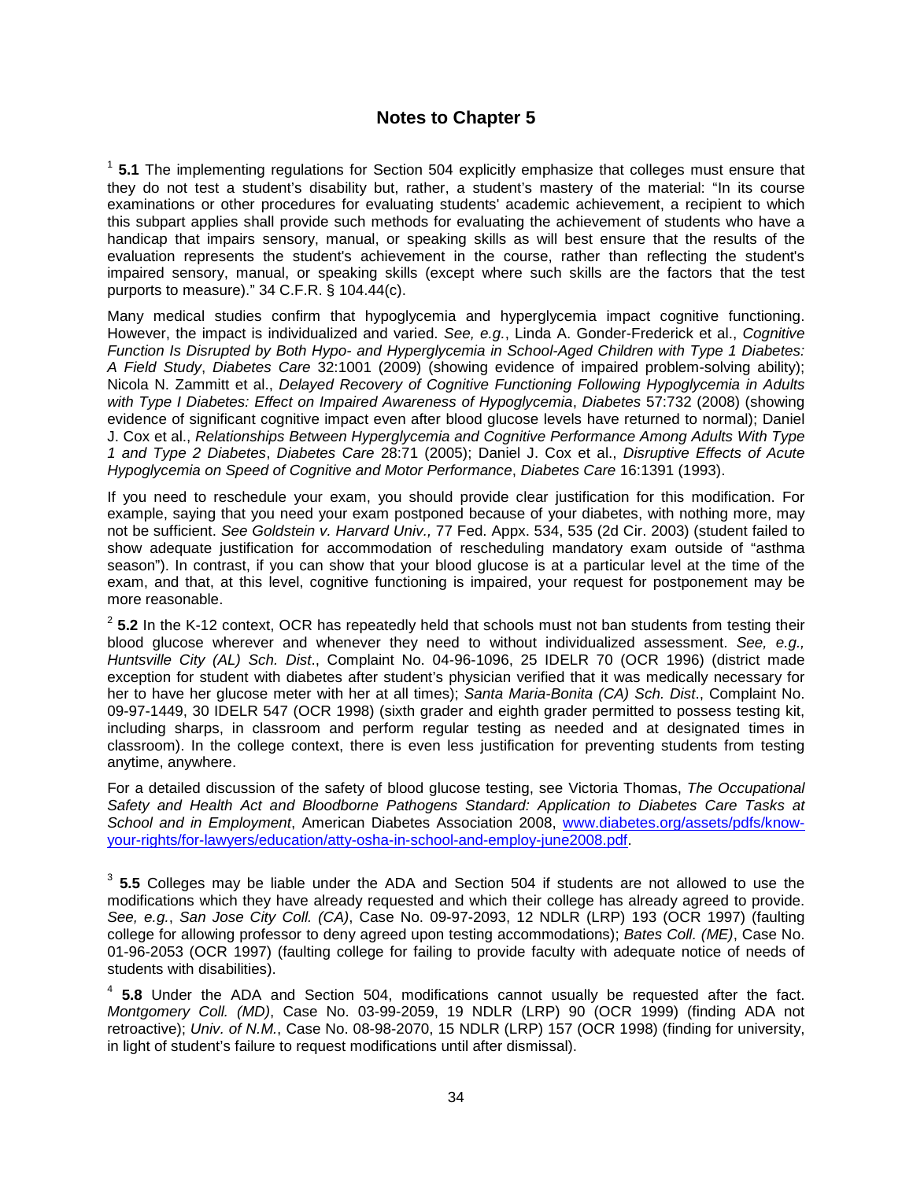# Notes to Chapter 5

[1] **5.1** The implementing regulations for Section 504 explicitly emphasize that colleges must ensure that they do not test a student's disability but, rather, a student's mastery of the material: "In its course examinations or other procedures for evaluating students' academic achievement, a recipient to which this subpart applies shall provide such methods for evaluating the achievement of students who have a handicap that impairs sensory, manual, or speaking skills as will best ensure that the results of the evaluation represents the student's achievement in the course, rather than reflecting the student's impaired sensory, manual, or speaking skills (except where such skills are the factors that the test purports to measure)." 34 C.F.R. § 104.44(c).

Many medical studies confirm that hypoglycemia and hyperglycemia impact cognitive functioning. However, the impact is individualized and varied. *See, e.g.*, Linda A. Gonder-Frederick et al., *Cognitive Function Is Disrupted by Both Hypo- and Hyperglycemia in School-Aged Children with Type 1 Diabetes: A Field Study*, *Diabetes Care* 32:1001 (2009) (showing evidence of impaired problem-solving ability); Nicola N. Zammitt et al., *Delayed Recovery of Cognitive Functioning Following Hypoglycemia in Adults with Type I Diabetes: Effect on Impaired Awareness of Hypoglycemia*, *Diabetes* 57:732 (2008) (showing evidence of significant cognitive impact even after blood glucose levels have returned to normal); Daniel J. Cox et al., *Relationships Between Hyperglycemia and Cognitive Performance Among Adults With Type 1 and Type 2 Diabetes*, *Diabetes Care* 28:71 (2005); Daniel J. Cox et al., *Disruptive Effects of Acute Hypoglycemia on Speed of Cognitive and Motor Performance*, *Diabetes Care* 16:1391 (1993).

If you need to reschedule your exam, you should provide clear justification for this modification. For example, saying that you need your exam postponed because of your diabetes, with nothing more, may not be sufficient. *See Goldstein v. Harvard Univ.,* 77 Fed. Appx. 534, 535 (2d Cir. 2003) (student failed to show adequate justification for accommodation of rescheduling mandatory exam outside of "asthma season"). In contrast, if you can show that your blood glucose is at a particular level at the time of the exam, and that, at this level, cognitive functioning is impaired, your request for postponement may be more reasonable.

[2] **5.2** In the K-12 context, OCR has repeatedly held that schools must not ban students from testing their blood glucose wherever and whenever they need to without individualized assessment. *See, e.g., Huntsville City (AL) Sch. Dist*., Complaint No. 04-96-1096, 25 IDELR 70 (OCR 1996) (district made exception for student with diabetes after student's physician verified that it was medically necessary for her to have her glucose meter with her at all times); *Santa Maria-Bonita (CA) Sch. Dist*., Complaint No. 09-97-1449, 30 IDELR 547 (OCR 1998) (sixth grader and eighth grader permitted to possess testing kit, including sharps, in classroom and perform regular testing as needed and at designated times in classroom). In the college context, there is even less justification for preventing students from testing anytime, anywhere.

For a detailed discussion of the safety of blood glucose testing, see Victoria Thomas, *The Occupational Safety and Health Act and Bloodborne Pathogens Standard: Application to Diabetes Care Tasks at School and in Employment*, American Diabetes Association 2008, [www.diabetes.org/assets/pdfs/know-your-rights/for-lawyers/education/atty-osha-in-school-and-employ-june2008.pdf](www.diabetes.org/assets/pdfs/know-your-rights/for-lawyers/education/atty-osha-in-school-and-employ-june2008.pdf).

[3] **5.5** Colleges may be liable under the ADA and Section 504 if students are not allowed to use the modifications which they have already requested and which their college has already agreed to provide. *See, e.g.*, *San Jose City Coll. (CA)*, Case No. 09-97-2093, 12 NDLR (LRP) 193 (OCR 1997) (faulting college for allowing professor to deny agreed upon testing accommodations); *Bates Coll. (ME)*, Case No. 01-96-2053 (OCR 1997) (faulting college for failing to provide faculty with adequate notice of needs of students with disabilities).

[4] **5.8** Under the ADA and Section 504, modifications cannot usually be requested after the fact. *Montgomery Coll. (MD)*, Case No. 03-99-2059, 19 NDLR (LRP) 90 (OCR 1999) (finding ADA not retroactive); *Univ. of N.M.*, Case No. 08-98-2070, 15 NDLR (LRP) 157 (OCR 1998) (finding for university, in light of student's failure to request modifications until after dismissal).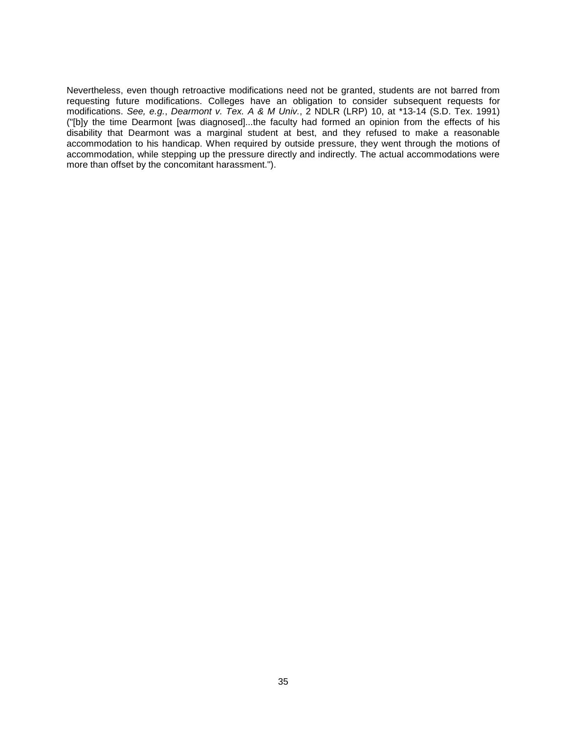Nevertheless, even though retroactive modifications need not be granted, students are not barred from requesting future modifications. Colleges have an obligation to consider subsequent requests for modifications. *See, e.g.*, *Dearmont v. Tex. A & M Univ.*, 2 NDLR (LRP) 10, at *13-14 (S.D. Tex. 1991) ("[b]y the time Dearmont [was diagnosed]...the faculty had formed an opinion from the effects of his disability that Dearmont was a marginal student at best, and they refused to make a reasonable accommodation to his handicap. When required by outside pressure, they went through the motions of accommodation, while stepping up the pressure directly and indirectly. The actual accommodations were more than offset by the concomitant harassment.").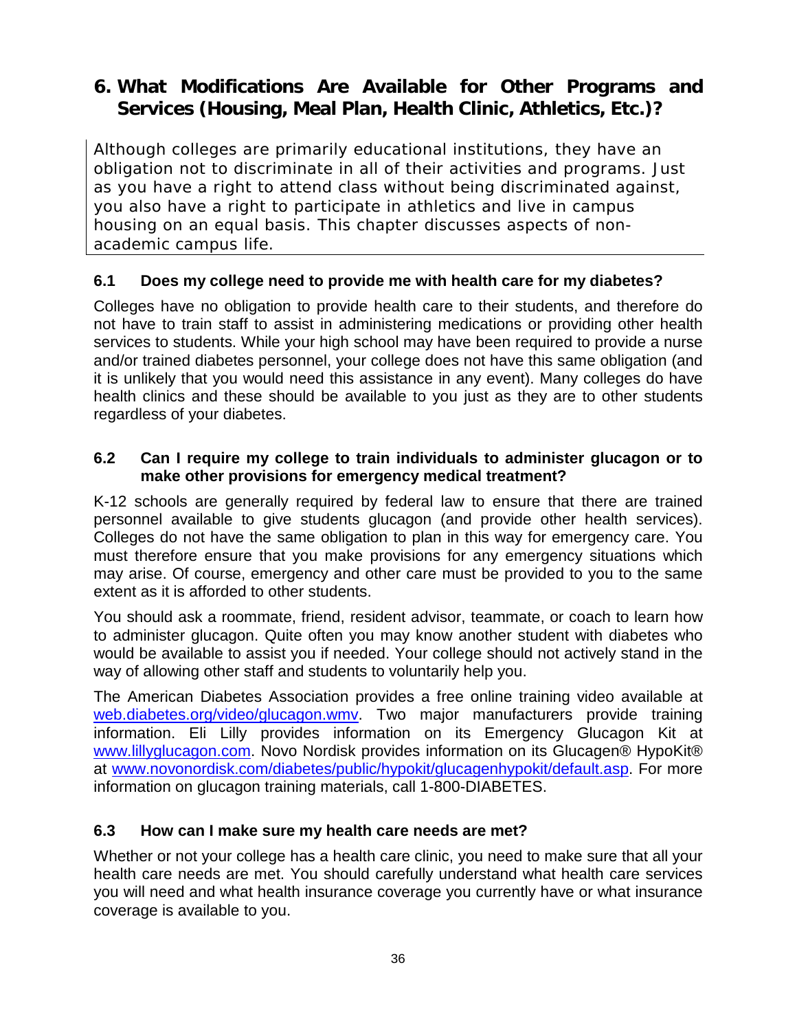## 6. What Modifications Are Available for Other Programs and Services (Housing, Meal Plan, Health Clinic, Athletics, Etc.)?

Although colleges are primarily educational institutions, they have an obligation not to discriminate in all of their activities and programs. Just as you have a right to attend class without being discriminated against, you also have a right to participate in athletics and live in campus housing on an equal basis. This chapter discusses aspects of non-academic campus life.

### 6.1 Does my college need to provide me with health care for my diabetes?

Colleges have no obligation to provide health care to their students, and therefore do not have to train staff to assist in administering medications or providing other health services to students. While your high school may have been required to provide a nurse and/or trained diabetes personnel, your college does not have this same obligation (and it is unlikely that you would need this assistance in any event). Many colleges do have health clinics and these should be available to you just as they are to other students regardless of your diabetes.

### 6.2 Can I require my college to train individuals to administer glucagon or to make other provisions for emergency medical treatment?

K-12 schools are generally required by federal law to ensure that there are trained personnel available to give students glucagon (and provide other health services). Colleges do not have the same obligation to plan in this way for emergency care. You must therefore ensure that you make provisions for any emergency situations which may arise. Of course, emergency and other care must be provided to you to the same extent as it is afforded to other students.

You should ask a roommate, friend, resident advisor, teammate, or coach to learn how to administer glucagon. Quite often you may know another student with diabetes who would be available to assist you if needed. Your college should not actively stand in the way of allowing other staff and students to voluntarily help you.

The American Diabetes Association provides a free online training video available at web.diabetes.org/video/glucagon.wmv. Two major manufacturers provide training information. Eli Lilly provides information on its Emergency Glucagon Kit at www.lillyglucagon.com. Novo Nordisk provides information on its Glucagen® HypoKit® at www.novonordisk.com/diabetes/public/hypokit/glucagenhypokit/default.asp. For more information on glucagon training materials, call 1-800-DIABETES.

### 6.3 How can I make sure my health care needs are met?

Whether or not your college has a health care clinic, you need to make sure that all your health care needs are met. You should carefully understand what health care services you will need and what health insurance coverage you currently have or what insurance coverage is available to you.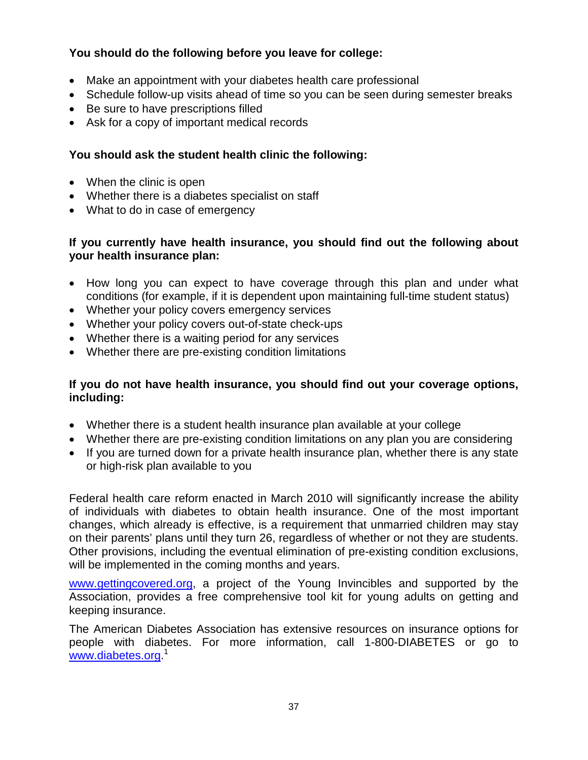**You should do the following before you leave for college:**

- Make an appointment with your diabetes health care professional
- Schedule follow-up visits ahead of time so you can be seen during semester breaks
- Be sure to have prescriptions filled
- Ask for a copy of important medical records

**You should ask the student health clinic the following:**

- When the clinic is open
- Whether there is a diabetes specialist on staff
- What to do in case of emergency

**If you currently have health insurance, you should find out the following about your health insurance plan:**

- How long you can expect to have coverage through this plan and under what conditions (for example, if it is dependent upon maintaining full-time student status)
- Whether your policy covers emergency services
- Whether your policy covers out-of-state check-ups
- Whether there is a waiting period for any services
- Whether there are pre-existing condition limitations

**If you do not have health insurance, you should find out your coverage options, including:**

- Whether there is a student health insurance plan available at your college
- Whether there are pre-existing condition limitations on any plan you are considering
- If you are turned down for a private health insurance plan, whether there is any state or high-risk plan available to you

Federal health care reform enacted in March 2010 will significantly increase the ability of individuals with diabetes to obtain health insurance. One of the most important changes, which already is effective, is a requirement that unmarried children may stay on their parents' plans until they turn 26, regardless of whether or not they are students. Other provisions, including the eventual elimination of pre-existing condition exclusions, will be implemented in the coming months and years.

www.gettingcovered.org, a project of the Young Invincibles and supported by the Association, provides a free comprehensive tool kit for young adults on getting and keeping insurance.

The American Diabetes Association has extensive resources on insurance options for people with diabetes. For more information, call 1-800-DIABETES or go to www.diabetes.org.[1]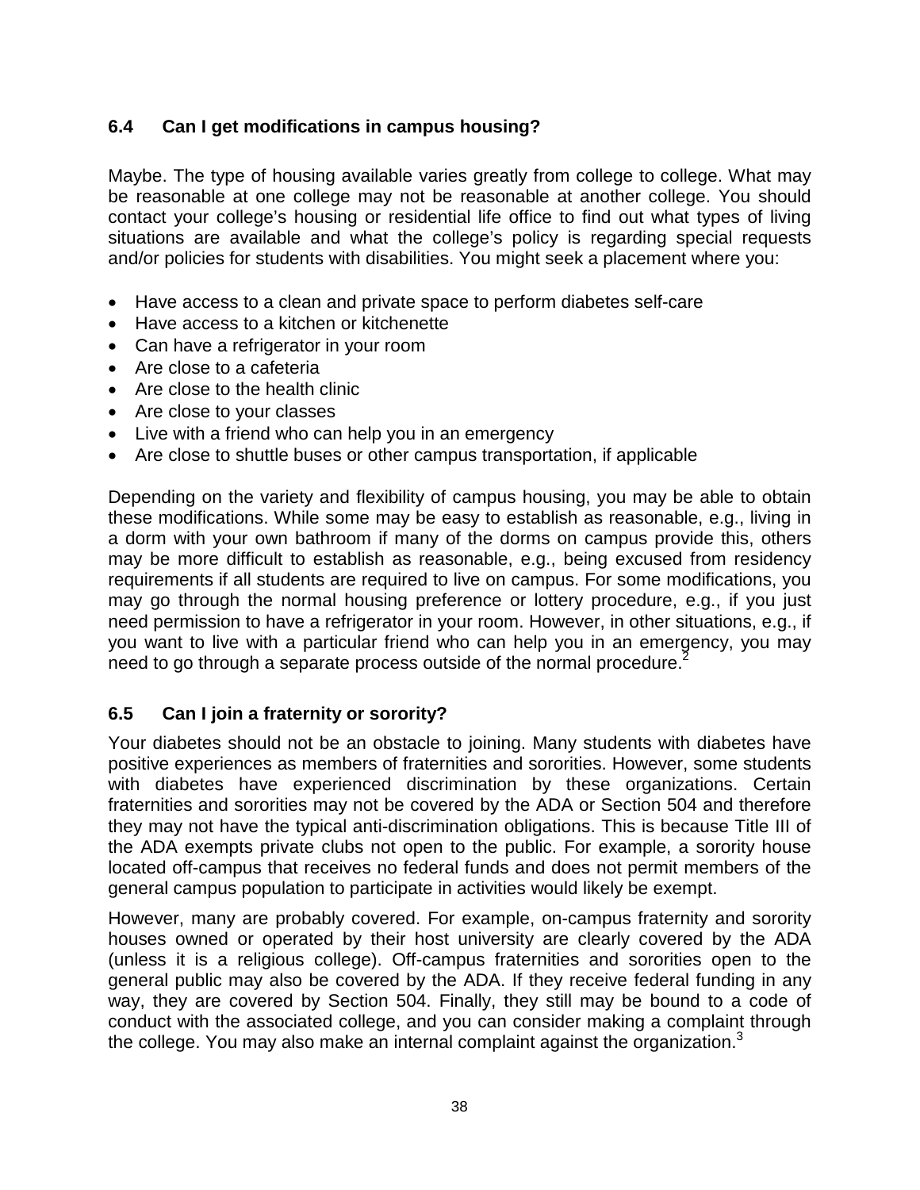### 6.4 Can I get modifications in campus housing?

Maybe. The type of housing available varies greatly from college to college. What may be reasonable at one college may not be reasonable at another college. You should contact your college's housing or residential life office to find out what types of living situations are available and what the college's policy is regarding special requests and/or policies for students with disabilities. You might seek a placement where you:

- Have access to a clean and private space to perform diabetes self-care
- Have access to a kitchen or kitchenette
- Can have a refrigerator in your room
- Are close to a cafeteria
- Are close to the health clinic
- Are close to your classes
- Live with a friend who can help you in an emergency
- Are close to shuttle buses or other campus transportation, if applicable

Depending on the variety and flexibility of campus housing, you may be able to obtain these modifications. While some may be easy to establish as reasonable, e.g., living in a dorm with your own bathroom if many of the dorms on campus provide this, others may be more difficult to establish as reasonable, e.g., being excused from residency requirements if all students are required to live on campus. For some modifications, you may go through the normal housing preference or lottery procedure, e.g., if you just need permission to have a refrigerator in your room. However, in other situations, e.g., if you want to live with a particular friend who can help you in an emergency, you may need to go through a separate process outside of the normal procedure.[2]

### 6.5 Can I join a fraternity or sorority?

Your diabetes should not be an obstacle to joining. Many students with diabetes have positive experiences as members of fraternities and sororities. However, some students with diabetes have experienced discrimination by these organizations. Certain fraternities and sororities may not be covered by the ADA or Section 504 and therefore they may not have the typical anti-discrimination obligations. This is because Title III of the ADA exempts private clubs not open to the public. For example, a sorority house located off-campus that receives no federal funds and does not permit members of the general campus population to participate in activities would likely be exempt.

However, many are probably covered. For example, on-campus fraternity and sorority houses owned or operated by their host university are clearly covered by the ADA (unless it is a religious college). Off-campus fraternities and sororities open to the general public may also be covered by the ADA. If they receive federal funding in any way, they are covered by Section 504. Finally, they still may be bound to a code of conduct with the associated college, and you can consider making a complaint through the college. You may also make an internal complaint against the organization.[3]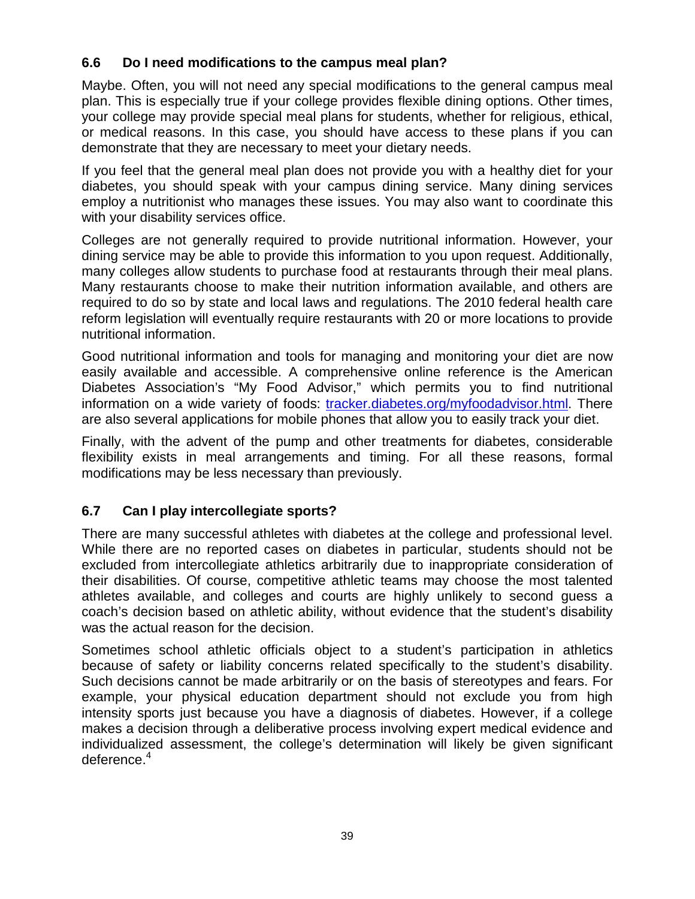### 6.6 Do I need modifications to the campus meal plan?

Maybe. Often, you will not need any special modifications to the general campus meal plan. This is especially true if your college provides flexible dining options. Other times, your college may provide special meal plans for students, whether for religious, ethical, or medical reasons. In this case, you should have access to these plans if you can demonstrate that they are necessary to meet your dietary needs.

If you feel that the general meal plan does not provide you with a healthy diet for your diabetes, you should speak with your campus dining service. Many dining services employ a nutritionist who manages these issues. You may also want to coordinate this with your disability services office.

Colleges are not generally required to provide nutritional information. However, your dining service may be able to provide this information to you upon request. Additionally, many colleges allow students to purchase food at restaurants through their meal plans. Many restaurants choose to make their nutrition information available, and others are required to do so by state and local laws and regulations. The 2010 federal health care reform legislation will eventually require restaurants with 20 or more locations to provide nutritional information.

Good nutritional information and tools for managing and monitoring your diet are now easily available and accessible. A comprehensive online reference is the American Diabetes Association's "My Food Advisor," which permits you to find nutritional information on a wide variety of foods: [tracker.diabetes.org/myfoodadvisor.html](tracker.diabetes.org/myfoodadvisor.html). There are also several applications for mobile phones that allow you to easily track your diet.

Finally, with the advent of the pump and other treatments for diabetes, considerable flexibility exists in meal arrangements and timing. For all these reasons, formal modifications may be less necessary than previously.

### 6.7 Can I play intercollegiate sports?

There are many successful athletes with diabetes at the college and professional level. While there are no reported cases on diabetes in particular, students should not be excluded from intercollegiate athletics arbitrarily due to inappropriate consideration of their disabilities. Of course, competitive athletic teams may choose the most talented athletes available, and colleges and courts are highly unlikely to second guess a coach's decision based on athletic ability, without evidence that the student's disability was the actual reason for the decision.

Sometimes school athletic officials object to a student's participation in athletics because of safety or liability concerns related specifically to the student's disability. Such decisions cannot be made arbitrarily or on the basis of stereotypes and fears. For example, your physical education department should not exclude you from high intensity sports just because you have a diagnosis of diabetes. However, if a college makes a decision through a deliberative process involving expert medical evidence and individualized assessment, the college's determination will likely be given significant deference.[4]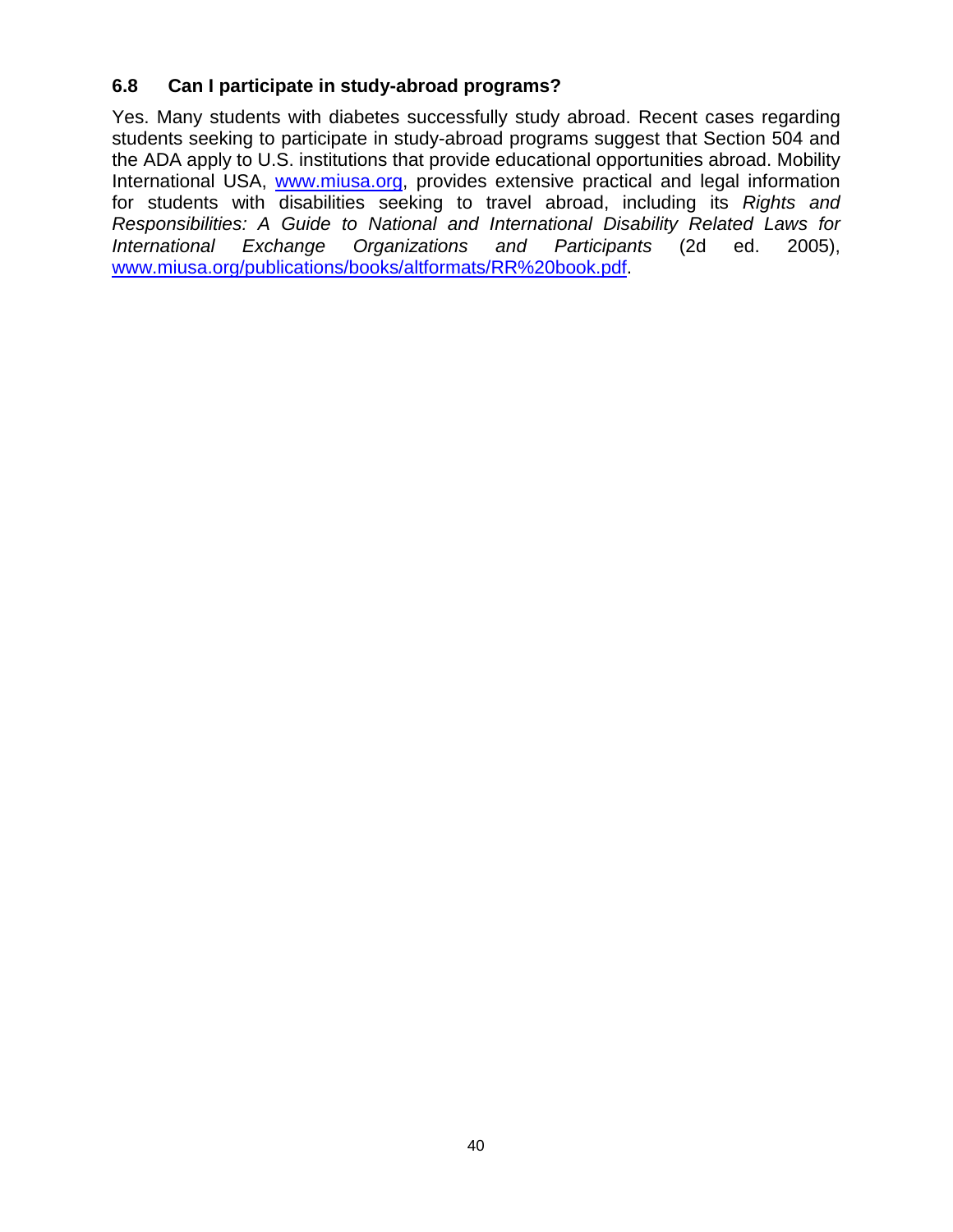### 6.8 Can I participate in study-abroad programs?

Yes. Many students with diabetes successfully study abroad. Recent cases regarding students seeking to participate in study-abroad programs suggest that Section 504 and the ADA apply to U.S. institutions that provide educational opportunities abroad. Mobility International USA, [www.miusa.org](http://www.miusa.org), provides extensive practical and legal information for students with disabilities seeking to travel abroad, including its *Rights and Responsibilities: A Guide to National and International Disability Related Laws for International Exchange Organizations and Participants* (2d ed. 2005), [www.miusa.org/publications/books/altformats/RR%20book.pdf](http://www.miusa.org/publications/books/altformats/RR%20book.pdf).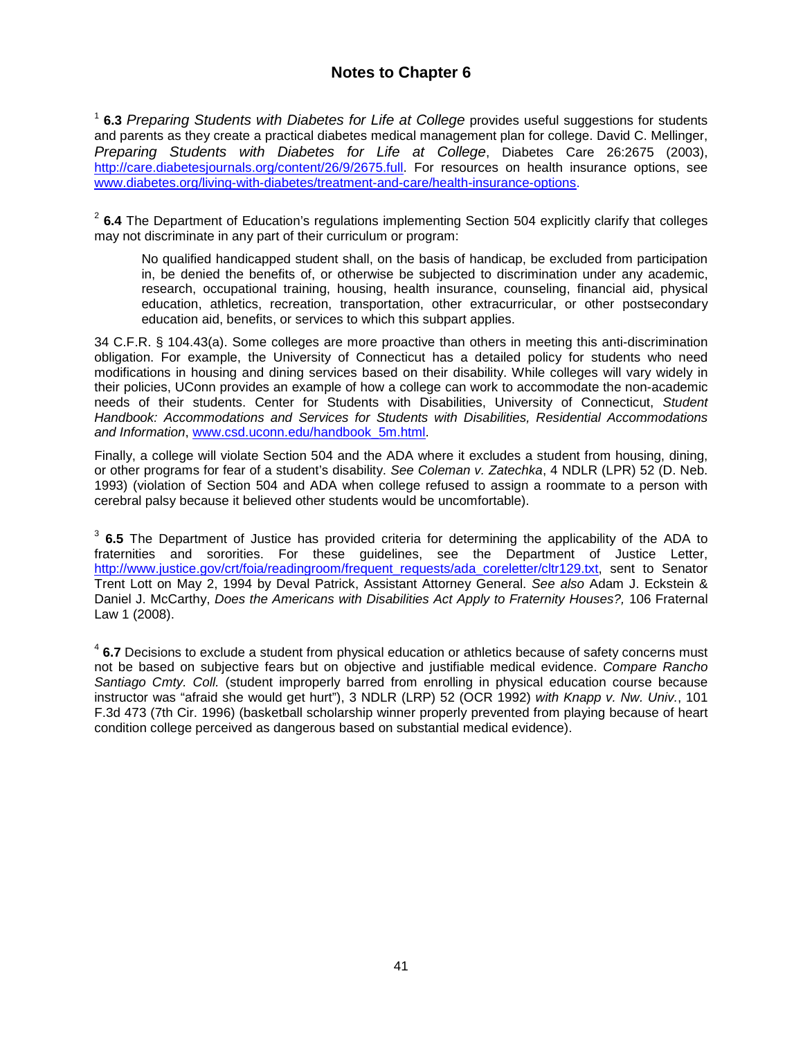# Notes to Chapter 6

[1] **6.3** *Preparing Students with Diabetes for Life at College* provides useful suggestions for students and parents as they create a practical diabetes medical management plan for college. David C. Mellinger, *Preparing Students with Diabetes for Life at College*, Diabetes Care 26:2675 (2003), http://care.diabetesjournals.org/content/26/9/2675.full. For resources on health insurance options, see www.diabetes.org/living-with-diabetes/treatment-and-care/health-insurance-options.

[2] **6.4** The Department of Education's regulations implementing Section 504 explicitly clarify that colleges may not discriminate in any part of their curriculum or program:

> No qualified handicapped student shall, on the basis of handicap, be excluded from participation in, be denied the benefits of, or otherwise be subjected to discrimination under any academic, research, occupational training, housing, health insurance, counseling, financial aid, physical education, athletics, recreation, transportation, other extracurricular, or other postsecondary education aid, benefits, or services to which this subpart applies.

34 C.F.R. § 104.43(a). Some colleges are more proactive than others in meeting this anti-discrimination obligation. For example, the University of Connecticut has a detailed policy for students who need modifications in housing and dining services based on their disability. While colleges will vary widely in their policies, UConn provides an example of how a college can work to accommodate the non-academic needs of their students. Center for Students with Disabilities, University of Connecticut, *Student Handbook: Accommodations and Services for Students with Disabilities, Residential Accommodations and Information*, www.csd.uconn.edu/handbook_5m.html.

Finally, a college will violate Section 504 and the ADA where it excludes a student from housing, dining, or other programs for fear of a student's disability. *See Coleman v. Zatechka*, 4 NDLR (LPR) 52 (D. Neb. 1993) (violation of Section 504 and ADA when college refused to assign a roommate to a person with cerebral palsy because it believed other students would be uncomfortable).

[3] **6.5** The Department of Justice has provided criteria for determining the applicability of the ADA to fraternities and sororities. For these guidelines, see the Department of Justice Letter, http://www.justice.gov/crt/foia/readingroom/frequent_requests/ada_coreletter/cltr129.txt, sent to Senator Trent Lott on May 2, 1994 by Deval Patrick, Assistant Attorney General. *See also* Adam J. Eckstein & Daniel J. McCarthy, *Does the Americans with Disabilities Act Apply to Fraternity Houses?,* 106 Fraternal Law 1 (2008).

[4] **6.7** Decisions to exclude a student from physical education or athletics because of safety concerns must not be based on subjective fears but on objective and justifiable medical evidence. *Compare Rancho Santiago Cmty. Coll.* (student improperly barred from enrolling in physical education course because instructor was "afraid she would get hurt"), 3 NDLR (LRP) 52 (OCR 1992) *with Knapp v. Nw. Univ.*, 101 F.3d 473 (7th Cir. 1996) (basketball scholarship winner properly prevented from playing because of heart condition college perceived as dangerous based on substantial medical evidence).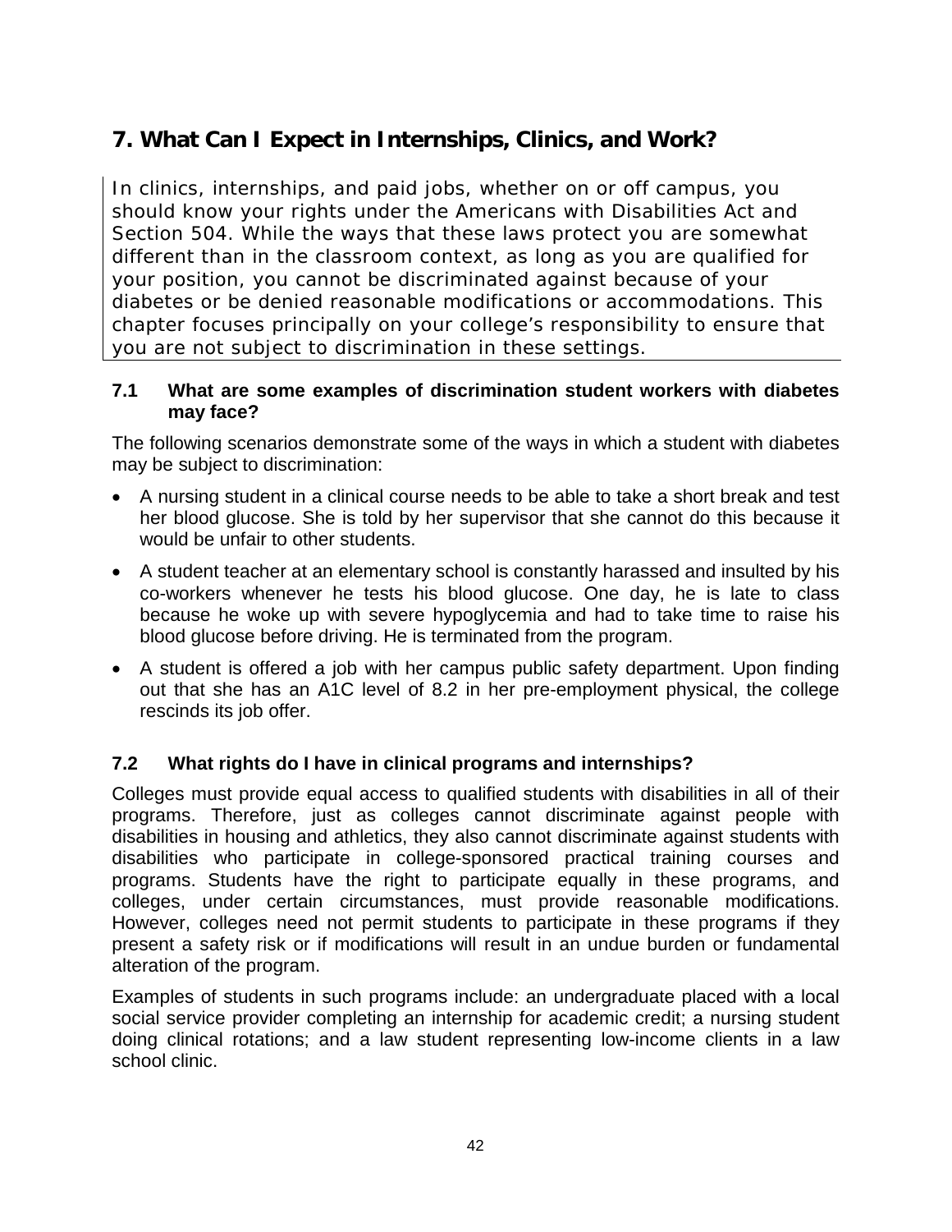# 7. What Can I Expect in Internships, Clinics, and Work?

In clinics, internships, and paid jobs, whether on or off campus, you should know your rights under the Americans with Disabilities Act and Section 504. While the ways that these laws protect you are somewhat different than in the classroom context, as long as you are qualified for your position, you cannot be discriminated against because of your diabetes or be denied reasonable modifications or accommodations. This chapter focuses principally on your college's responsibility to ensure that you are not subject to discrimination in these settings.

### 7.1 What are some examples of discrimination student workers with diabetes may face?

The following scenarios demonstrate some of the ways in which a student with diabetes may be subject to discrimination:

- A nursing student in a clinical course needs to be able to take a short break and test her blood glucose. She is told by her supervisor that she cannot do this because it would be unfair to other students.
- A student teacher at an elementary school is constantly harassed and insulted by his co-workers whenever he tests his blood glucose. One day, he is late to class because he woke up with severe hypoglycemia and had to take time to raise his blood glucose before driving. He is terminated from the program.
- A student is offered a job with her campus public safety department. Upon finding out that she has an A1C level of 8.2 in her pre-employment physical, the college rescinds its job offer.

### 7.2 What rights do I have in clinical programs and internships?

Colleges must provide equal access to qualified students with disabilities in all of their programs. Therefore, just as colleges cannot discriminate against people with disabilities in housing and athletics, they also cannot discriminate against students with disabilities who participate in college-sponsored practical training courses and programs. Students have the right to participate equally in these programs, and colleges, under certain circumstances, must provide reasonable modifications. However, colleges need not permit students to participate in these programs if they present a safety risk or if modifications will result in an undue burden or fundamental alteration of the program.

Examples of students in such programs include: an undergraduate placed with a local social service provider completing an internship for academic credit; a nursing student doing clinical rotations; and a law student representing low-income clients in a law school clinic.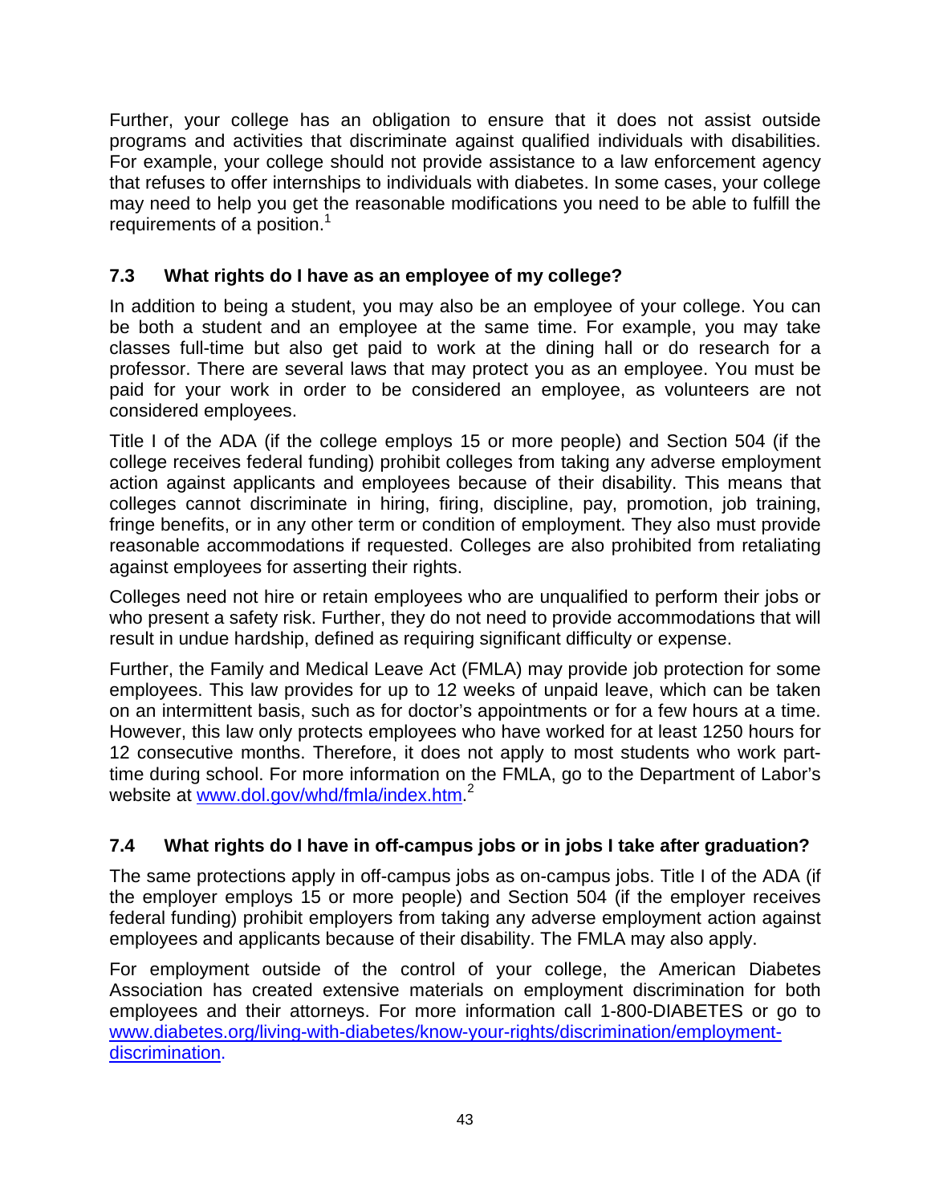Further, your college has an obligation to ensure that it does not assist outside programs and activities that discriminate against qualified individuals with disabilities. For example, your college should not provide assistance to a law enforcement agency that refuses to offer internships to individuals with diabetes. In some cases, your college may need to help you get the reasonable modifications you need to be able to fulfill the requirements of a position.[1]

### 7.3 What rights do I have as an employee of my college?

In addition to being a student, you may also be an employee of your college. You can be both a student and an employee at the same time. For example, you may take classes full-time but also get paid to work at the dining hall or do research for a professor. There are several laws that may protect you as an employee. You must be paid for your work in order to be considered an employee, as volunteers are not considered employees.

Title I of the ADA (if the college employs 15 or more people) and Section 504 (if the college receives federal funding) prohibit colleges from taking any adverse employment action against applicants and employees because of their disability. This means that colleges cannot discriminate in hiring, firing, discipline, pay, promotion, job training, fringe benefits, or in any other term or condition of employment. They also must provide reasonable accommodations if requested. Colleges are also prohibited from retaliating against employees for asserting their rights.

Colleges need not hire or retain employees who are unqualified to perform their jobs or who present a safety risk. Further, they do not need to provide accommodations that will result in undue hardship, defined as requiring significant difficulty or expense.

Further, the Family and Medical Leave Act (FMLA) may provide job protection for some employees. This law provides for up to 12 weeks of unpaid leave, which can be taken on an intermittent basis, such as for doctor's appointments or for a few hours at a time. However, this law only protects employees who have worked for at least 1250 hours for 12 consecutive months. Therefore, it does not apply to most students who work part-time during school. For more information on the FMLA, go to the Department of Labor's website at [www.dol.gov/whd/fmla/index.htm](http://www.dol.gov/whd/fmla/index.htm).[2]

### 7.4 What rights do I have in off-campus jobs or in jobs I take after graduation?

The same protections apply in off-campus jobs as on-campus jobs. Title I of the ADA (if the employer employs 15 or more people) and Section 504 (if the employer receives federal funding) prohibit employers from taking any adverse employment action against employees and applicants because of their disability. The FMLA may also apply.

For employment outside of the control of your college, the American Diabetes Association has created extensive materials on employment discrimination for both employees and their attorneys. For more information call 1-800-DIABETES or go to [www.diabetes.org/living-with-diabetes/know-your-rights/discrimination/employment-discrimination](http://www.diabetes.org/living-with-diabetes/know-your-rights/discrimination/employment-discrimination).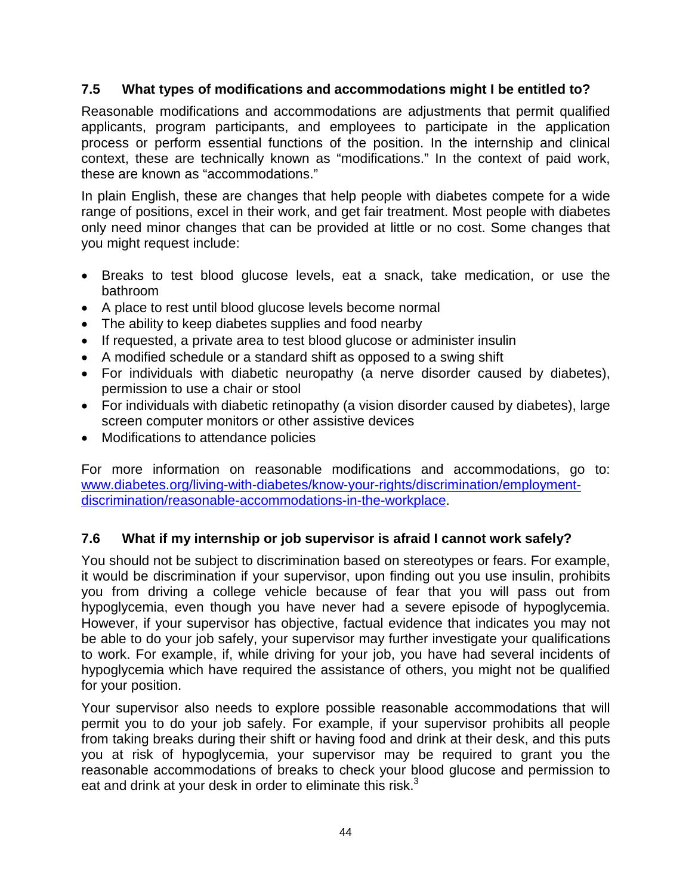### 7.5 What types of modifications and accommodations might I be entitled to?

Reasonable modifications and accommodations are adjustments that permit qualified applicants, program participants, and employees to participate in the application process or perform essential functions of the position. In the internship and clinical context, these are technically known as "modifications." In the context of paid work, these are known as "accommodations."

In plain English, these are changes that help people with diabetes compete for a wide range of positions, excel in their work, and get fair treatment. Most people with diabetes only need minor changes that can be provided at little or no cost. Some changes that you might request include:

- Breaks to test blood glucose levels, eat a snack, take medication, or use the bathroom
- A place to rest until blood glucose levels become normal
- The ability to keep diabetes supplies and food nearby
- If requested, a private area to test blood glucose or administer insulin
- A modified schedule or a standard shift as opposed to a swing shift
- For individuals with diabetic neuropathy (a nerve disorder caused by diabetes), permission to use a chair or stool
- For individuals with diabetic retinopathy (a vision disorder caused by diabetes), large screen computer monitors or other assistive devices
- Modifications to attendance policies

For more information on reasonable modifications and accommodations, go to: [www.diabetes.org/living-with-diabetes/know-your-rights/discrimination/employment-discrimination/reasonable-accommodations-in-the-workplace](www.diabetes.org/living-with-diabetes/know-your-rights/discrimination/employment-discrimination/reasonable-accommodations-in-the-workplace).

### 7.6 What if my internship or job supervisor is afraid I cannot work safely?

You should not be subject to discrimination based on stereotypes or fears. For example, it would be discrimination if your supervisor, upon finding out you use insulin, prohibits you from driving a college vehicle because of fear that you will pass out from hypoglycemia, even though you have never had a severe episode of hypoglycemia. However, if your supervisor has objective, factual evidence that indicates you may not be able to do your job safely, your supervisor may further investigate your qualifications to work. For example, if, while driving for your job, you have had several incidents of hypoglycemia which have required the assistance of others, you might not be qualified for your position.

Your supervisor also needs to explore possible reasonable accommodations that will permit you to do your job safely. For example, if your supervisor prohibits all people from taking breaks during their shift or having food and drink at their desk, and this puts you at risk of hypoglycemia, your supervisor may be required to grant you the reasonable accommodations of breaks to check your blood glucose and permission to eat and drink at your desk in order to eliminate this risk.[3]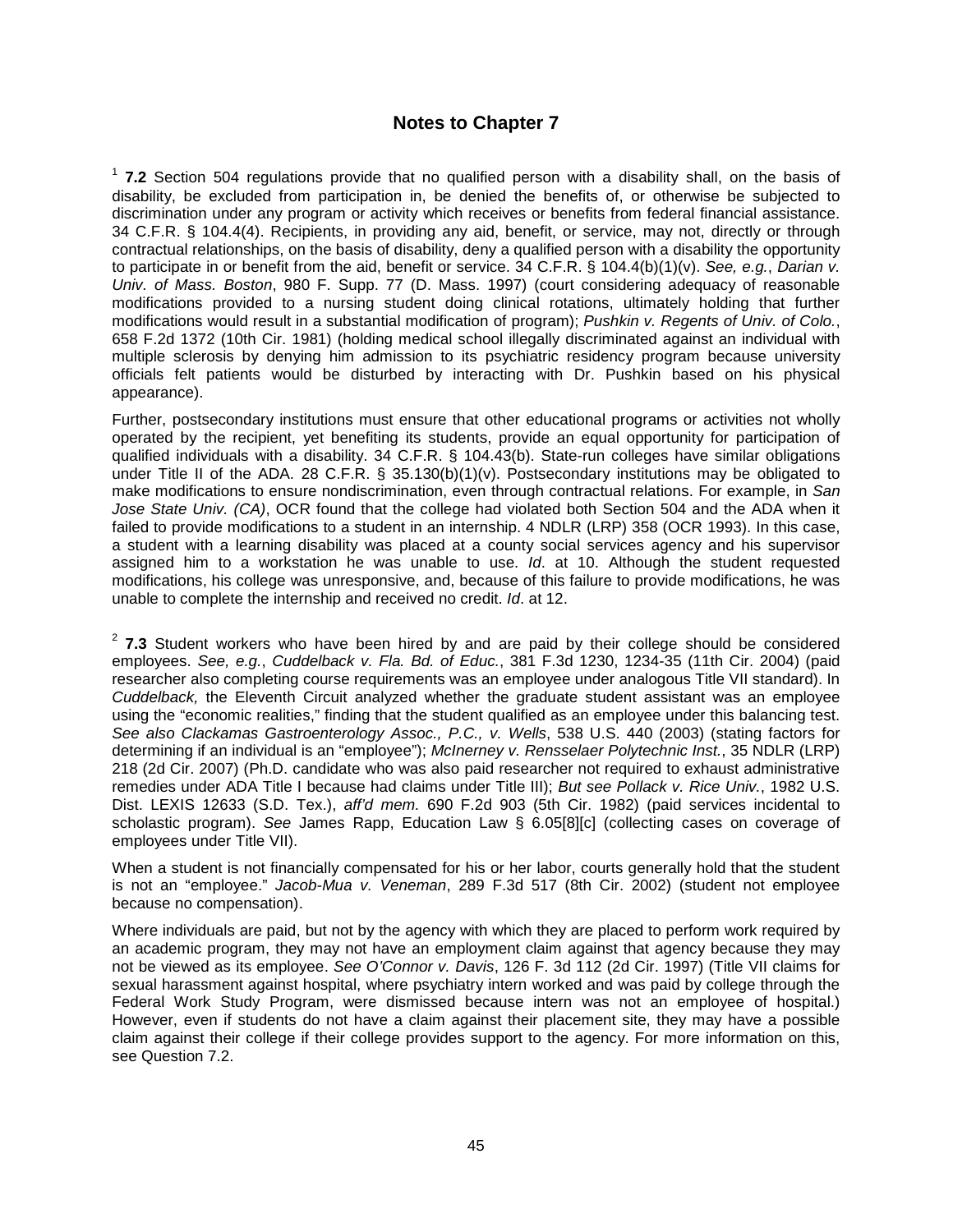## Notes to Chapter 7

[1] **7.2** Section 504 regulations provide that no qualified person with a disability shall, on the basis of disability, be excluded from participation in, be denied the benefits of, or otherwise be subjected to discrimination under any program or activity which receives or benefits from federal financial assistance. 34 C.F.R. § 104.4(4). Recipients, in providing any aid, benefit, or service, may not, directly or through contractual relationships, on the basis of disability, deny a qualified person with a disability the opportunity to participate in or benefit from the aid, benefit or service. 34 C.F.R. § 104.4(b)(1)(v). *See, e.g.*, *Darian v. Univ. of Mass. Boston*, 980 F. Supp. 77 (D. Mass. 1997) (court considering adequacy of reasonable modifications provided to a nursing student doing clinical rotations, ultimately holding that further modifications would result in a substantial modification of program); *Pushkin v. Regents of Univ. of Colo.*, 658 F.2d 1372 (10th Cir. 1981) (holding medical school illegally discriminated against an individual with multiple sclerosis by denying him admission to its psychiatric residency program because university officials felt patients would be disturbed by interacting with Dr. Pushkin based on his physical appearance).

Further, postsecondary institutions must ensure that other educational programs or activities not wholly operated by the recipient, yet benefiting its students, provide an equal opportunity for participation of qualified individuals with a disability. 34 C.F.R. § 104.43(b). State-run colleges have similar obligations under Title II of the ADA. 28 C.F.R. § 35.130(b)(1)(v). Postsecondary institutions may be obligated to make modifications to ensure nondiscrimination, even through contractual relations. For example, in *San Jose State Univ. (CA)*, OCR found that the college had violated both Section 504 and the ADA when it failed to provide modifications to a student in an internship. 4 NDLR (LRP) 358 (OCR 1993). In this case, a student with a learning disability was placed at a county social services agency and his supervisor assigned him to a workstation he was unable to use. *Id*. at 10. Although the student requested modifications, his college was unresponsive, and, because of this failure to provide modifications, he was unable to complete the internship and received no credit. *Id*. at 12.

[2] **7.3** Student workers who have been hired by and are paid by their college should be considered employees. *See, e.g.*, *Cuddelback v. Fla. Bd. of Educ.*, 381 F.3d 1230, 1234-35 (11th Cir. 2004) (paid researcher also completing course requirements was an employee under analogous Title VII standard). In *Cuddelback,* the Eleventh Circuit analyzed whether the graduate student assistant was an employee using the "economic realities," finding that the student qualified as an employee under this balancing test. *See also Clackamas Gastroenterology Assoc., P.C., v. Wells*, 538 U.S. 440 (2003) (stating factors for determining if an individual is an "employee"); *McInerney v. Rensselaer Polytechnic Inst.*, 35 NDLR (LRP) 218 (2d Cir. 2007) (Ph.D. candidate who was also paid researcher not required to exhaust administrative remedies under ADA Title I because had claims under Title III); *But see Pollack v. Rice Univ.*, 1982 U.S. Dist. LEXIS 12633 (S.D. Tex.), *aff'd mem.* 690 F.2d 903 (5th Cir. 1982) (paid services incidental to scholastic program). *See* James Rapp, Education Law § 6.05[8][c] (collecting cases on coverage of employees under Title VII).

When a student is not financially compensated for his or her labor, courts generally hold that the student is not an "employee." *Jacob-Mua v. Veneman*, 289 F.3d 517 (8th Cir. 2002) (student not employee because no compensation).

Where individuals are paid, but not by the agency with which they are placed to perform work required by an academic program, they may not have an employment claim against that agency because they may not be viewed as its employee. *See O'Connor v. Davis*, 126 F. 3d 112 (2d Cir. 1997) (Title VII claims for sexual harassment against hospital, where psychiatry intern worked and was paid by college through the Federal Work Study Program, were dismissed because intern was not an employee of hospital.) However, even if students do not have a claim against their placement site, they may have a possible claim against their college if their college provides support to the agency. For more information on this, see Question 7.2.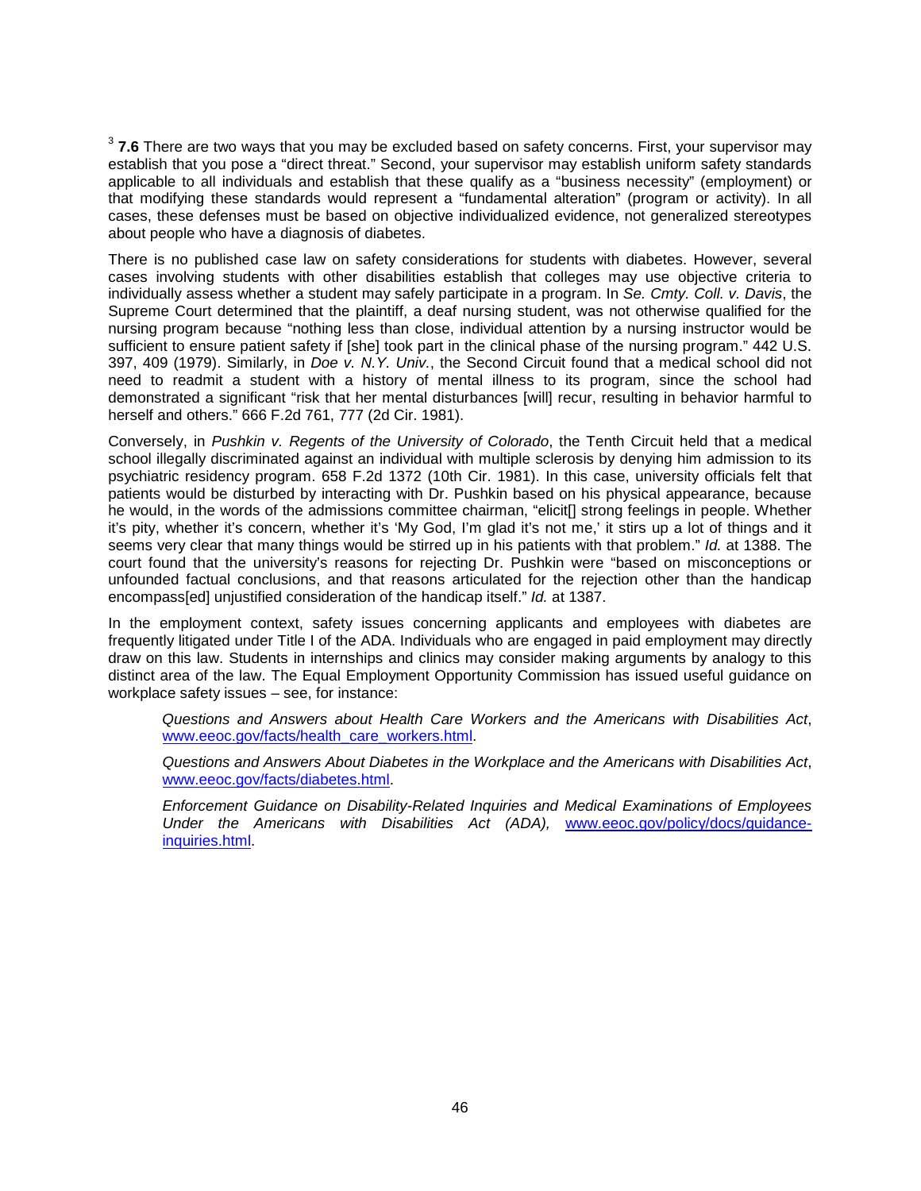[3] **7.6** There are two ways that you may be excluded based on safety concerns. First, your supervisor may establish that you pose a "direct threat." Second, your supervisor may establish uniform safety standards applicable to all individuals and establish that these qualify as a "business necessity" (employment) or that modifying these standards would represent a "fundamental alteration" (program or activity). In all cases, these defenses must be based on objective individualized evidence, not generalized stereotypes about people who have a diagnosis of diabetes.

There is no published case law on safety considerations for students with diabetes. However, several cases involving students with other disabilities establish that colleges may use objective criteria to individually assess whether a student may safely participate in a program. In *Se. Cmty. Coll. v. Davis*, the Supreme Court determined that the plaintiff, a deaf nursing student, was not otherwise qualified for the nursing program because "nothing less than close, individual attention by a nursing instructor would be sufficient to ensure patient safety if [she] took part in the clinical phase of the nursing program." 442 U.S. 397, 409 (1979). Similarly, in *Doe v. N.Y. Univ.*, the Second Circuit found that a medical school did not need to readmit a student with a history of mental illness to its program, since the school had demonstrated a significant "risk that her mental disturbances [will] recur, resulting in behavior harmful to herself and others." 666 F.2d 761, 777 (2d Cir. 1981).

Conversely, in *Pushkin v. Regents of the University of Colorado*, the Tenth Circuit held that a medical school illegally discriminated against an individual with multiple sclerosis by denying him admission to its psychiatric residency program. 658 F.2d 1372 (10th Cir. 1981). In this case, university officials felt that patients would be disturbed by interacting with Dr. Pushkin based on his physical appearance, because he would, in the words of the admissions committee chairman, "elicit[] strong feelings in people. Whether it's pity, whether it's concern, whether it's 'My God, I'm glad it's not me,' it stirs up a lot of things and it seems very clear that many things would be stirred up in his patients with that problem." *Id.* at 1388. The court found that the university's reasons for rejecting Dr. Pushkin were "based on misconceptions or unfounded factual conclusions, and that reasons articulated for the rejection other than the handicap encompass[ed] unjustified consideration of the handicap itself." *Id.* at 1387.

In the employment context, safety issues concerning applicants and employees with diabetes are frequently litigated under Title I of the ADA. Individuals who are engaged in paid employment may directly draw on this law. Students in internships and clinics may consider making arguments by analogy to this distinct area of the law. The Equal Employment Opportunity Commission has issued useful guidance on workplace safety issues – see, for instance:

> *Questions and Answers about Health Care Workers and the Americans with Disabilities Act*, www.eeoc.gov/facts/health_care_workers.html.
>
> *Questions and Answers About Diabetes in the Workplace and the Americans with Disabilities Act*, www.eeoc.gov/facts/diabetes.html.
>
> *Enforcement Guidance on Disability-Related Inquiries and Medical Examinations of Employees Under the Americans with Disabilities Act (ADA),* www.eeoc.gov/policy/docs/guidance-inquiries.html.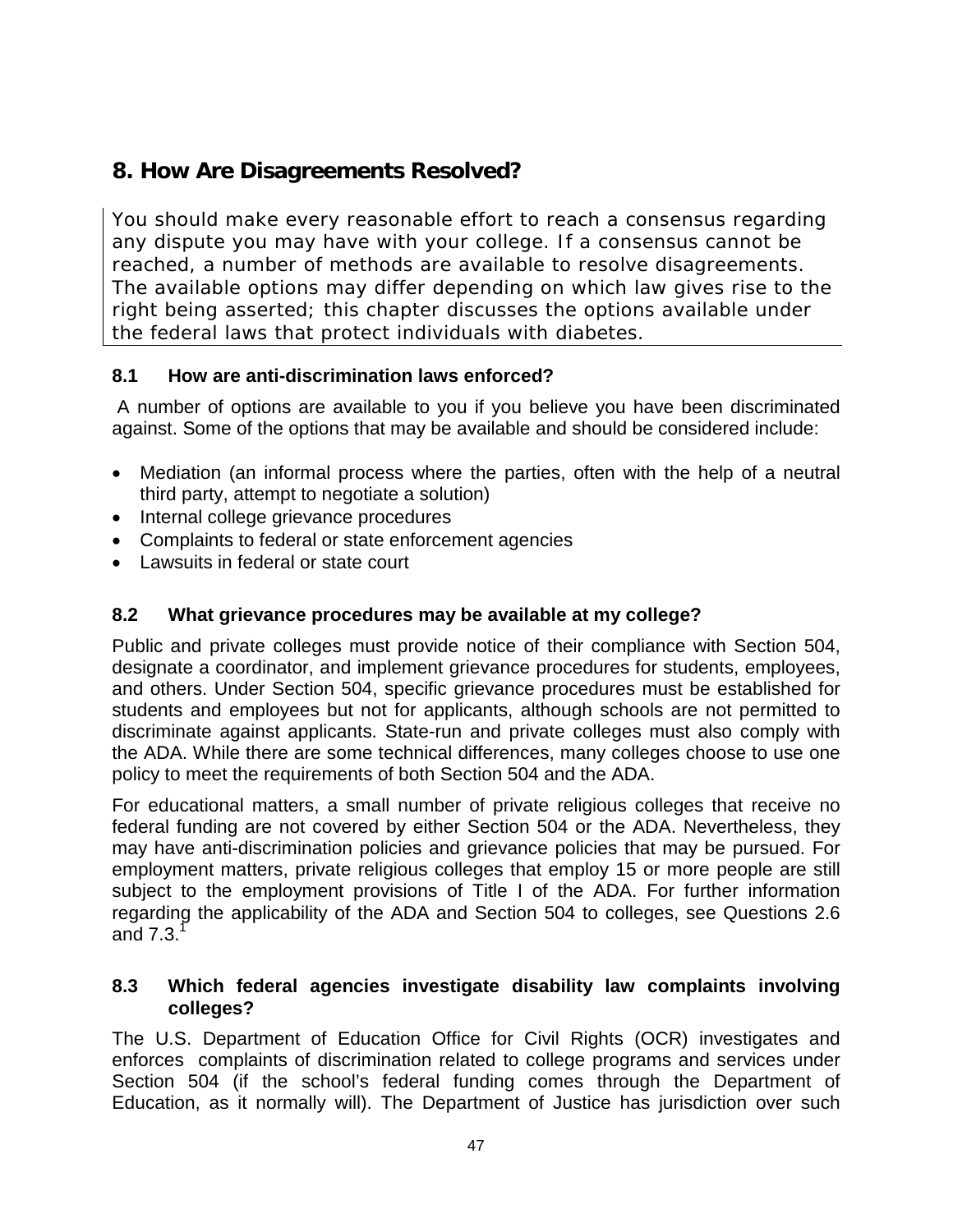## 8. How Are Disagreements Resolved?

You should make every reasonable effort to reach a consensus regarding any dispute you may have with your college. If a consensus cannot be reached, a number of methods are available to resolve disagreements. The available options may differ depending on which law gives rise to the right being asserted; this chapter discusses the options available under the federal laws that protect individuals with diabetes.

### 8.1 How are anti-discrimination laws enforced?

A number of options are available to you if you believe you have been discriminated against. Some of the options that may be available and should be considered include:

- Mediation (an informal process where the parties, often with the help of a neutral third party, attempt to negotiate a solution)
- Internal college grievance procedures
- Complaints to federal or state enforcement agencies
- Lawsuits in federal or state court

### 8.2 What grievance procedures may be available at my college?

Public and private colleges must provide notice of their compliance with Section 504, designate a coordinator, and implement grievance procedures for students, employees, and others. Under Section 504, specific grievance procedures must be established for students and employees but not for applicants, although schools are not permitted to discriminate against applicants. State-run and private colleges must also comply with the ADA. While there are some technical differences, many colleges choose to use one policy to meet the requirements of both Section 504 and the ADA.

For educational matters, a small number of private religious colleges that receive no federal funding are not covered by either Section 504 or the ADA. Nevertheless, they may have anti-discrimination policies and grievance policies that may be pursued. For employment matters, private religious colleges that employ 15 or more people are still subject to the employment provisions of Title I of the ADA. For further information regarding the applicability of the ADA and Section 504 to colleges, see Questions 2.6 and 7.3.[1]

### 8.3 Which federal agencies investigate disability law complaints involving colleges?

The U.S. Department of Education Office for Civil Rights (OCR) investigates and enforces complaints of discrimination related to college programs and services under Section 504 (if the school's federal funding comes through the Department of Education, as it normally will). The Department of Justice has jurisdiction over such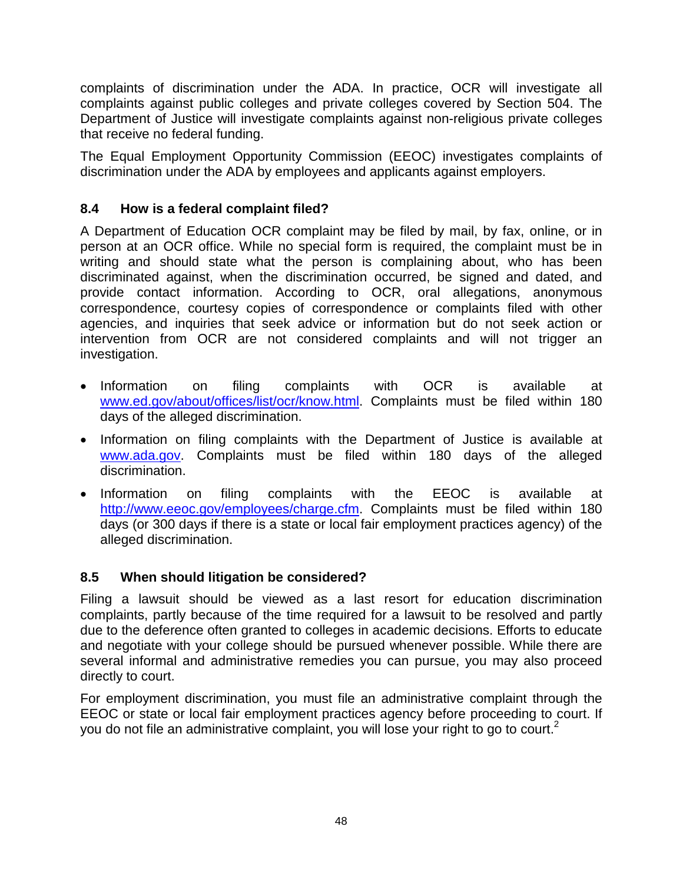complaints of discrimination under the ADA. In practice, OCR will investigate all complaints against public colleges and private colleges covered by Section 504. The Department of Justice will investigate complaints against non-religious private colleges that receive no federal funding.

The Equal Employment Opportunity Commission (EEOC) investigates complaints of discrimination under the ADA by employees and applicants against employers.

### 8.4 How is a federal complaint filed?

A Department of Education OCR complaint may be filed by mail, by fax, online, or in person at an OCR office. While no special form is required, the complaint must be in writing and should state what the person is complaining about, who has been discriminated against, when the discrimination occurred, be signed and dated, and provide contact information. According to OCR, oral allegations, anonymous correspondence, courtesy copies of correspondence or complaints filed with other agencies, and inquiries that seek advice or information but do not seek action or intervention from OCR are not considered complaints and will not trigger an investigation.

- Information on filing complaints with OCR is available at www.ed.gov/about/offices/list/ocr/know.html. Complaints must be filed within 180 days of the alleged discrimination.
- Information on filing complaints with the Department of Justice is available at www.ada.gov. Complaints must be filed within 180 days of the alleged discrimination.
- Information on filing complaints with the EEOC is available at http://www.eeoc.gov/employees/charge.cfm. Complaints must be filed within 180 days (or 300 days if there is a state or local fair employment practices agency) of the alleged discrimination.

### 8.5 When should litigation be considered?

Filing a lawsuit should be viewed as a last resort for education discrimination complaints, partly because of the time required for a lawsuit to be resolved and partly due to the deference often granted to colleges in academic decisions. Efforts to educate and negotiate with your college should be pursued whenever possible. While there are several informal and administrative remedies you can pursue, you may also proceed directly to court.

For employment discrimination, you must file an administrative complaint through the EEOC or state or local fair employment practices agency before proceeding to court. If you do not file an administrative complaint, you will lose your right to go to court.[2]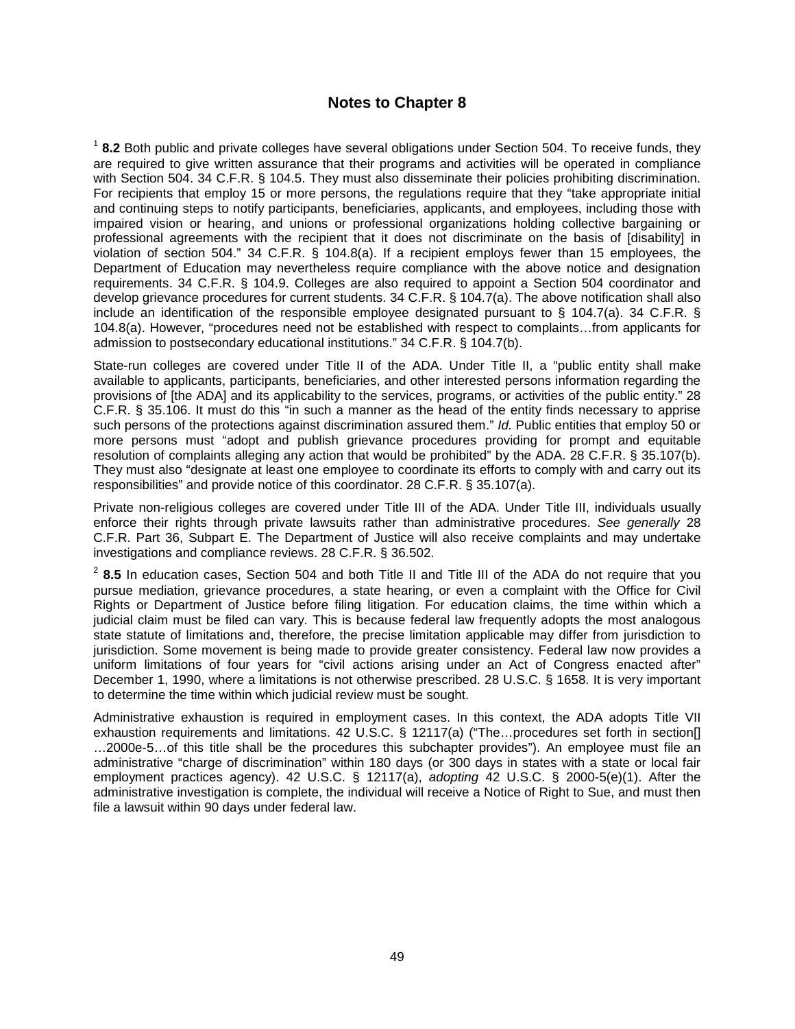## Notes to Chapter 8

[1] **8.2** Both public and private colleges have several obligations under Section 504. To receive funds, they are required to give written assurance that their programs and activities will be operated in compliance with Section 504. 34 C.F.R. § 104.5. They must also disseminate their policies prohibiting discrimination. For recipients that employ 15 or more persons, the regulations require that they "take appropriate initial and continuing steps to notify participants, beneficiaries, applicants, and employees, including those with impaired vision or hearing, and unions or professional organizations holding collective bargaining or professional agreements with the recipient that it does not discriminate on the basis of [disability] in violation of section 504." 34 C.F.R. § 104.8(a). If a recipient employs fewer than 15 employees, the Department of Education may nevertheless require compliance with the above notice and designation requirements. 34 C.F.R. § 104.9. Colleges are also required to appoint a Section 504 coordinator and develop grievance procedures for current students. 34 C.F.R. § 104.7(a). The above notification shall also include an identification of the responsible employee designated pursuant to § 104.7(a). 34 C.F.R. § 104.8(a). However, "procedures need not be established with respect to complaints…from applicants for admission to postsecondary educational institutions." 34 C.F.R. § 104.7(b).

State-run colleges are covered under Title II of the ADA. Under Title II, a "public entity shall make available to applicants, participants, beneficiaries, and other interested persons information regarding the provisions of [the ADA] and its applicability to the services, programs, or activities of the public entity." 28 C.F.R. § 35.106. It must do this "in such a manner as the head of the entity finds necessary to apprise such persons of the protections against discrimination assured them." *Id.* Public entities that employ 50 or more persons must "adopt and publish grievance procedures providing for prompt and equitable resolution of complaints alleging any action that would be prohibited" by the ADA. 28 C.F.R. § 35.107(b). They must also "designate at least one employee to coordinate its efforts to comply with and carry out its responsibilities" and provide notice of this coordinator. 28 C.F.R. § 35.107(a).

Private non-religious colleges are covered under Title III of the ADA. Under Title III, individuals usually enforce their rights through private lawsuits rather than administrative procedures. *See generally* 28 C.F.R. Part 36, Subpart E. The Department of Justice will also receive complaints and may undertake investigations and compliance reviews. 28 C.F.R. § 36.502.

[2] **8.5** In education cases, Section 504 and both Title II and Title III of the ADA do not require that you pursue mediation, grievance procedures, a state hearing, or even a complaint with the Office for Civil Rights or Department of Justice before filing litigation. For education claims, the time within which a judicial claim must be filed can vary. This is because federal law frequently adopts the most analogous state statute of limitations and, therefore, the precise limitation applicable may differ from jurisdiction to jurisdiction. Some movement is being made to provide greater consistency. Federal law now provides a uniform limitations of four years for "civil actions arising under an Act of Congress enacted after" December 1, 1990, where a limitations is not otherwise prescribed. 28 U.S.C. § 1658. It is very important to determine the time within which judicial review must be sought.

Administrative exhaustion is required in employment cases. In this context, the ADA adopts Title VII exhaustion requirements and limitations. 42 U.S.C. § 12117(a) ("The…procedures set forth in section[] …2000e-5…of this title shall be the procedures this subchapter provides"). An employee must file an administrative "charge of discrimination" within 180 days (or 300 days in states with a state or local fair employment practices agency). 42 U.S.C. § 12117(a), *adopting* 42 U.S.C. § 2000-5(e)(1). After the administrative investigation is complete, the individual will receive a Notice of Right to Sue, and must then file a lawsuit within 90 days under federal law.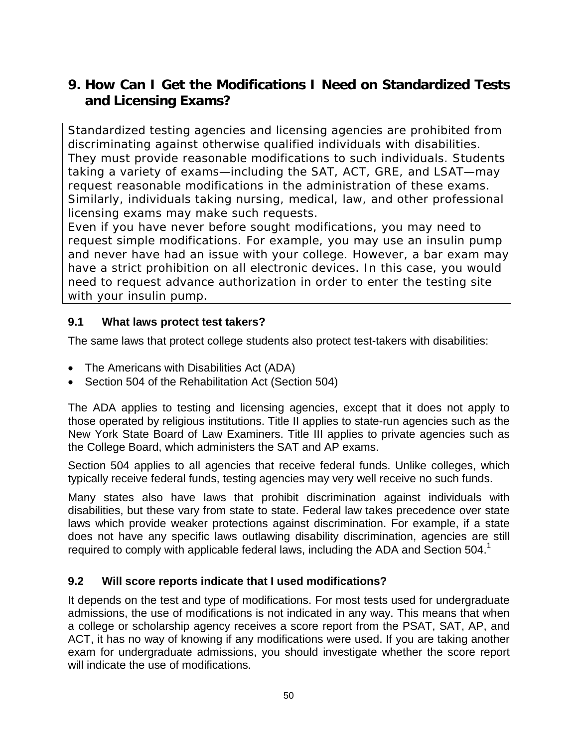## 9. How Can I Get the Modifications I Need on Standardized Tests and Licensing Exams?

Standardized testing agencies and licensing agencies are prohibited from discriminating against otherwise qualified individuals with disabilities. They must provide reasonable modifications to such individuals. Students taking a variety of exams—including the SAT, ACT, GRE, and LSAT—may request reasonable modifications in the administration of these exams. Similarly, individuals taking nursing, medical, law, and other professional licensing exams may make such requests.

Even if you have never before sought modifications, you may need to request simple modifications. For example, you may use an insulin pump and never have had an issue with your college. However, a bar exam may have a strict prohibition on all electronic devices. In this case, you would need to request advance authorization in order to enter the testing site with your insulin pump.

### 9.1 What laws protect test takers?

The same laws that protect college students also protect test-takers with disabilities:

- The Americans with Disabilities Act (ADA)
- Section 504 of the Rehabilitation Act (Section 504)

The ADA applies to testing and licensing agencies, except that it does not apply to those operated by religious institutions. Title II applies to state-run agencies such as the New York State Board of Law Examiners. Title III applies to private agencies such as the College Board, which administers the SAT and AP exams.

Section 504 applies to all agencies that receive federal funds. Unlike colleges, which typically receive federal funds, testing agencies may very well receive no such funds.

Many states also have laws that prohibit discrimination against individuals with disabilities, but these vary from state to state. Federal law takes precedence over state laws which provide weaker protections against discrimination. For example, if a state does not have any specific laws outlawing disability discrimination, agencies are still required to comply with applicable federal laws, including the ADA and Section 504.[1]

### 9.2 Will score reports indicate that I used modifications?

It depends on the test and type of modifications. For most tests used for undergraduate admissions, the use of modifications is not indicated in any way. This means that when a college or scholarship agency receives a score report from the PSAT, SAT, AP, and ACT, it has no way of knowing if any modifications were used. If you are taking another exam for undergraduate admissions, you should investigate whether the score report will indicate the use of modifications.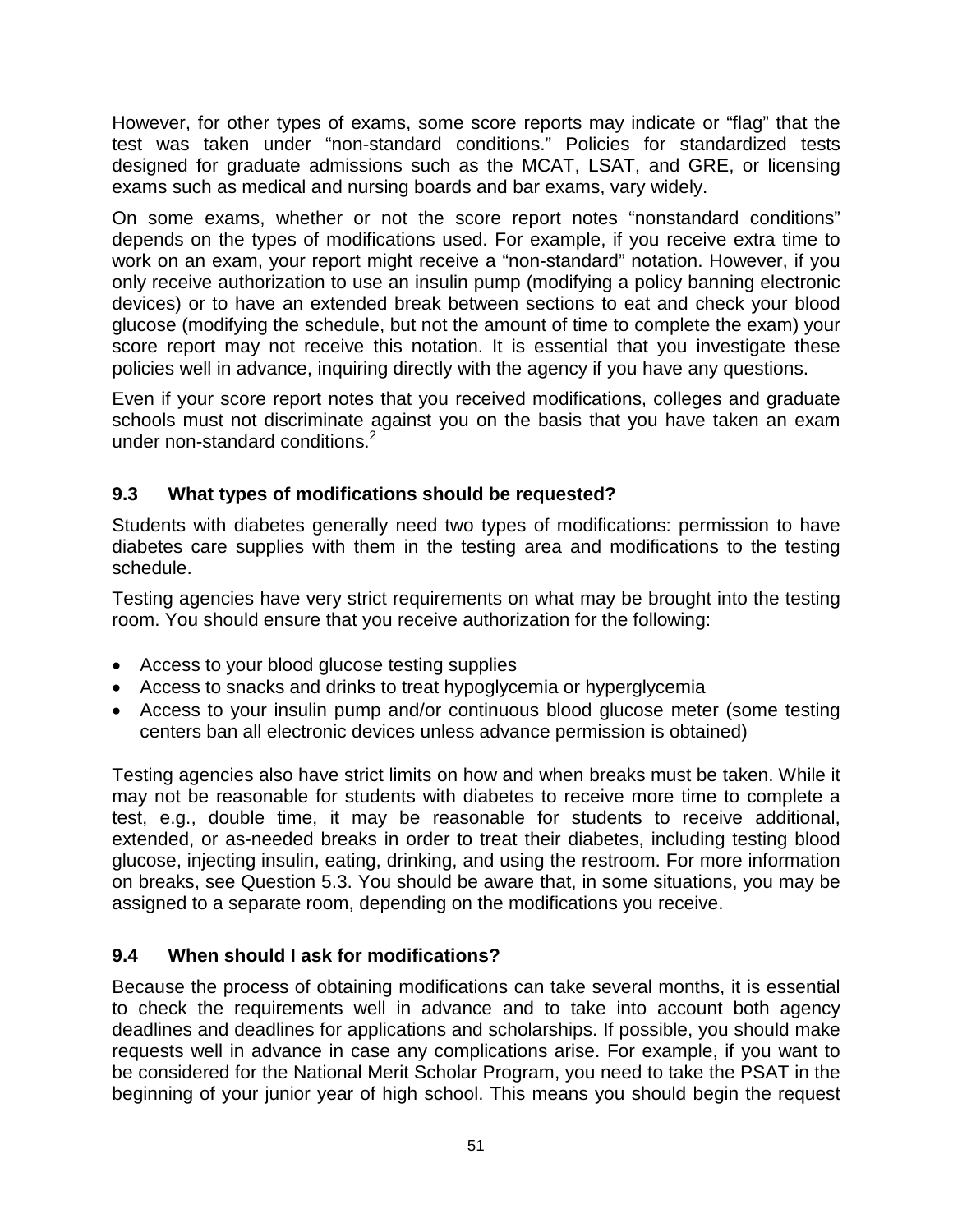However, for other types of exams, some score reports may indicate or “flag” that the test was taken under “non-standard conditions.” Policies for standardized tests designed for graduate admissions such as the MCAT, LSAT, and GRE, or licensing exams such as medical and nursing boards and bar exams, vary widely.

On some exams, whether or not the score report notes “nonstandard conditions” depends on the types of modifications used. For example, if you receive extra time to work on an exam, your report might receive a “non-standard” notation. However, if you only receive authorization to use an insulin pump (modifying a policy banning electronic devices) or to have an extended break between sections to eat and check your blood glucose (modifying the schedule, but not the amount of time to complete the exam) your score report may not receive this notation. It is essential that you investigate these policies well in advance, inquiring directly with the agency if you have any questions.

Even if your score report notes that you received modifications, colleges and graduate schools must not discriminate against you on the basis that you have taken an exam under non-standard conditions.[2]

### 9.3 What types of modifications should be requested?

Students with diabetes generally need two types of modifications: permission to have diabetes care supplies with them in the testing area and modifications to the testing schedule.

Testing agencies have very strict requirements on what may be brought into the testing room. You should ensure that you receive authorization for the following:

- Access to your blood glucose testing supplies
- Access to snacks and drinks to treat hypoglycemia or hyperglycemia
- Access to your insulin pump and/or continuous blood glucose meter (some testing centers ban all electronic devices unless advance permission is obtained)

Testing agencies also have strict limits on how and when breaks must be taken. While it may not be reasonable for students with diabetes to receive more time to complete a test, e.g., double time, it may be reasonable for students to receive additional, extended, or as-needed breaks in order to treat their diabetes, including testing blood glucose, injecting insulin, eating, drinking, and using the restroom. For more information on breaks, see Question 5.3. You should be aware that, in some situations, you may be assigned to a separate room, depending on the modifications you receive.

### 9.4 When should I ask for modifications?

Because the process of obtaining modifications can take several months, it is essential to check the requirements well in advance and to take into account both agency deadlines and deadlines for applications and scholarships. If possible, you should make requests well in advance in case any complications arise. For example, if you want to be considered for the National Merit Scholar Program, you need to take the PSAT in the beginning of your junior year of high school. This means you should begin the request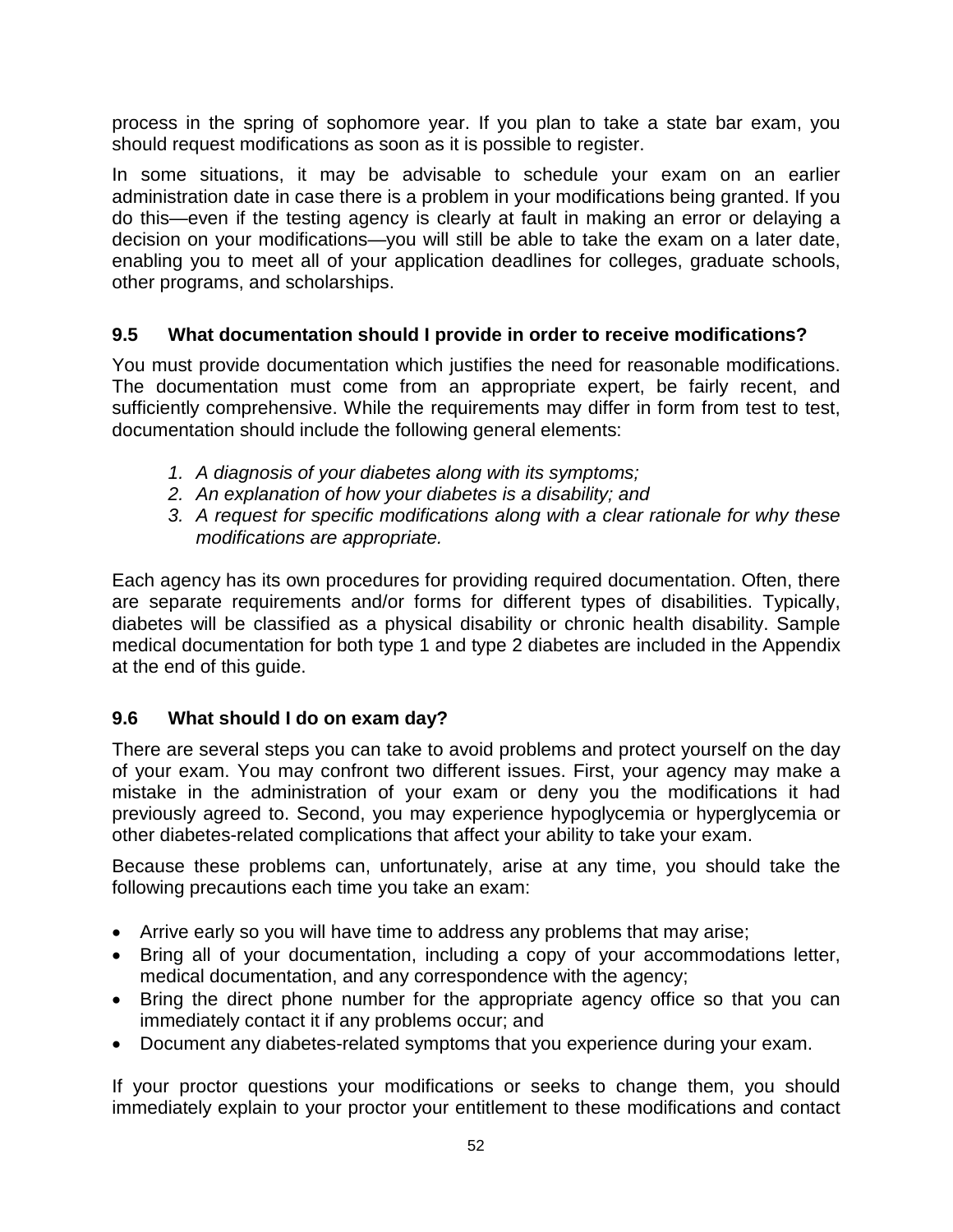process in the spring of sophomore year. If you plan to take a state bar exam, you should request modifications as soon as it is possible to register.

In some situations, it may be advisable to schedule your exam on an earlier administration date in case there is a problem in your modifications being granted. If you do this—even if the testing agency is clearly at fault in making an error or delaying a decision on your modifications—you will still be able to take the exam on a later date, enabling you to meet all of your application deadlines for colleges, graduate schools, other programs, and scholarships.

### 9.5 What documentation should I provide in order to receive modifications?

You must provide documentation which justifies the need for reasonable modifications. The documentation must come from an appropriate expert, be fairly recent, and sufficiently comprehensive. While the requirements may differ in form from test to test, documentation should include the following general elements:

1. *A diagnosis of your diabetes along with its symptoms;*
2. *An explanation of how your diabetes is a disability; and*
3. *A request for specific modifications along with a clear rationale for why these modifications are appropriate.*

Each agency has its own procedures for providing required documentation. Often, there are separate requirements and/or forms for different types of disabilities. Typically, diabetes will be classified as a physical disability or chronic health disability. Sample medical documentation for both type 1 and type 2 diabetes are included in the Appendix at the end of this guide.

### 9.6 What should I do on exam day?

There are several steps you can take to avoid problems and protect yourself on the day of your exam. You may confront two different issues. First, your agency may make a mistake in the administration of your exam or deny you the modifications it had previously agreed to. Second, you may experience hypoglycemia or hyperglycemia or other diabetes-related complications that affect your ability to take your exam.

Because these problems can, unfortunately, arise at any time, you should take the following precautions each time you take an exam:

- Arrive early so you will have time to address any problems that may arise;
- Bring all of your documentation, including a copy of your accommodations letter, medical documentation, and any correspondence with the agency;
- Bring the direct phone number for the appropriate agency office so that you can immediately contact it if any problems occur; and
- Document any diabetes-related symptoms that you experience during your exam.

If your proctor questions your modifications or seeks to change them, you should immediately explain to your proctor your entitlement to these modifications and contact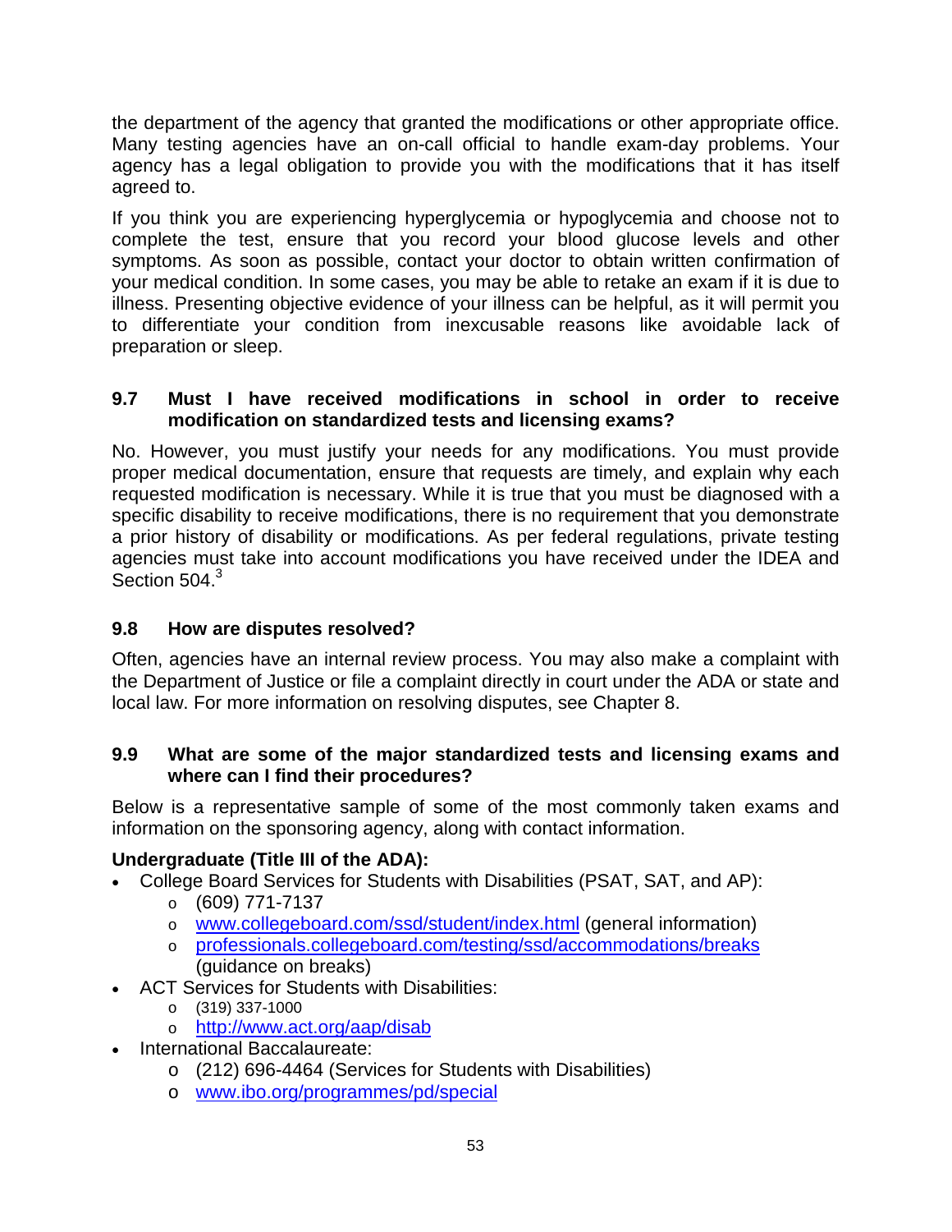the department of the agency that granted the modifications or other appropriate office. Many testing agencies have an on-call official to handle exam-day problems. Your agency has a legal obligation to provide you with the modifications that it has itself agreed to.

If you think you are experiencing hyperglycemia or hypoglycemia and choose not to complete the test, ensure that you record your blood glucose levels and other symptoms. As soon as possible, contact your doctor to obtain written confirmation of your medical condition. In some cases, you may be able to retake an exam if it is due to illness. Presenting objective evidence of your illness can be helpful, as it will permit you to differentiate your condition from inexcusable reasons like avoidable lack of preparation or sleep.

### 9.7 Must I have received modifications in school in order to receive modification on standardized tests and licensing exams?

No. However, you must justify your needs for any modifications. You must provide proper medical documentation, ensure that requests are timely, and explain why each requested modification is necessary. While it is true that you must be diagnosed with a specific disability to receive modifications, there is no requirement that you demonstrate a prior history of disability or modifications. As per federal regulations, private testing agencies must take into account modifications you have received under the IDEA and Section 504.[3]

### 9.8 How are disputes resolved?

Often, agencies have an internal review process. You may also make a complaint with the Department of Justice or file a complaint directly in court under the ADA or state and local law. For more information on resolving disputes, see Chapter 8.

### 9.9 What are some of the major standardized tests and licensing exams and where can I find their procedures?

Below is a representative sample of some of the most commonly taken exams and information on the sponsoring agency, along with contact information.

**Undergraduate (Title III of the ADA):**

- College Board Services for Students with Disabilities (PSAT, SAT, and AP):
  - (609) 771-7137
  - www.collegeboard.com/ssd/student/index.html (general information)
  - professionals.collegeboard.com/testing/ssd/accommodations/breaks (guidance on breaks)
- ACT Services for Students with Disabilities:
  - (319) 337-1000
  - http://www.act.org/aap/disab
- International Baccalaureate:
  - (212) 696-4464 (Services for Students with Disabilities)
  - www.ibo.org/programmes/pd/special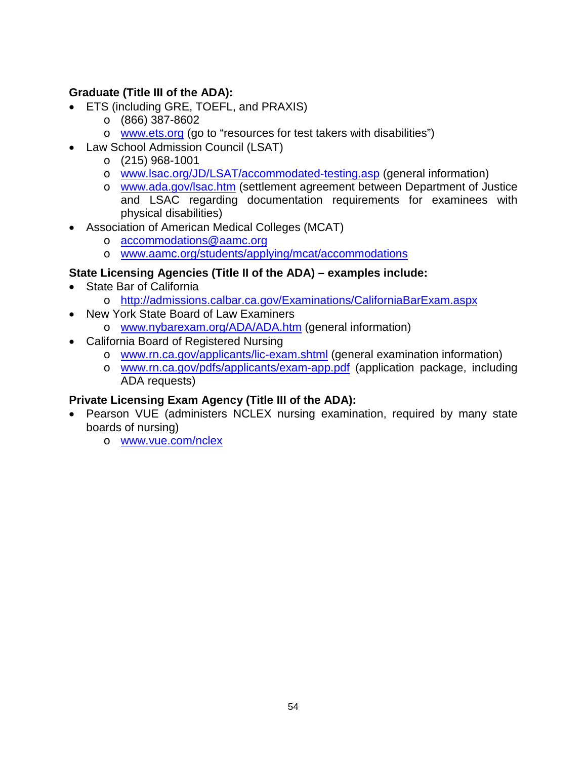**Graduate (Title III of the ADA):**

- ETS (including GRE, TOEFL, and PRAXIS)
  - (866) 387-8602
  - www.ets.org (go to “resources for test takers with disabilities”)
- Law School Admission Council (LSAT)
  - (215) 968-1001
  - www.lsac.org/JD/LSAT/accommodated-testing.asp (general information)
  - www.ada.gov/lsac.htm (settlement agreement between Department of Justice and LSAC regarding documentation requirements for examinees with physical disabilities)
- Association of American Medical Colleges (MCAT)
  - accommodations@aamc.org
  - www.aamc.org/students/applying/mcat/accommodations

**State Licensing Agencies (Title II of the ADA) – examples include:**

- State Bar of California
  - http://admissions.calbar.ca.gov/Examinations/CaliforniaBarExam.aspx
- New York State Board of Law Examiners
  - www.nybarexam.org/ADA/ADA.htm (general information)
- California Board of Registered Nursing
  - www.rn.ca.gov/applicants/lic-exam.shtml (general examination information)
  - www.rn.ca.gov/pdfs/applicants/exam-app.pdf (application package, including ADA requests)

**Private Licensing Exam Agency (Title III of the ADA):**

- Pearson VUE (administers NCLEX nursing examination, required by many state boards of nursing)
  - www.vue.com/nclex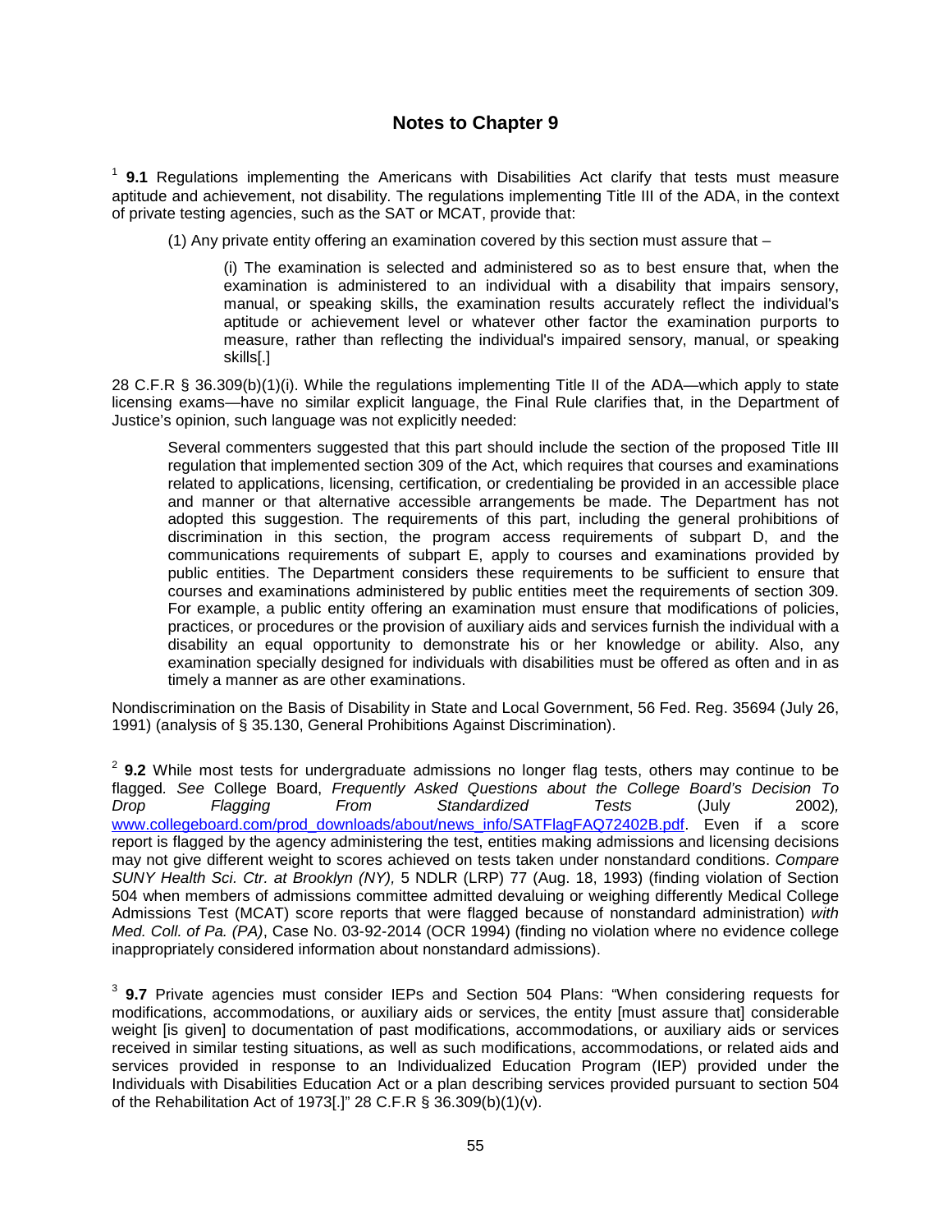## Notes to Chapter 9

[1] **9.1** Regulations implementing the Americans with Disabilities Act clarify that tests must measure aptitude and achievement, not disability. The regulations implementing Title III of the ADA, in the context of private testing agencies, such as the SAT or MCAT, provide that:

> (1) Any private entity offering an examination covered by this section must assure that –
>
> > (i) The examination is selected and administered so as to best ensure that, when the examination is administered to an individual with a disability that impairs sensory, manual, or speaking skills, the examination results accurately reflect the individual's aptitude or achievement level or whatever other factor the examination purports to measure, rather than reflecting the individual's impaired sensory, manual, or speaking skills[.]

28 C.F.R § 36.309(b)(1)(i). While the regulations implementing Title II of the ADA—which apply to state licensing exams—have no similar explicit language, the Final Rule clarifies that, in the Department of Justice's opinion, such language was not explicitly needed:

> Several commenters suggested that this part should include the section of the proposed Title III regulation that implemented section 309 of the Act, which requires that courses and examinations related to applications, licensing, certification, or credentialing be provided in an accessible place and manner or that alternative accessible arrangements be made. The Department has not adopted this suggestion. The requirements of this part, including the general prohibitions of discrimination in this section, the program access requirements of subpart D, and the communications requirements of subpart E, apply to courses and examinations provided by public entities. The Department considers these requirements to be sufficient to ensure that courses and examinations administered by public entities meet the requirements of section 309. For example, a public entity offering an examination must ensure that modifications of policies, practices, or procedures or the provision of auxiliary aids and services furnish the individual with a disability an equal opportunity to demonstrate his or her knowledge or ability. Also, any examination specially designed for individuals with disabilities must be offered as often and in as timely a manner as are other examinations.

Nondiscrimination on the Basis of Disability in State and Local Government, 56 Fed. Reg. 35694 (July 26, 1991) (analysis of § 35.130, General Prohibitions Against Discrimination).

[2] **9.2** While most tests for undergraduate admissions no longer flag tests, others may continue to be flagged. *See* College Board, *Frequently Asked Questions about the College Board's Decision To Drop Flagging From Standardized Tests* (July 2002), www.collegeboard.com/prod_downloads/about/news_info/SATFlagFAQ72402B.pdf. Even if a score report is flagged by the agency administering the test, entities making admissions and licensing decisions may not give different weight to scores achieved on tests taken under nonstandard conditions. *Compare SUNY Health Sci. Ctr. at Brooklyn (NY),* 5 NDLR (LRP) 77 (Aug. 18, 1993) (finding violation of Section 504 when members of admissions committee admitted devaluing or weighing differently Medical College Admissions Test (MCAT) score reports that were flagged because of nonstandard administration) *with Med. Coll. of Pa. (PA)*, Case No. 03-92-2014 (OCR 1994) (finding no violation where no evidence college inappropriately considered information about nonstandard admissions).

[3] **9.7** Private agencies must consider IEPs and Section 504 Plans: "When considering requests for modifications, accommodations, or auxiliary aids or services, the entity [must assure that] considerable weight [is given] to documentation of past modifications, accommodations, or auxiliary aids or services received in similar testing situations, as well as such modifications, accommodations, or related aids and services provided in response to an Individualized Education Program (IEP) provided under the Individuals with Disabilities Education Act or a plan describing services provided pursuant to section 504 of the Rehabilitation Act of 1973[.]" 28 C.F.R § 36.309(b)(1)(v).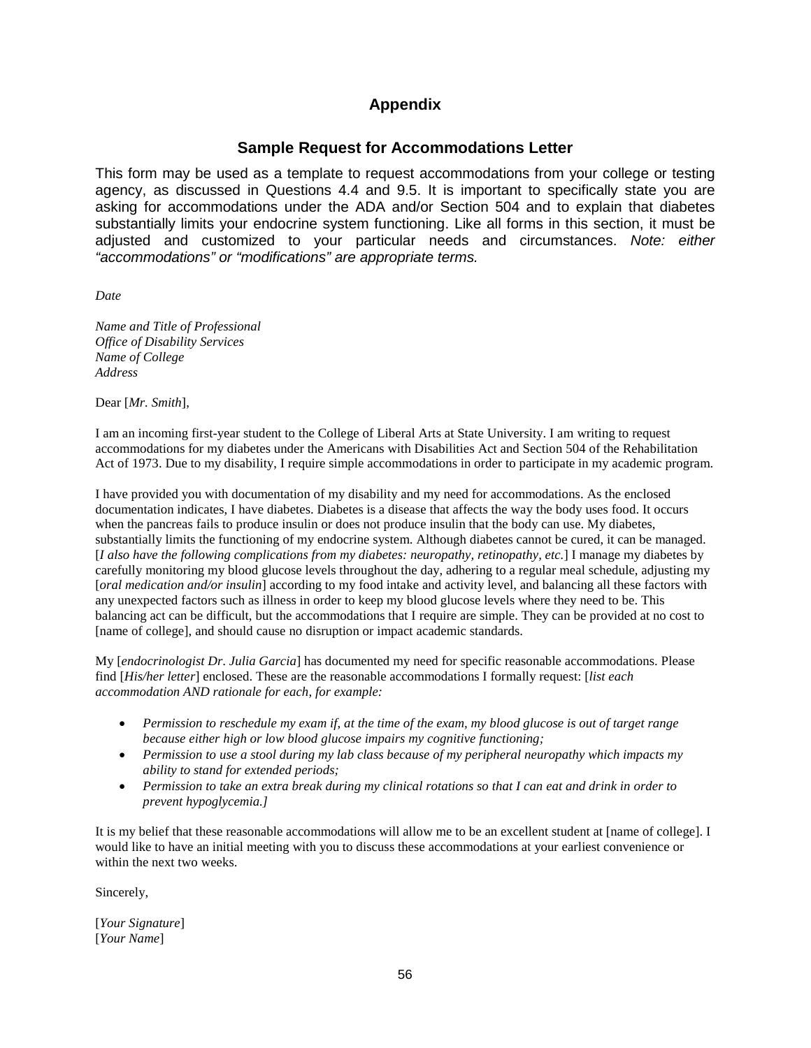# Appendix

## Sample Request for Accommodations Letter

This form may be used as a template to request accommodations from your college or testing agency, as discussed in Questions 4.4 and 9.5. It is important to specifically state you are asking for accommodations under the ADA and/or Section 504 and to explain that diabetes substantially limits your endocrine system functioning. Like all forms in this section, it must be adjusted and customized to your particular needs and circumstances. *Note: either "accommodations" or "modifications" are appropriate terms.*

*Date*

*Name and Title of Professional*
*Office of Disability Services*
*Name of College*
*Address*

Dear [*Mr. Smith*],

I am an incoming first-year student to the College of Liberal Arts at State University. I am writing to request accommodations for my diabetes under the Americans with Disabilities Act and Section 504 of the Rehabilitation Act of 1973. Due to my disability, I require simple accommodations in order to participate in my academic program.

I have provided you with documentation of my disability and my need for accommodations. As the enclosed documentation indicates, I have diabetes. Diabetes is a disease that affects the way the body uses food. It occurs when the pancreas fails to produce insulin or does not produce insulin that the body can use. My diabetes, substantially limits the functioning of my endocrine system. Although diabetes cannot be cured, it can be managed. [*I also have the following complications from my diabetes: neuropathy, retinopathy, etc.*] I manage my diabetes by carefully monitoring my blood glucose levels throughout the day, adhering to a regular meal schedule, adjusting my [*oral medication and/or insulin*] according to my food intake and activity level, and balancing all these factors with any unexpected factors such as illness in order to keep my blood glucose levels where they need to be. This balancing act can be difficult, but the accommodations that I require are simple. They can be provided at no cost to [name of college], and should cause no disruption or impact academic standards.

My [*endocrinologist Dr. Julia Garcia*] has documented my need for specific reasonable accommodations. Please find [*His/her letter*] enclosed. These are the reasonable accommodations I formally request: [*list each accommodation AND rationale for each, for example:*

- *Permission to reschedule my exam if, at the time of the exam, my blood glucose is out of target range because either high or low blood glucose impairs my cognitive functioning;*
- *Permission to use a stool during my lab class because of my peripheral neuropathy which impacts my ability to stand for extended periods;*
- *Permission to take an extra break during my clinical rotations so that I can eat and drink in order to prevent hypoglycemia.]*

It is my belief that these reasonable accommodations will allow me to be an excellent student at [name of college]. I would like to have an initial meeting with you to discuss these accommodations at your earliest convenience or within the next two weeks.

Sincerely,

[*Your Signature*]
[*Your Name*]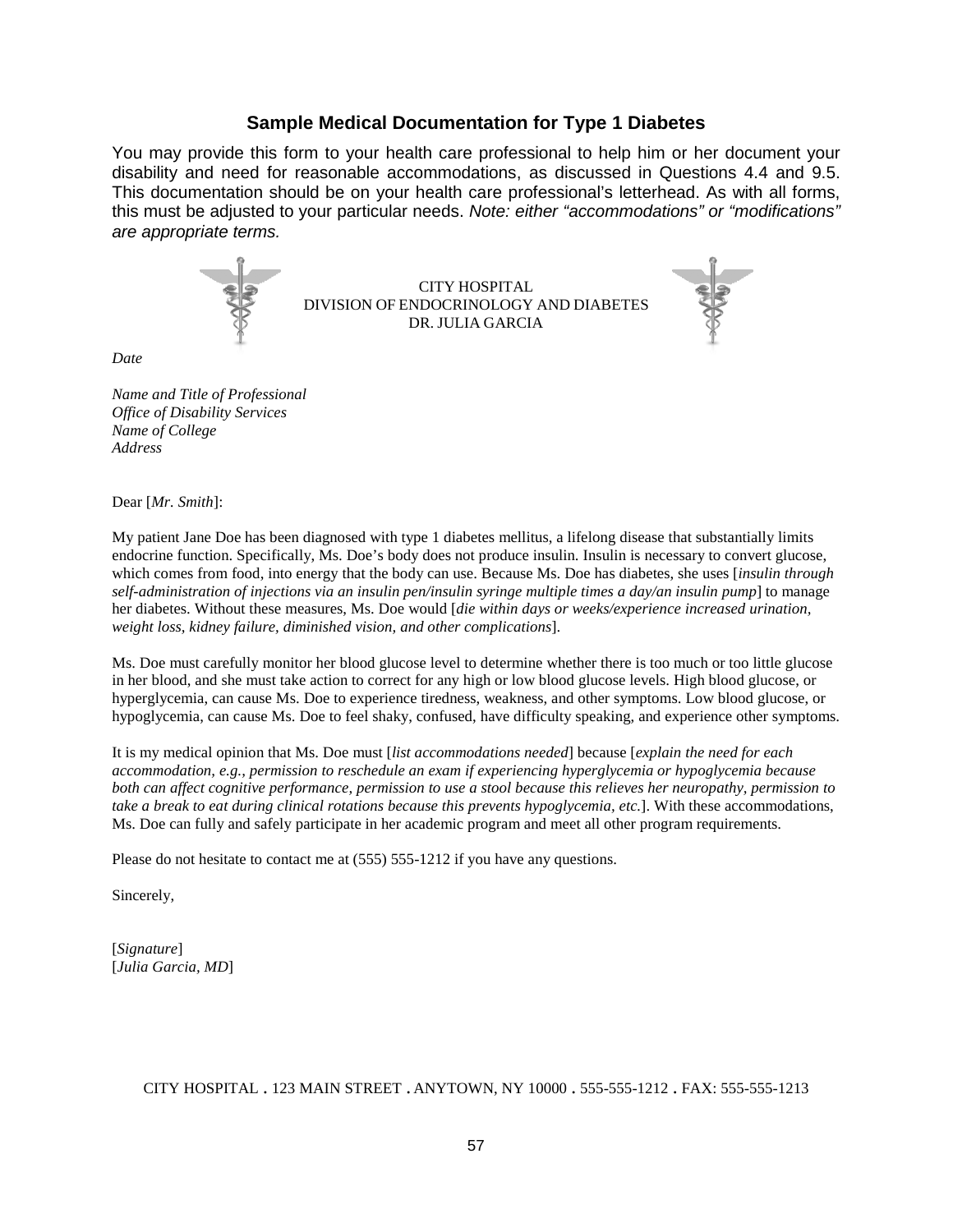## Sample Medical Documentation for Type 1 Diabetes

You may provide this form to your health care professional to help him or her document your disability and need for reasonable accommodations, as discussed in Questions 4.4 and 9.5. This documentation should be on your health care professional's letterhead. As with all forms, this must be adjusted to your particular needs. *Note: either "accommodations" or "modifications" are appropriate terms.*

CITY HOSPITAL
DIVISION OF ENDOCRINOLOGY AND DIABETES
DR. JULIA GARCIA

*Date*

*Name and Title of Professional*
*Office of Disability Services*
*Name of College*
*Address*

Dear [*Mr. Smith*]:

My patient Jane Doe has been diagnosed with type 1 diabetes mellitus, a lifelong disease that substantially limits endocrine function. Specifically, Ms. Doe's body does not produce insulin. Insulin is necessary to convert glucose, which comes from food, into energy that the body can use. Because Ms. Doe has diabetes, she uses [*insulin through self-administration of injections via an insulin pen/insulin syringe multiple times a day/an insulin pump*] to manage her diabetes. Without these measures, Ms. Doe would [*die within days or weeks/experience increased urination, weight loss, kidney failure, diminished vision, and other complications*].

Ms. Doe must carefully monitor her blood glucose level to determine whether there is too much or too little glucose in her blood, and she must take action to correct for any high or low blood glucose levels. High blood glucose, or hyperglycemia, can cause Ms. Doe to experience tiredness, weakness, and other symptoms. Low blood glucose, or hypoglycemia, can cause Ms. Doe to feel shaky, confused, have difficulty speaking, and experience other symptoms.

It is my medical opinion that Ms. Doe must [*list accommodations needed*] because [*explain the need for each accommodation, e.g., permission to reschedule an exam if experiencing hyperglycemia or hypoglycemia because both can affect cognitive performance, permission to use a stool because this relieves her neuropathy, permission to take a break to eat during clinical rotations because this prevents hypoglycemia, etc.*]. With these accommodations, Ms. Doe can fully and safely participate in her academic program and meet all other program requirements.

Please do not hesitate to contact me at (555) 555-1212 if you have any questions.

Sincerely,

[*Signature*]
[*Julia Garcia, MD*]

CITY HOSPITAL . 123 MAIN STREET . ANYTOWN, NY 10000 . 555-555-1212 . FAX: 555-555-1213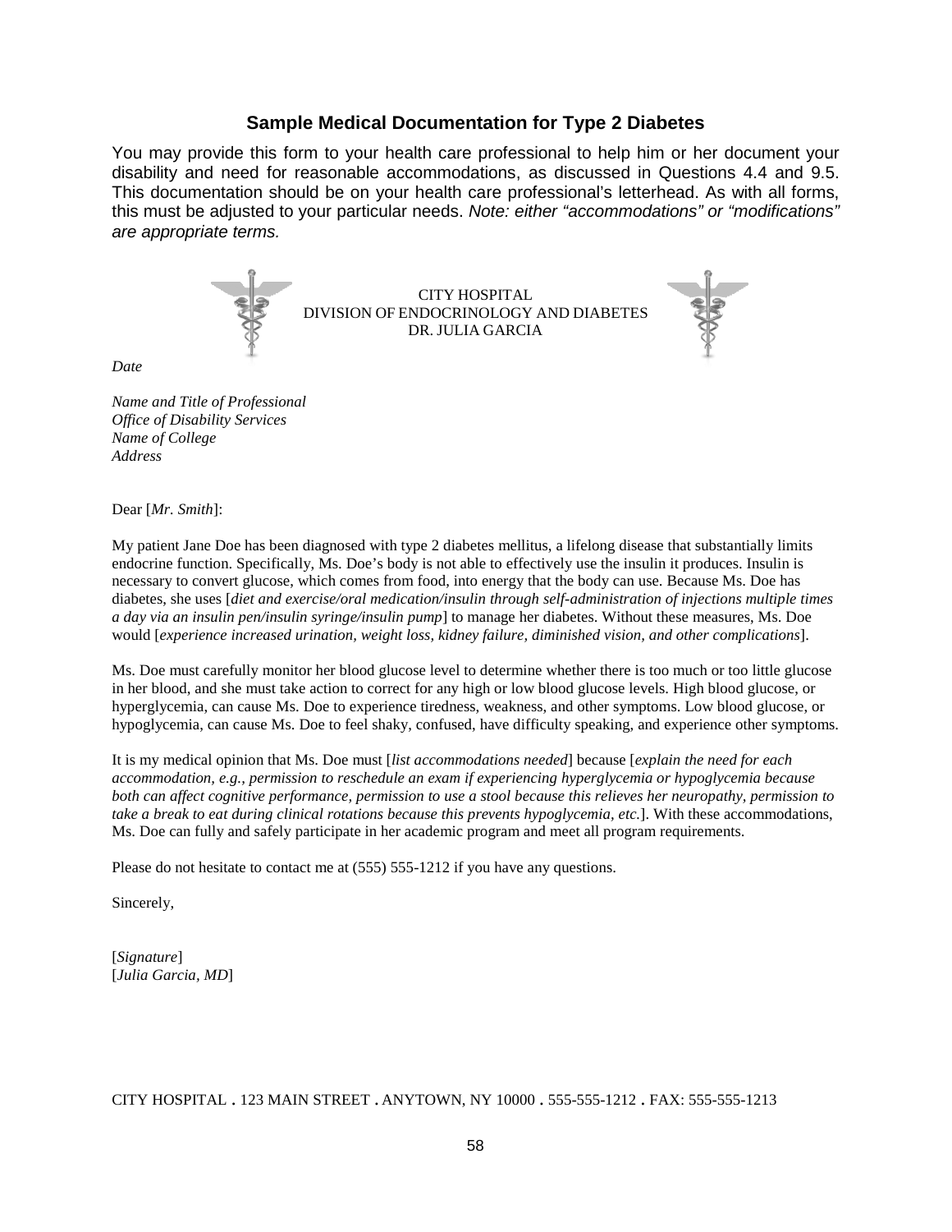## Sample Medical Documentation for Type 2 Diabetes

You may provide this form to your health care professional to help him or her document your disability and need for reasonable accommodations, as discussed in Questions 4.4 and 9.5. This documentation should be on your health care professional's letterhead. As with all forms, this must be adjusted to your particular needs. *Note: either "accommodations" or "modifications" are appropriate terms.*

CITY HOSPITAL
DIVISION OF ENDOCRINOLOGY AND DIABETES
DR. JULIA GARCIA

*Date*

*Name and Title of Professional*
*Office of Disability Services*
*Name of College*
*Address*

Dear [*Mr. Smith*]:

My patient Jane Doe has been diagnosed with type 2 diabetes mellitus, a lifelong disease that substantially limits endocrine function. Specifically, Ms. Doe's body is not able to effectively use the insulin it produces. Insulin is necessary to convert glucose, which comes from food, into energy that the body can use. Because Ms. Doe has diabetes, she uses [*diet and exercise/oral medication/insulin through self-administration of injections multiple times a day via an insulin pen/insulin syringe/insulin pump*] to manage her diabetes. Without these measures, Ms. Doe would [*experience increased urination, weight loss, kidney failure, diminished vision, and other complications*].

Ms. Doe must carefully monitor her blood glucose level to determine whether there is too much or too little glucose in her blood, and she must take action to correct for any high or low blood glucose levels. High blood glucose, or hyperglycemia, can cause Ms. Doe to experience tiredness, weakness, and other symptoms. Low blood glucose, or hypoglycemia, can cause Ms. Doe to feel shaky, confused, have difficulty speaking, and experience other symptoms.

It is my medical opinion that Ms. Doe must [*list accommodations needed*] because [*explain the need for each accommodation, e.g., permission to reschedule an exam if experiencing hyperglycemia or hypoglycemia because both can affect cognitive performance, permission to use a stool because this relieves her neuropathy, permission to take a break to eat during clinical rotations because this prevents hypoglycemia, etc.*]. With these accommodations, Ms. Doe can fully and safely participate in her academic program and meet all program requirements.

Please do not hesitate to contact me at (555) 555-1212 if you have any questions.

Sincerely,

[*Signature*]
[*Julia Garcia, MD*]

CITY HOSPITAL . 123 MAIN STREET . ANYTOWN, NY 10000 . 555-555-1212 . FAX: 555-555-1213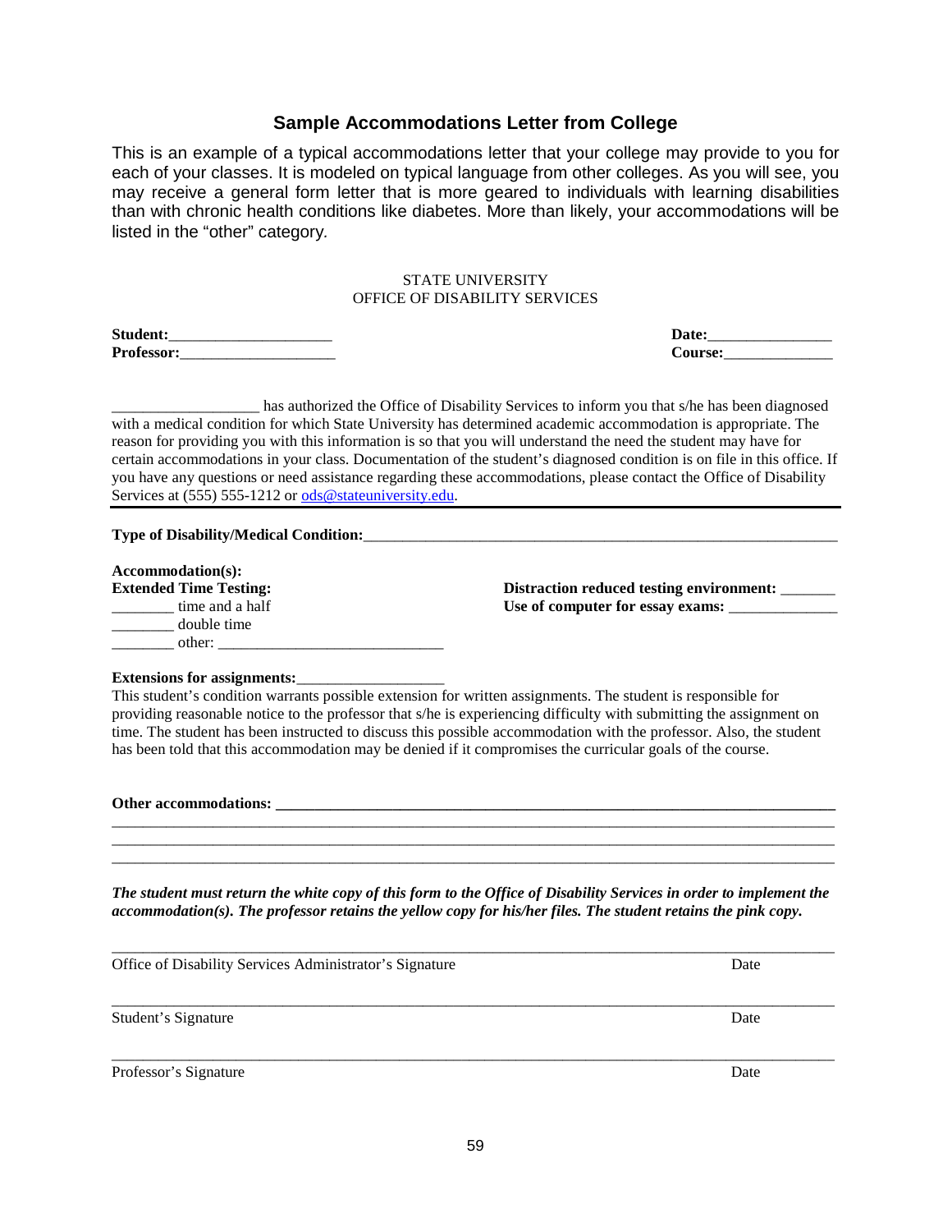## Sample Accommodations Letter from College

This is an example of a typical accommodations letter that your college may provide to you for each of your classes. It is modeled on typical language from other colleges. As you will see, you may receive a general form letter that is more geared to individuals with learning disabilities than with chronic health conditions like diabetes. More than likely, your accommodations will be listed in the "other" category.

STATE UNIVERSITY
OFFICE OF DISABILITY SERVICES

**Student:**____________________ **Date:**________________
**Professor:**____________________ **Course:**______________

__________________ has authorized the Office of Disability Services to inform you that s/he has been diagnosed with a medical condition for which State University has determined academic accommodation is appropriate. The reason for providing you with this information is so that you will understand the need the student may have for certain accommodations in your class. Documentation of the student's diagnosed condition is on file in this office. If you have any questions or need assistance regarding these accommodations, please contact the Office of Disability Services at (555) 555-1212 or ods@stateuniversity.edu.

---

**Type of Disability/Medical Condition:**______________________________________________________________

**Accommodation(s):**

**Extended Time Testing:**
________ time and a half
________ double time
________ other: ____________________________

**Distraction reduced testing environment:** _______
**Use of computer for essay exams:** ______________

**Extensions for assignments:**__________________

This student's condition warrants possible extension for written assignments. The student is responsible for providing reasonable notice to the professor that s/he is experiencing difficulty with submitting the assignment on time. The student has been instructed to discuss this possible accommodation with the professor. Also, the student has been told that this accommodation may be denied if it compromises the curricular goals of the course.

**Other accommodations:** ____________________________________________________________________________
_____________________________________________________________________________________________
_____________________________________________________________________________________________
_____________________________________________________________________________________________

***The student must return the white copy of this form to the Office of Disability Services in order to implement the accommodation(s). The professor retains the yellow copy for his/her files. The student retains the pink copy.***

_____________________________________________________________________________________________
Office of Disability Services Administrator's Signature                                        Date

_____________________________________________________________________________________________
Student's Signature                                        Date

_____________________________________________________________________________________________
Professor's Signature                                        Date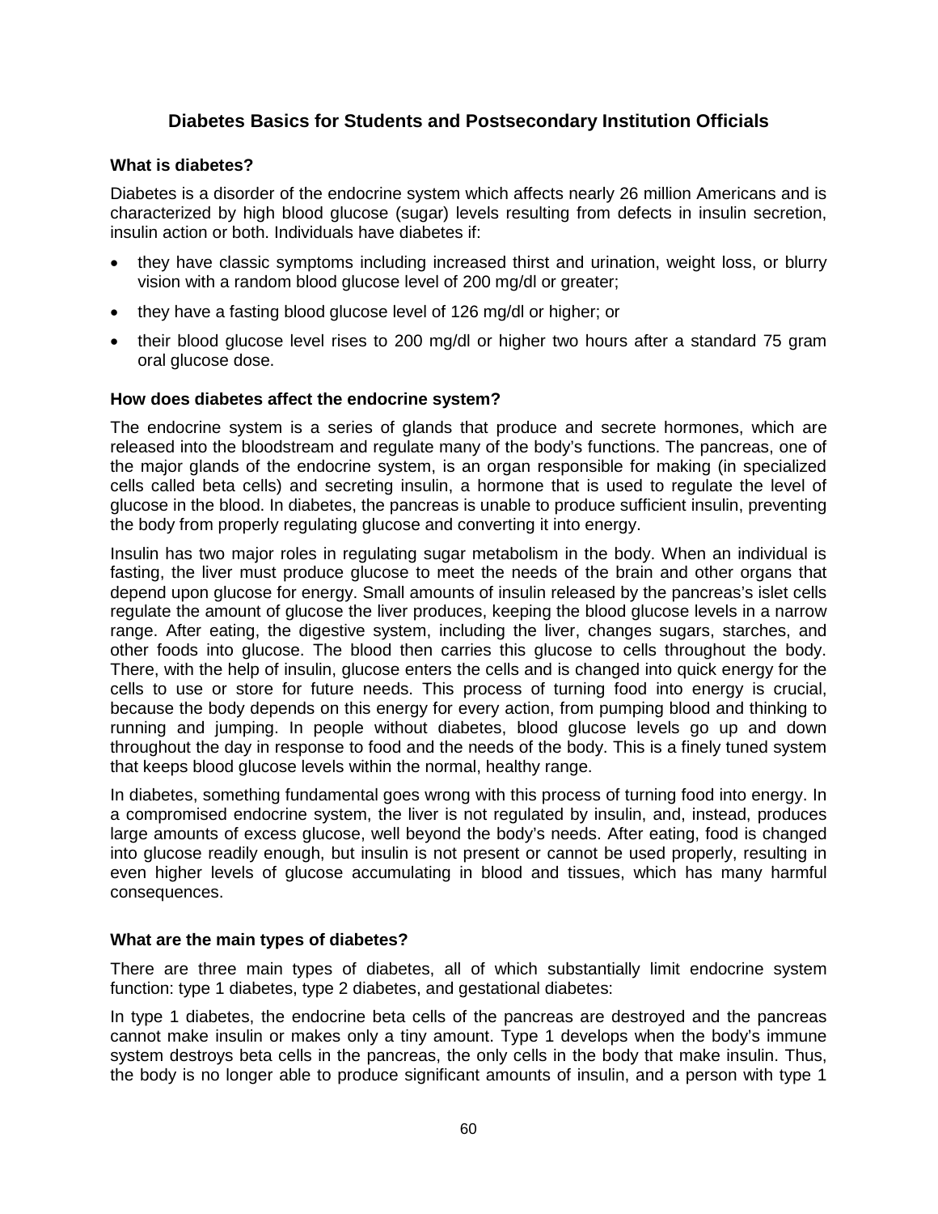## Diabetes Basics for Students and Postsecondary Institution Officials

### What is diabetes?

Diabetes is a disorder of the endocrine system which affects nearly 26 million Americans and is characterized by high blood glucose (sugar) levels resulting from defects in insulin secretion, insulin action or both. Individuals have diabetes if:

- they have classic symptoms including increased thirst and urination, weight loss, or blurry vision with a random blood glucose level of 200 mg/dl or greater;
- they have a fasting blood glucose level of 126 mg/dl or higher; or
- their blood glucose level rises to 200 mg/dl or higher two hours after a standard 75 gram oral glucose dose.

### How does diabetes affect the endocrine system?

The endocrine system is a series of glands that produce and secrete hormones, which are released into the bloodstream and regulate many of the body's functions. The pancreas, one of the major glands of the endocrine system, is an organ responsible for making (in specialized cells called beta cells) and secreting insulin, a hormone that is used to regulate the level of glucose in the blood. In diabetes, the pancreas is unable to produce sufficient insulin, preventing the body from properly regulating glucose and converting it into energy.

Insulin has two major roles in regulating sugar metabolism in the body. When an individual is fasting, the liver must produce glucose to meet the needs of the brain and other organs that depend upon glucose for energy. Small amounts of insulin released by the pancreas's islet cells regulate the amount of glucose the liver produces, keeping the blood glucose levels in a narrow range. After eating, the digestive system, including the liver, changes sugars, starches, and other foods into glucose. The blood then carries this glucose to cells throughout the body. There, with the help of insulin, glucose enters the cells and is changed into quick energy for the cells to use or store for future needs. This process of turning food into energy is crucial, because the body depends on this energy for every action, from pumping blood and thinking to running and jumping. In people without diabetes, blood glucose levels go up and down throughout the day in response to food and the needs of the body. This is a finely tuned system that keeps blood glucose levels within the normal, healthy range.

In diabetes, something fundamental goes wrong with this process of turning food into energy. In a compromised endocrine system, the liver is not regulated by insulin, and, instead, produces large amounts of excess glucose, well beyond the body's needs. After eating, food is changed into glucose readily enough, but insulin is not present or cannot be used properly, resulting in even higher levels of glucose accumulating in blood and tissues, which has many harmful consequences.

### What are the main types of diabetes?

There are three main types of diabetes, all of which substantially limit endocrine system function: type 1 diabetes, type 2 diabetes, and gestational diabetes:

In type 1 diabetes, the endocrine beta cells of the pancreas are destroyed and the pancreas cannot make insulin or makes only a tiny amount. Type 1 develops when the body's immune system destroys beta cells in the pancreas, the only cells in the body that make insulin. Thus, the body is no longer able to produce significant amounts of insulin, and a person with type 1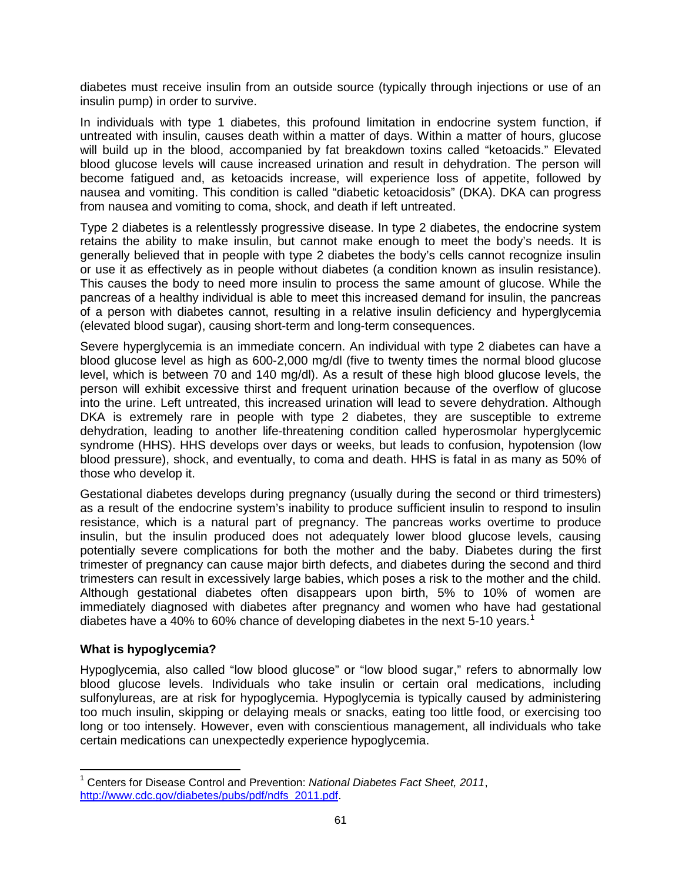diabetes must receive insulin from an outside source (typically through injections or use of an insulin pump) in order to survive.

In individuals with type 1 diabetes, this profound limitation in endocrine system function, if untreated with insulin, causes death within a matter of days. Within a matter of hours, glucose will build up in the blood, accompanied by fat breakdown toxins called "ketoacids." Elevated blood glucose levels will cause increased urination and result in dehydration. The person will become fatigued and, as ketoacids increase, will experience loss of appetite, followed by nausea and vomiting. This condition is called "diabetic ketoacidosis" (DKA). DKA can progress from nausea and vomiting to coma, shock, and death if left untreated.

Type 2 diabetes is a relentlessly progressive disease. In type 2 diabetes, the endocrine system retains the ability to make insulin, but cannot make enough to meet the body's needs. It is generally believed that in people with type 2 diabetes the body's cells cannot recognize insulin or use it as effectively as in people without diabetes (a condition known as insulin resistance). This causes the body to need more insulin to process the same amount of glucose. While the pancreas of a healthy individual is able to meet this increased demand for insulin, the pancreas of a person with diabetes cannot, resulting in a relative insulin deficiency and hyperglycemia (elevated blood sugar), causing short-term and long-term consequences.

Severe hyperglycemia is an immediate concern. An individual with type 2 diabetes can have a blood glucose level as high as 600-2,000 mg/dl (five to twenty times the normal blood glucose level, which is between 70 and 140 mg/dl). As a result of these high blood glucose levels, the person will exhibit excessive thirst and frequent urination because of the overflow of glucose into the urine. Left untreated, this increased urination will lead to severe dehydration. Although DKA is extremely rare in people with type 2 diabetes, they are susceptible to extreme dehydration, leading to another life-threatening condition called hyperosmolar hyperglycemic syndrome (HHS). HHS develops over days or weeks, but leads to confusion, hypotension (low blood pressure), shock, and eventually, to coma and death. HHS is fatal in as many as 50% of those who develop it.

Gestational diabetes develops during pregnancy (usually during the second or third trimesters) as a result of the endocrine system's inability to produce sufficient insulin to respond to insulin resistance, which is a natural part of pregnancy. The pancreas works overtime to produce insulin, but the insulin produced does not adequately lower blood glucose levels, causing potentially severe complications for both the mother and the baby. Diabetes during the first trimester of pregnancy can cause major birth defects, and diabetes during the second and third trimesters can result in excessively large babies, which poses a risk to the mother and the child. Although gestational diabetes often disappears upon birth, 5% to 10% of women are immediately diagnosed with diabetes after pregnancy and women who have had gestational diabetes have a 40% to 60% chance of developing diabetes in the next 5-10 years.[1]

**What is hypoglycemia?**

Hypoglycemia, also called "low blood glucose" or "low blood sugar," refers to abnormally low blood glucose levels. Individuals who take insulin or certain oral medications, including sulfonylureas, are at risk for hypoglycemia. Hypoglycemia is typically caused by administering too much insulin, skipping or delaying meals or snacks, eating too little food, or exercising too long or too intensely. However, even with conscientious management, all individuals who take certain medications can unexpectedly experience hypoglycemia.

---

[1] Centers for Disease Control and Prevention: *National Diabetes Fact Sheet, 2011*, http://www.cdc.gov/diabetes/pubs/pdf/ndfs_2011.pdf.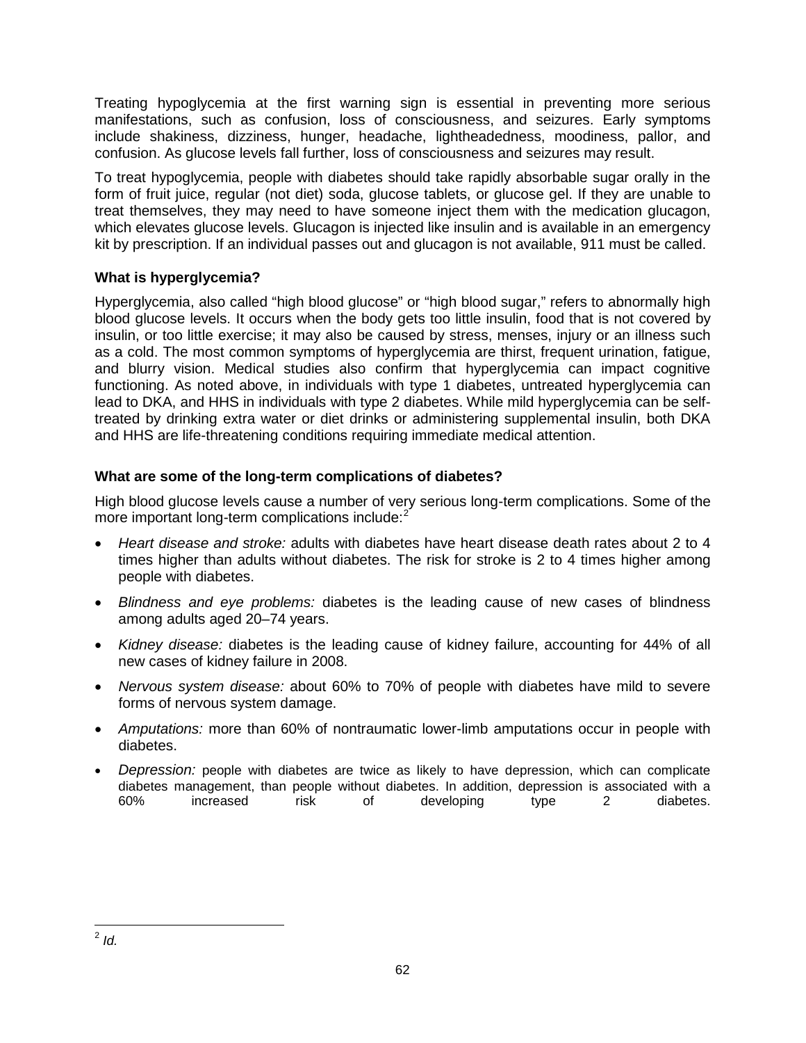Treating hypoglycemia at the first warning sign is essential in preventing more serious manifestations, such as confusion, loss of consciousness, and seizures. Early symptoms include shakiness, dizziness, hunger, headache, lightheadedness, moodiness, pallor, and confusion. As glucose levels fall further, loss of consciousness and seizures may result.

To treat hypoglycemia, people with diabetes should take rapidly absorbable sugar orally in the form of fruit juice, regular (not diet) soda, glucose tablets, or glucose gel. If they are unable to treat themselves, they may need to have someone inject them with the medication glucagon, which elevates glucose levels. Glucagon is injected like insulin and is available in an emergency kit by prescription. If an individual passes out and glucagon is not available, 911 must be called.

### What is hyperglycemia?

Hyperglycemia, also called "high blood glucose" or "high blood sugar," refers to abnormally high blood glucose levels. It occurs when the body gets too little insulin, food that is not covered by insulin, or too little exercise; it may also be caused by stress, menses, injury or an illness such as a cold. The most common symptoms of hyperglycemia are thirst, frequent urination, fatigue, and blurry vision. Medical studies also confirm that hyperglycemia can impact cognitive functioning. As noted above, in individuals with type 1 diabetes, untreated hyperglycemia can lead to DKA, and HHS in individuals with type 2 diabetes. While mild hyperglycemia can be self-treated by drinking extra water or diet drinks or administering supplemental insulin, both DKA and HHS are life-threatening conditions requiring immediate medical attention.

### What are some of the long-term complications of diabetes?

High blood glucose levels cause a number of very serious long-term complications. Some of the more important long-term complications include:[2]

- *Heart disease and stroke:* adults with diabetes have heart disease death rates about 2 to 4 times higher than adults without diabetes. The risk for stroke is 2 to 4 times higher among people with diabetes.
- *Blindness and eye problems:* diabetes is the leading cause of new cases of blindness among adults aged 20–74 years.
- *Kidney disease:* diabetes is the leading cause of kidney failure, accounting for 44% of all new cases of kidney failure in 2008.
- *Nervous system disease:* about 60% to 70% of people with diabetes have mild to severe forms of nervous system damage.
- *Amputations:* more than 60% of nontraumatic lower-limb amputations occur in people with diabetes.
- *Depression:* people with diabetes are twice as likely to have depression, which can complicate diabetes management, than people without diabetes. In addition, depression is associated with a 60% increased risk of developing type 2 diabetes.

[2] *Id.*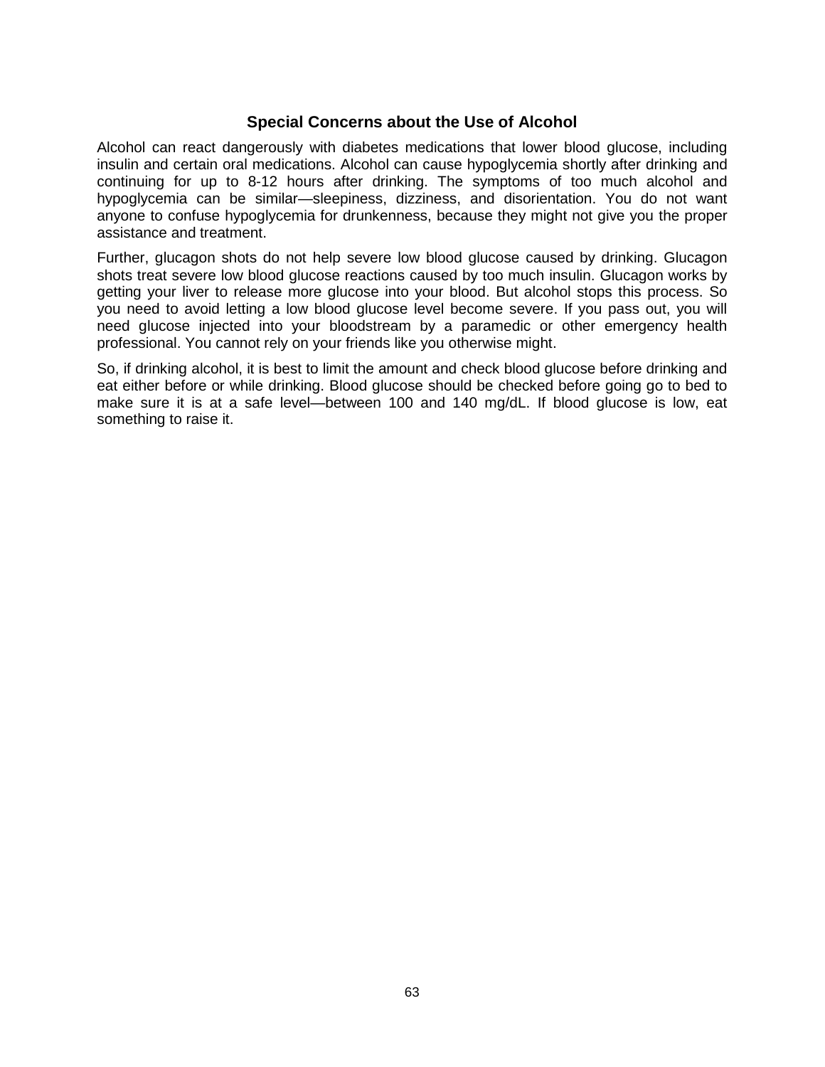## Special Concerns about the Use of Alcohol

Alcohol can react dangerously with diabetes medications that lower blood glucose, including insulin and certain oral medications. Alcohol can cause hypoglycemia shortly after drinking and continuing for up to 8-12 hours after drinking. The symptoms of too much alcohol and hypoglycemia can be similar—sleepiness, dizziness, and disorientation. You do not want anyone to confuse hypoglycemia for drunkenness, because they might not give you the proper assistance and treatment.

Further, glucagon shots do not help severe low blood glucose caused by drinking. Glucagon shots treat severe low blood glucose reactions caused by too much insulin. Glucagon works by getting your liver to release more glucose into your blood. But alcohol stops this process. So you need to avoid letting a low blood glucose level become severe. If you pass out, you will need glucose injected into your bloodstream by a paramedic or other emergency health professional. You cannot rely on your friends like you otherwise might.

So, if drinking alcohol, it is best to limit the amount and check blood glucose before drinking and eat either before or while drinking. Blood glucose should be checked before going go to bed to make sure it is at a safe level—between 100 and 140 mg/dL. If blood glucose is low, eat something to raise it.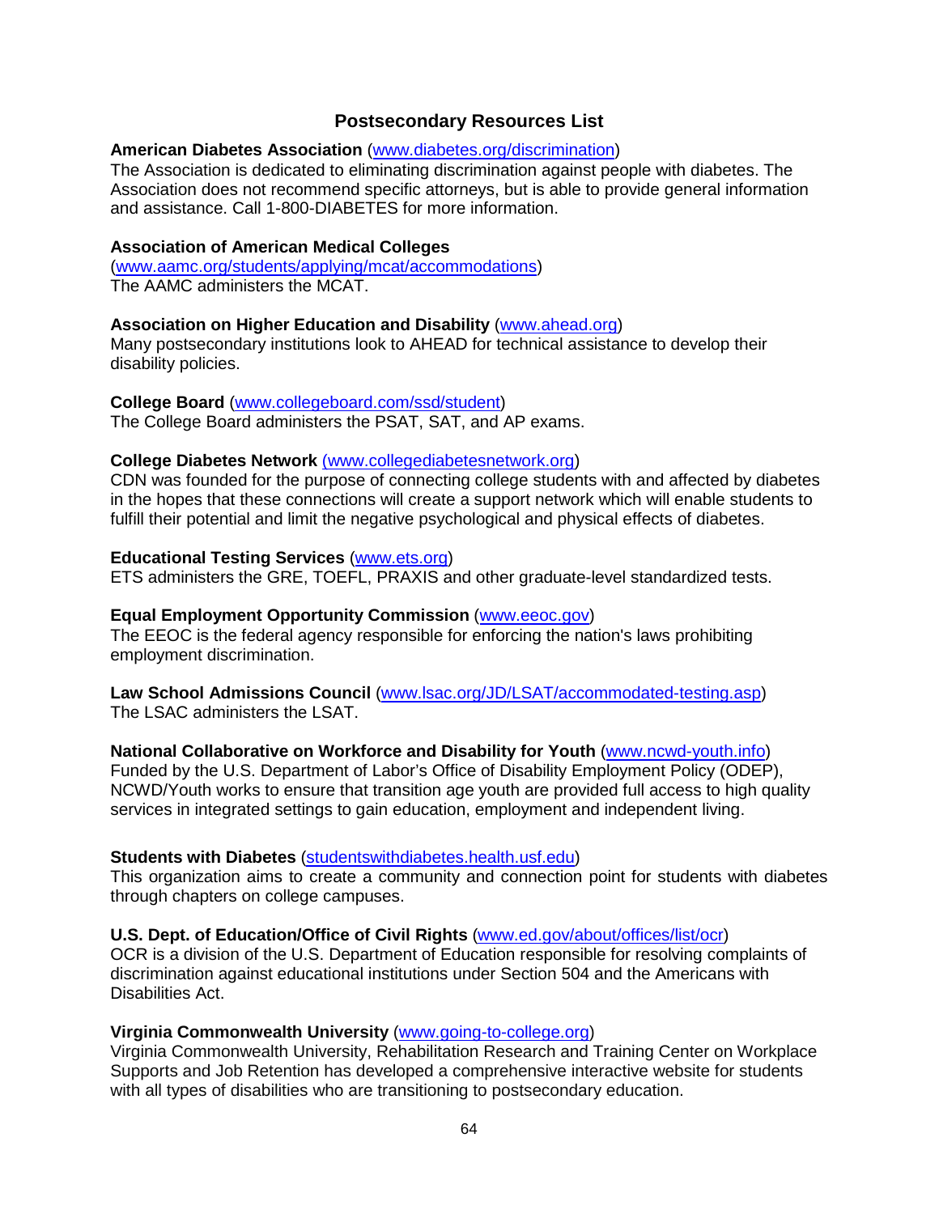## Postsecondary Resources List

**American Diabetes Association** (www.diabetes.org/discrimination)
The Association is dedicated to eliminating discrimination against people with diabetes. The Association does not recommend specific attorneys, but is able to provide general information and assistance. Call 1-800-DIABETES for more information.

**Association of American Medical Colleges**
(www.aamc.org/students/applying/mcat/accommodations)
The AAMC administers the MCAT.

**Association on Higher Education and Disability** (www.ahead.org)
Many postsecondary institutions look to AHEAD for technical assistance to develop their disability policies.

**College Board** (www.collegeboard.com/ssd/student)
The College Board administers the PSAT, SAT, and AP exams.

**College Diabetes Network** (www.collegediabetesnetwork.org)
CDN was founded for the purpose of connecting college students with and affected by diabetes in the hopes that these connections will create a support network which will enable students to fulfill their potential and limit the negative psychological and physical effects of diabetes.

**Educational Testing Services** (www.ets.org)
ETS administers the GRE, TOEFL, PRAXIS and other graduate-level standardized tests.

**Equal Employment Opportunity Commission** (www.eeoc.gov)
The EEOC is the federal agency responsible for enforcing the nation's laws prohibiting employment discrimination.

**Law School Admissions Council** (www.lsac.org/JD/LSAT/accommodated-testing.asp)
The LSAC administers the LSAT.

**National Collaborative on Workforce and Disability for Youth** (www.ncwd-youth.info)
Funded by the U.S. Department of Labor's Office of Disability Employment Policy (ODEP), NCWD/Youth works to ensure that transition age youth are provided full access to high quality services in integrated settings to gain education, employment and independent living.

**Students with Diabetes** (studentswithdiabetes.health.usf.edu)
This organization aims to create a community and connection point for students with diabetes through chapters on college campuses.

**U.S. Dept. of Education/Office of Civil Rights** (www.ed.gov/about/offices/list/ocr)
OCR is a division of the U.S. Department of Education responsible for resolving complaints of discrimination against educational institutions under Section 504 and the Americans with Disabilities Act.

**Virginia Commonwealth University** (www.going-to-college.org)
Virginia Commonwealth University, Rehabilitation Research and Training Center on Workplace Supports and Job Retention has developed a comprehensive interactive website for students with all types of disabilities who are transitioning to postsecondary education.